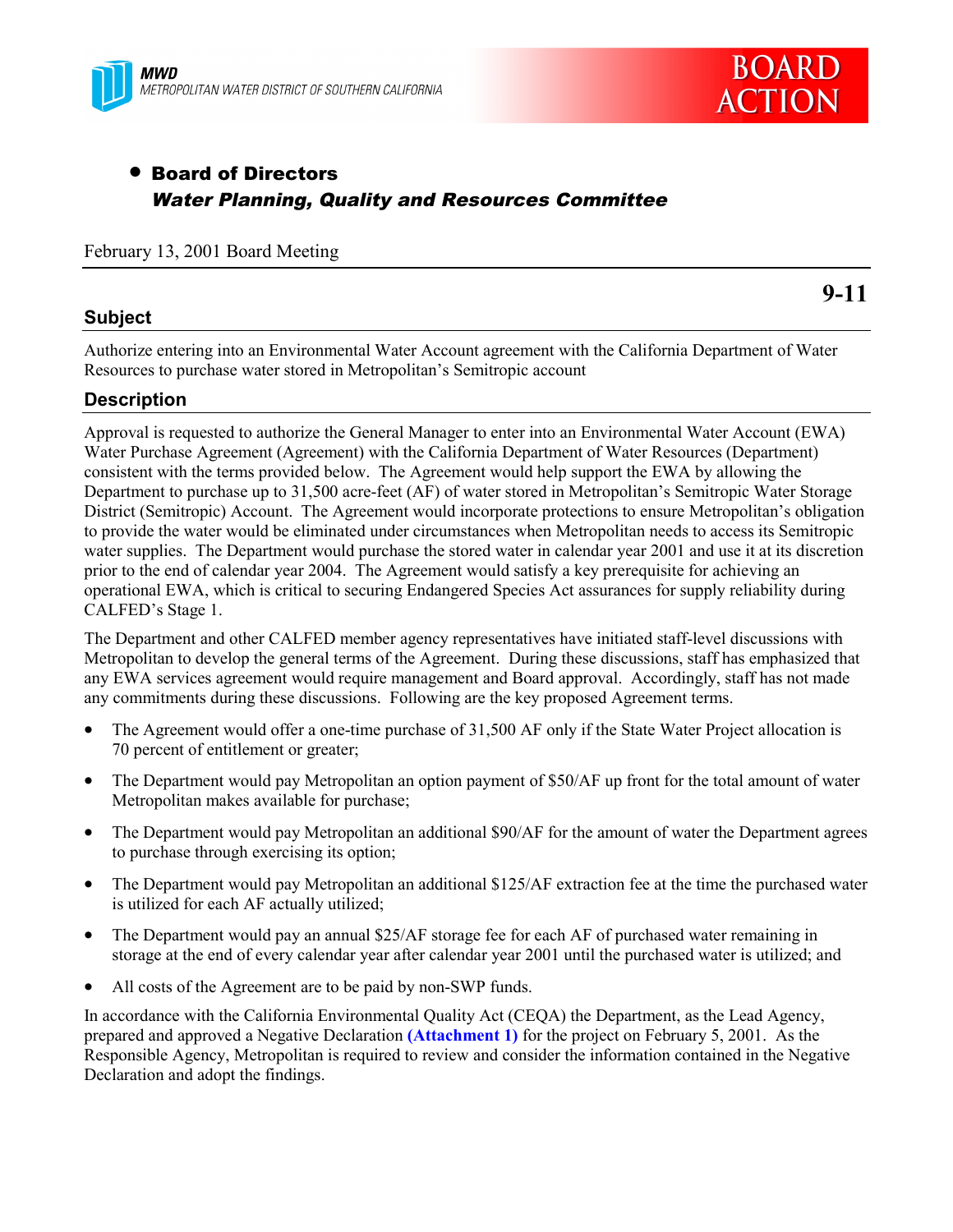MWD
METROPOLITAN WATER DISTRICT OF SOUTHERN CALIFORNIA

BOARD ACTION

- **Board of Directors**
  ***Water Planning, Quality and Resources Committee***

February 13, 2001 Board Meeting

**9-11**

## Subject

Authorize entering into an Environmental Water Account agreement with the California Department of Water Resources to purchase water stored in Metropolitan's Semitropic account

## Description

Approval is requested to authorize the General Manager to enter into an Environmental Water Account (EWA) Water Purchase Agreement (Agreement) with the California Department of Water Resources (Department) consistent with the terms provided below. The Agreement would help support the EWA by allowing the Department to purchase up to 31,500 acre-feet (AF) of water stored in Metropolitan's Semitropic Water Storage District (Semitropic) Account. The Agreement would incorporate protections to ensure Metropolitan's obligation to provide the water would be eliminated under circumstances when Metropolitan needs to access its Semitropic water supplies. The Department would purchase the stored water in calendar year 2001 and use it at its discretion prior to the end of calendar year 2004. The Agreement would satisfy a key prerequisite for achieving an operational EWA, which is critical to securing Endangered Species Act assurances for supply reliability during CALFED's Stage 1.

The Department and other CALFED member agency representatives have initiated staff-level discussions with Metropolitan to develop the general terms of the Agreement. During these discussions, staff has emphasized that any EWA services agreement would require management and Board approval. Accordingly, staff has not made any commitments during these discussions. Following are the key proposed Agreement terms.

- The Agreement would offer a one-time purchase of 31,500 AF only if the State Water Project allocation is 70 percent of entitlement or greater;
- The Department would pay Metropolitan an option payment of $50/AF up front for the total amount of water Metropolitan makes available for purchase;
- The Department would pay Metropolitan an additional $90/AF for the amount of water the Department agrees to purchase through exercising its option;
- The Department would pay Metropolitan an additional $125/AF extraction fee at the time the purchased water is utilized for each AF actually utilized;
- The Department would pay an annual $25/AF storage fee for each AF of purchased water remaining in storage at the end of every calendar year after calendar year 2001 until the purchased water is utilized; and
- All costs of the Agreement are to be paid by non-SWP funds.

In accordance with the California Environmental Quality Act (CEQA) the Department, as the Lead Agency, prepared and approved a Negative Declaration **(Attachment 1)** for the project on February 5, 2001. As the Responsible Agency, Metropolitan is required to review and consider the information contained in the Negative Declaration and adopt the findings.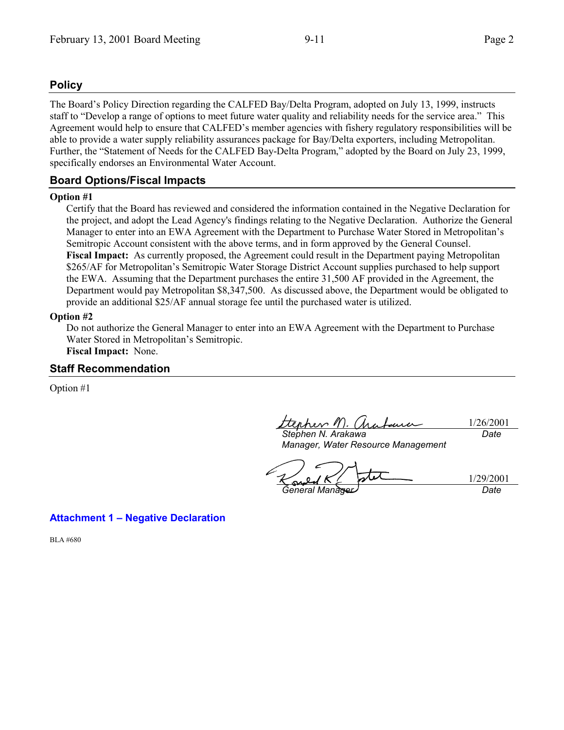## Policy

The Board's Policy Direction regarding the CALFED Bay/Delta Program, adopted on July 13, 1999, instructs staff to "Develop a range of options to meet future water quality and reliability needs for the service area." This Agreement would help to ensure that CALFED's member agencies with fishery regulatory responsibilities will be able to provide a water supply reliability assurances package for Bay/Delta exporters, including Metropolitan. Further, the "Statement of Needs for the CALFED Bay-Delta Program," adopted by the Board on July 23, 1999, specifically endorses an Environmental Water Account.

## Board Options/Fiscal Impacts

**Option #1**

Certify that the Board has reviewed and considered the information contained in the Negative Declaration for the project, and adopt the Lead Agency's findings relating to the Negative Declaration. Authorize the General Manager to enter into an EWA Agreement with the Department to Purchase Water Stored in Metropolitan's Semitropic Account consistent with the above terms, and in form approved by the General Counsel.

**Fiscal Impact:** As currently proposed, the Agreement could result in the Department paying Metropolitan $265/AF for Metropolitan's Semitropic Water Storage District Account supplies purchased to help support the EWA. Assuming that the Department purchases the entire 31,500 AF provided in the Agreement, the Department would pay Metropolitan $8,347,500. As discussed above, the Department would be obligated to provide an additional $25/AF annual storage fee until the purchased water is utilized.

**Option #2**

Do not authorize the General Manager to enter into an EWA Agreement with the Department to Purchase Water Stored in Metropolitan's Semitropic.

**Fiscal Impact:** None.

## Staff Recommendation

Option #1

*Stephen N. Arakawa* — 1/26/2001
*Manager, Water Resource Management* — *Date*

*General Manager* — 1/29/2001
*Date*

**Attachment 1 – Negative Declaration**

BLA #680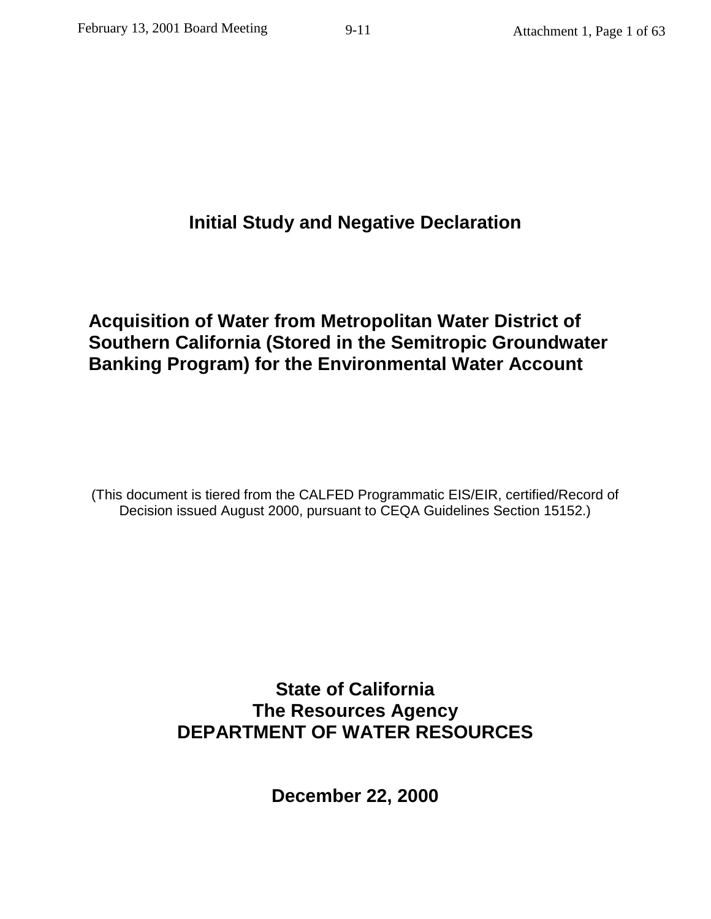# Initial Study and Negative Declaration

## Acquisition of Water from Metropolitan Water District of Southern California (Stored in the Semitropic Groundwater Banking Program) for the Environmental Water Account

(This document is tiered from the CALFED Programmatic EIS/EIR, certified/Record of Decision issued August 2000, pursuant to CEQA Guidelines Section 15152.)

**State of California**
**The Resources Agency**
**DEPARTMENT OF WATER RESOURCES**

**December 22, 2000**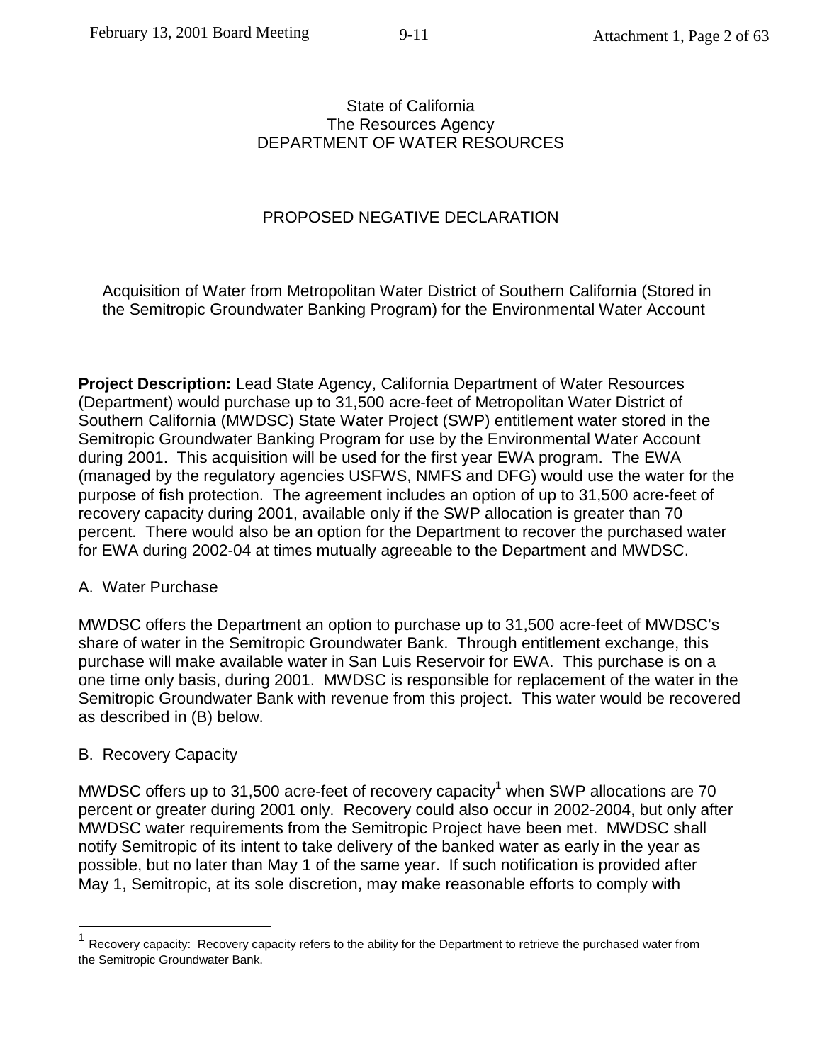State of California
The Resources Agency
DEPARTMENT OF WATER RESOURCES

# PROPOSED NEGATIVE DECLARATION

Acquisition of Water from Metropolitan Water District of Southern California (Stored in the Semitropic Groundwater Banking Program) for the Environmental Water Account

**Project Description:** Lead State Agency, California Department of Water Resources (Department) would purchase up to 31,500 acre-feet of Metropolitan Water District of Southern California (MWDSC) State Water Project (SWP) entitlement water stored in the Semitropic Groundwater Banking Program for use by the Environmental Water Account during 2001. This acquisition will be used for the first year EWA program. The EWA (managed by the regulatory agencies USFWS, NMFS and DFG) would use the water for the purpose of fish protection. The agreement includes an option of up to 31,500 acre-feet of recovery capacity during 2001, available only if the SWP allocation is greater than 70 percent. There would also be an option for the Department to recover the purchased water for EWA during 2002-04 at times mutually agreeable to the Department and MWDSC.

A. Water Purchase

MWDSC offers the Department an option to purchase up to 31,500 acre-feet of MWDSC's share of water in the Semitropic Groundwater Bank. Through entitlement exchange, this purchase will make available water in San Luis Reservoir for EWA. This purchase is on a one time only basis, during 2001. MWDSC is responsible for replacement of the water in the Semitropic Groundwater Bank with revenue from this project. This water would be recovered as described in (B) below.

B. Recovery Capacity

MWDSC offers up to 31,500 acre-feet of recovery capacity[1] when SWP allocations are 70 percent or greater during 2001 only. Recovery could also occur in 2002-2004, but only after MWDSC water requirements from the Semitropic Project have been met. MWDSC shall notify Semitropic of its intent to take delivery of the banked water as early in the year as possible, but no later than May 1 of the same year. If such notification is provided after May 1, Semitropic, at its sole discretion, may make reasonable efforts to comply with

[1] Recovery capacity: Recovery capacity refers to the ability for the Department to retrieve the purchased water from the Semitropic Groundwater Bank.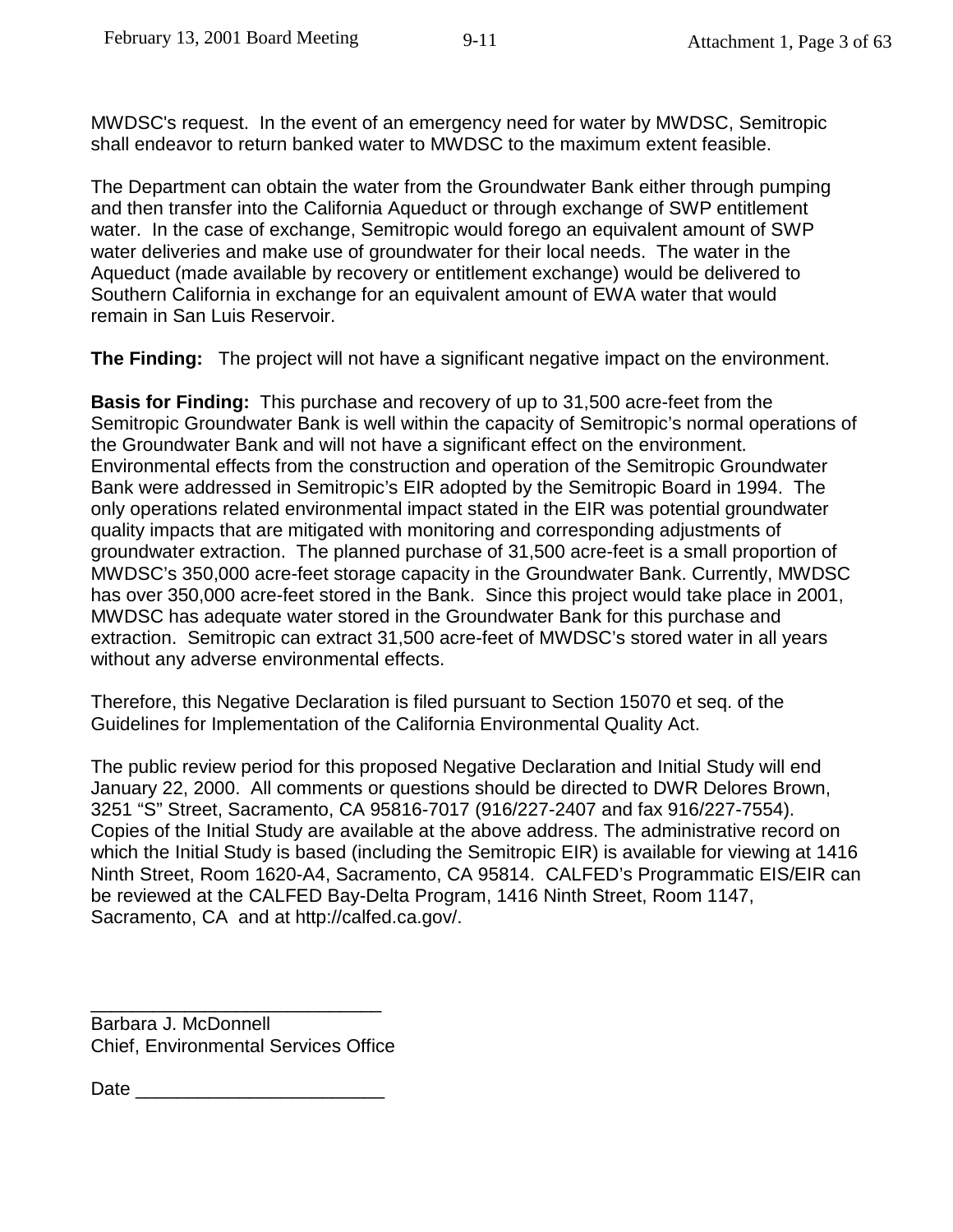MWDSC's request. In the event of an emergency need for water by MWDSC, Semitropic shall endeavor to return banked water to MWDSC to the maximum extent feasible.

The Department can obtain the water from the Groundwater Bank either through pumping and then transfer into the California Aqueduct or through exchange of SWP entitlement water. In the case of exchange, Semitropic would forego an equivalent amount of SWP water deliveries and make use of groundwater for their local needs. The water in the Aqueduct (made available by recovery or entitlement exchange) would be delivered to Southern California in exchange for an equivalent amount of EWA water that would remain in San Luis Reservoir.

**The Finding:** The project will not have a significant negative impact on the environment.

**Basis for Finding:** This purchase and recovery of up to 31,500 acre-feet from the Semitropic Groundwater Bank is well within the capacity of Semitropic's normal operations of the Groundwater Bank and will not have a significant effect on the environment. Environmental effects from the construction and operation of the Semitropic Groundwater Bank were addressed in Semitropic's EIR adopted by the Semitropic Board in 1994. The only operations related environmental impact stated in the EIR was potential groundwater quality impacts that are mitigated with monitoring and corresponding adjustments of groundwater extraction. The planned purchase of 31,500 acre-feet is a small proportion of MWDSC's 350,000 acre-feet storage capacity in the Groundwater Bank. Currently, MWDSC has over 350,000 acre-feet stored in the Bank. Since this project would take place in 2001, MWDSC has adequate water stored in the Groundwater Bank for this purchase and extraction. Semitropic can extract 31,500 acre-feet of MWDSC's stored water in all years without any adverse environmental effects.

Therefore, this Negative Declaration is filed pursuant to Section 15070 et seq. of the Guidelines for Implementation of the California Environmental Quality Act.

The public review period for this proposed Negative Declaration and Initial Study will end January 22, 2000. All comments or questions should be directed to DWR Delores Brown, 3251 "S" Street, Sacramento, CA 95816-7017 (916/227-2407 and fax 916/227-7554). Copies of the Initial Study are available at the above address. The administrative record on which the Initial Study is based (including the Semitropic EIR) is available for viewing at 1416 Ninth Street, Room 1620-A4, Sacramento, CA 95814. CALFED's Programmatic EIS/EIR can be reviewed at the CALFED Bay-Delta Program, 1416 Ninth Street, Room 1147, Sacramento, CA and at http://calfed.ca.gov/.

____________________________
Barbara J. McDonnell
Chief, Environmental Services Office

Date ________________________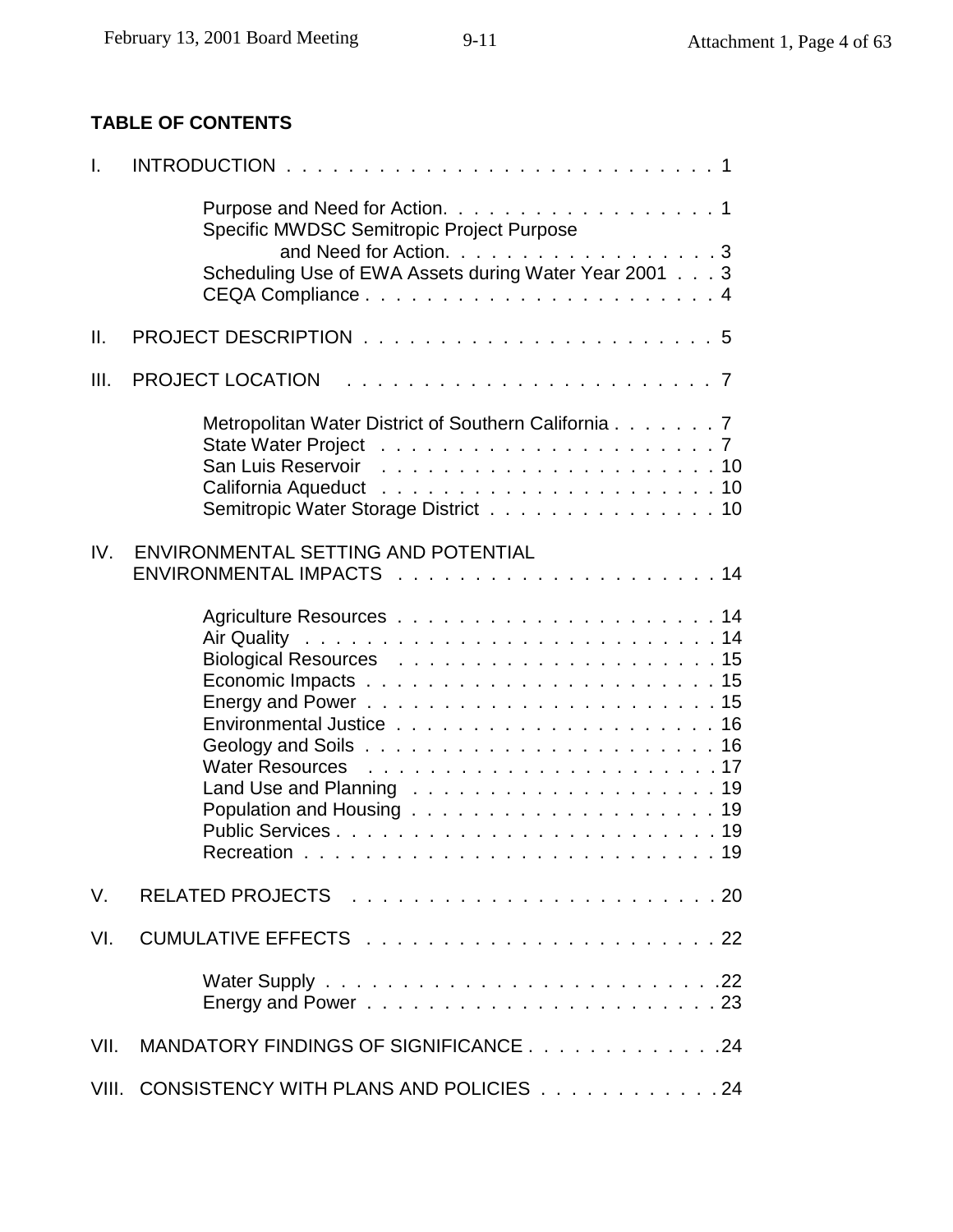**TABLE OF CONTENTS**

I. INTRODUCTION . . . . . . . . . . . . . . . . . . . . . . . . . . . . 1

- Purpose and Need for Action. . . . . . . . . . . . . . . . . . 1
- Specific MWDSC Semitropic Project Purpose and Need for Action. . . . . . . . . . . . . . . . . . . 3
- Scheduling Use of EWA Assets during Water Year 2001 . . . 3
- CEQA Compliance . . . . . . . . . . . . . . . . . . . . . . . . 4

II. PROJECT DESCRIPTION . . . . . . . . . . . . . . . . . . . . . . . 5

III. PROJECT LOCATION . . . . . . . . . . . . . . . . . . . . . . . 7

- Metropolitan Water District of Southern California . . . . . . . 7
- State Water Project . . . . . . . . . . . . . . . . . . . . . . 7
- San Luis Reservoir . . . . . . . . . . . . . . . . . . . . . . 10
- California Aqueduct . . . . . . . . . . . . . . . . . . . . . . 10
- Semitropic Water Storage District . . . . . . . . . . . . . . . 10

IV. ENVIRONMENTAL SETTING AND POTENTIAL ENVIRONMENTAL IMPACTS . . . . . . . . . . . . . . . . . . . . . 14

- Agriculture Resources . . . . . . . . . . . . . . . . . . . . . 14
- Air Quality . . . . . . . . . . . . . . . . . . . . . . . . . . 14
- Biological Resources . . . . . . . . . . . . . . . . . . . . . 15
- Economic Impacts . . . . . . . . . . . . . . . . . . . . . . . 15
- Energy and Power . . . . . . . . . . . . . . . . . . . . . . . 15
- Environmental Justice . . . . . . . . . . . . . . . . . . . . . 16
- Geology and Soils . . . . . . . . . . . . . . . . . . . . . . . 16
- Water Resources . . . . . . . . . . . . . . . . . . . . . . . 17
- Land Use and Planning . . . . . . . . . . . . . . . . . . . . 19
- Population and Housing . . . . . . . . . . . . . . . . . . . . 19
- Public Services . . . . . . . . . . . . . . . . . . . . . . . . 19
- Recreation . . . . . . . . . . . . . . . . . . . . . . . . . . 19

V. RELATED PROJECTS . . . . . . . . . . . . . . . . . . . . . . . . 20

VI. CUMULATIVE EFFECTS . . . . . . . . . . . . . . . . . . . . . . . 22

- Water Supply . . . . . . . . . . . . . . . . . . . . . . . . . .22
- Energy and Power . . . . . . . . . . . . . . . . . . . . . . . 23

VII. MANDATORY FINDINGS OF SIGNIFICANCE . . . . . . . . . . . . .24

VIII. CONSISTENCY WITH PLANS AND POLICIES . . . . . . . . . . . . 24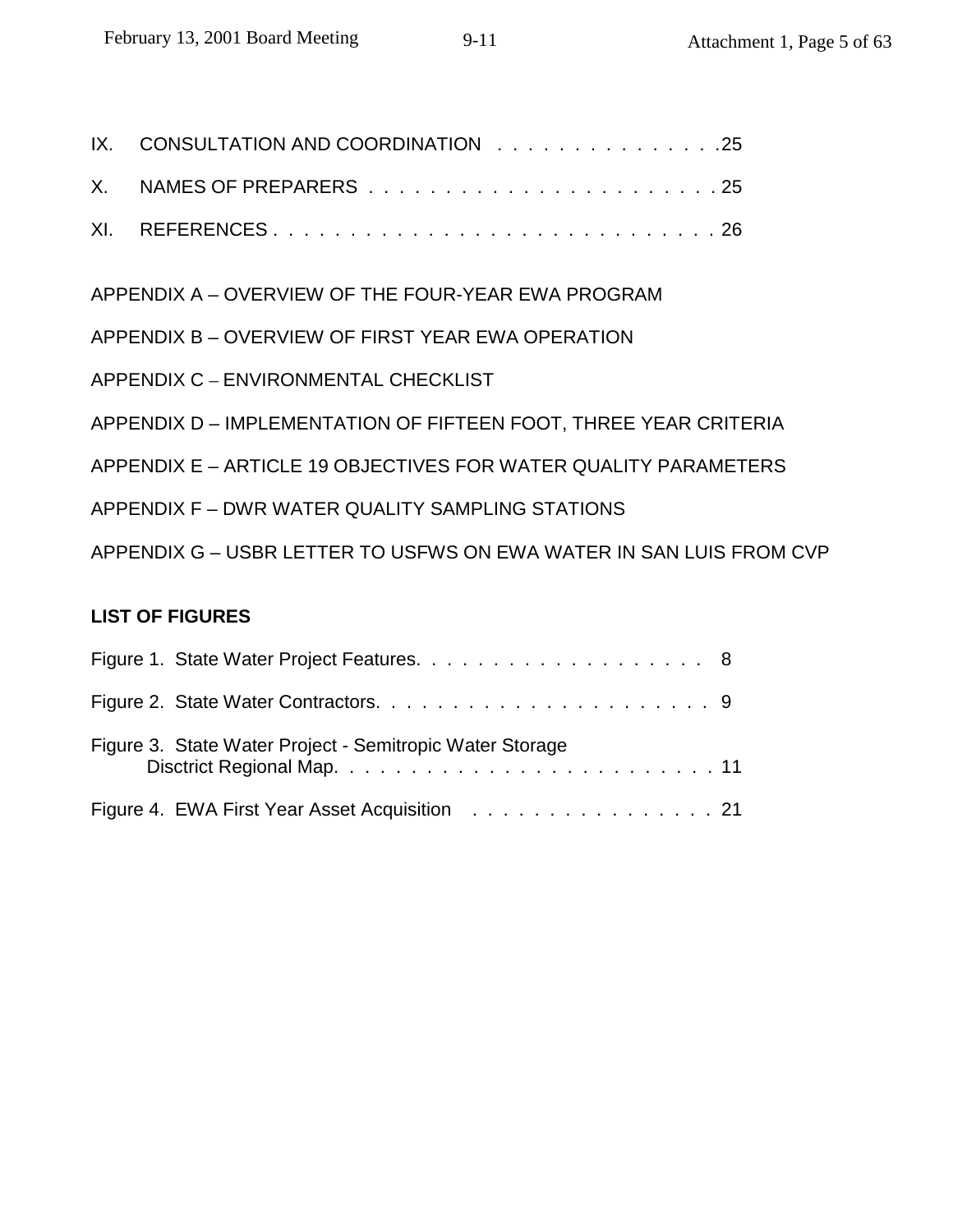IX. CONSULTATION AND COORDINATION . . . . . . . . . . . . . . . .25

X. NAMES OF PREPARERS . . . . . . . . . . . . . . . . . . . . . . . 25

XI. REFERENCES . . . . . . . . . . . . . . . . . . . . . . . . . . . . . 26

APPENDIX A – OVERVIEW OF THE FOUR-YEAR EWA PROGRAM

APPENDIX B – OVERVIEW OF FIRST YEAR EWA OPERATION

APPENDIX C – ENVIRONMENTAL CHECKLIST

APPENDIX D – IMPLEMENTATION OF FIFTEEN FOOT, THREE YEAR CRITERIA

APPENDIX E – ARTICLE 19 OBJECTIVES FOR WATER QUALITY PARAMETERS

APPENDIX F – DWR WATER QUALITY SAMPLING STATIONS

APPENDIX G – USBR LETTER TO USFWS ON EWA WATER IN SAN LUIS FROM CVP

**LIST OF FIGURES**

Figure 1. State Water Project Features. . . . . . . . . . . . . . . . . . . 8

Figure 2. State Water Contractors. . . . . . . . . . . . . . . . . . . . . . 9

Figure 3. State Water Project - Semitropic Water Storage Disctrict Regional Map. . . . . . . . . . . . . . . . . . . . . . . . . 11

Figure 4. EWA First Year Asset Acquisition . . . . . . . . . . . . . . . . 21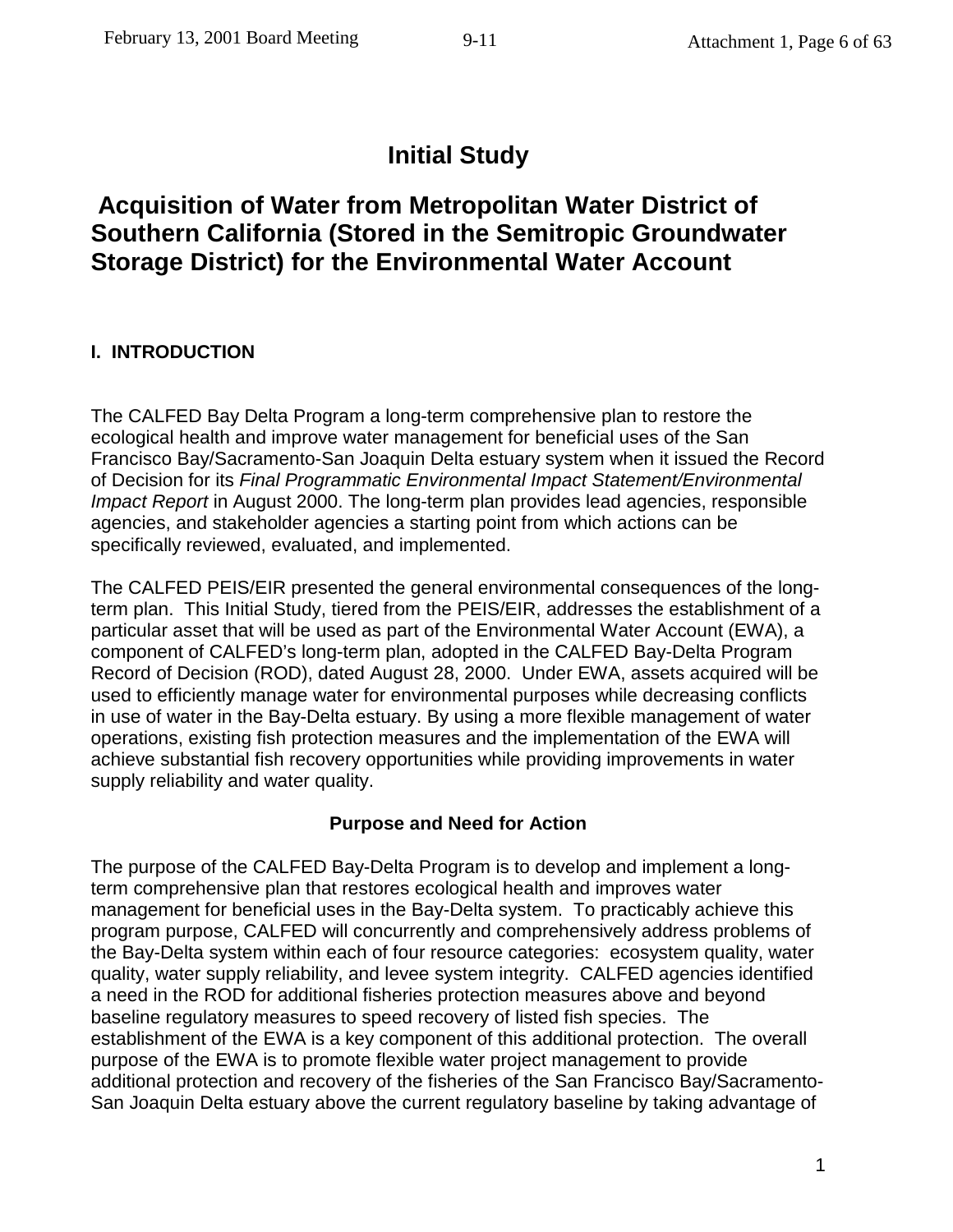# Initial Study

## Acquisition of Water from Metropolitan Water District of Southern California (Stored in the Semitropic Groundwater Storage District) for the Environmental Water Account

### I. INTRODUCTION

The CALFED Bay Delta Program a long-term comprehensive plan to restore the ecological health and improve water management for beneficial uses of the San Francisco Bay/Sacramento-San Joaquin Delta estuary system when it issued the Record of Decision for its *Final Programmatic Environmental Impact Statement/Environmental Impact Report* in August 2000. The long-term plan provides lead agencies, responsible agencies, and stakeholder agencies a starting point from which actions can be specifically reviewed, evaluated, and implemented.

The CALFED PEIS/EIR presented the general environmental consequences of the long-term plan. This Initial Study, tiered from the PEIS/EIR, addresses the establishment of a particular asset that will be used as part of the Environmental Water Account (EWA), a component of CALFED's long-term plan, adopted in the CALFED Bay-Delta Program Record of Decision (ROD), dated August 28, 2000. Under EWA, assets acquired will be used to efficiently manage water for environmental purposes while decreasing conflicts in use of water in the Bay-Delta estuary. By using a more flexible management of water operations, existing fish protection measures and the implementation of the EWA will achieve substantial fish recovery opportunities while providing improvements in water supply reliability and water quality.

#### Purpose and Need for Action

The purpose of the CALFED Bay-Delta Program is to develop and implement a long-term comprehensive plan that restores ecological health and improves water management for beneficial uses in the Bay-Delta system. To practicably achieve this program purpose, CALFED will concurrently and comprehensively address problems of the Bay-Delta system within each of four resource categories: ecosystem quality, water quality, water supply reliability, and levee system integrity. CALFED agencies identified a need in the ROD for additional fisheries protection measures above and beyond baseline regulatory measures to speed recovery of listed fish species. The establishment of the EWA is a key component of this additional protection. The overall purpose of the EWA is to promote flexible water project management to provide additional protection and recovery of the fisheries of the San Francisco Bay/Sacramento-San Joaquin Delta estuary above the current regulatory baseline by taking advantage of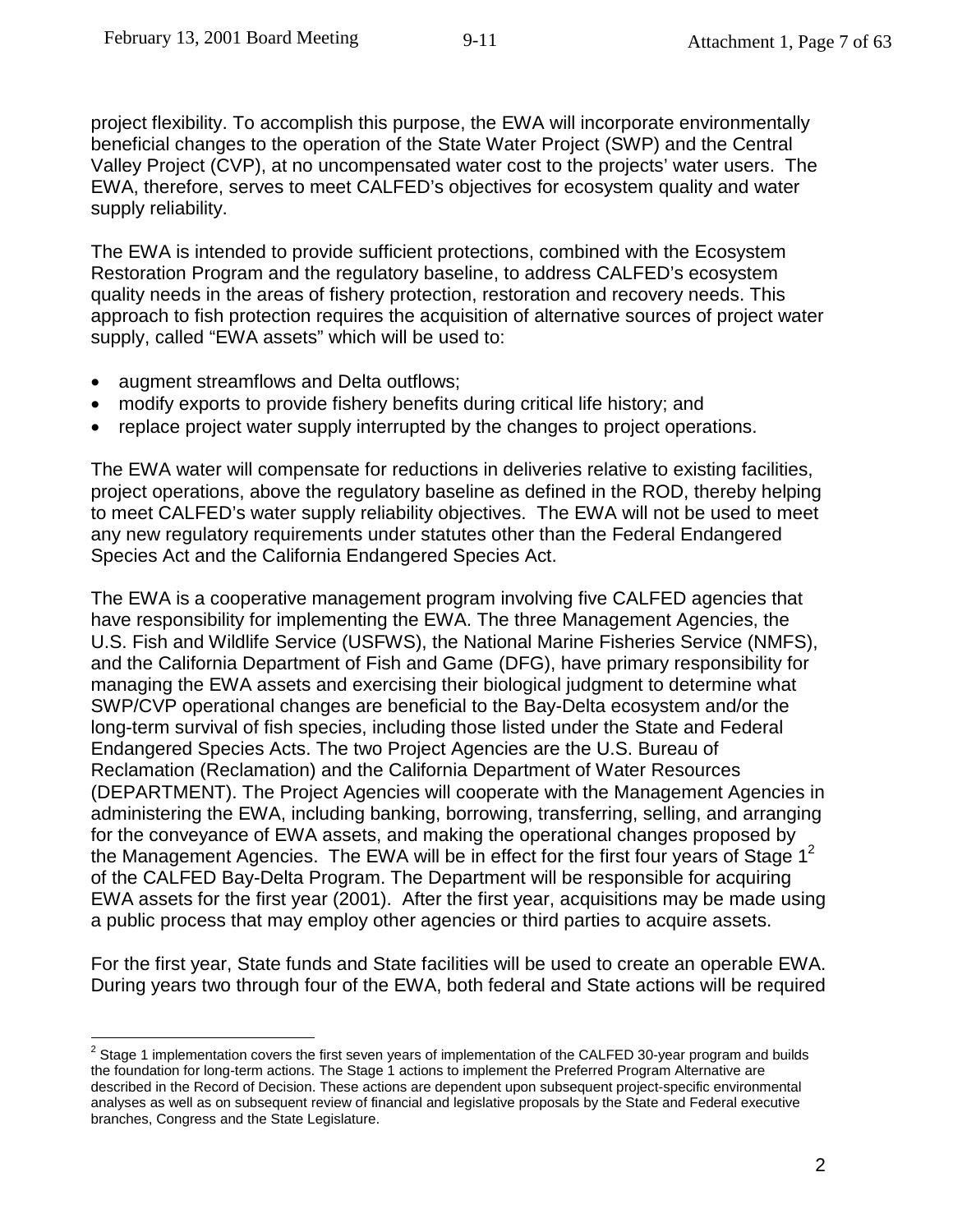project flexibility. To accomplish this purpose, the EWA will incorporate environmentally beneficial changes to the operation of the State Water Project (SWP) and the Central Valley Project (CVP), at no uncompensated water cost to the projects' water users. The EWA, therefore, serves to meet CALFED's objectives for ecosystem quality and water supply reliability.

The EWA is intended to provide sufficient protections, combined with the Ecosystem Restoration Program and the regulatory baseline, to address CALFED's ecosystem quality needs in the areas of fishery protection, restoration and recovery needs. This approach to fish protection requires the acquisition of alternative sources of project water supply, called "EWA assets" which will be used to:

- augment streamflows and Delta outflows;
- modify exports to provide fishery benefits during critical life history; and
- replace project water supply interrupted by the changes to project operations.

The EWA water will compensate for reductions in deliveries relative to existing facilities, project operations, above the regulatory baseline as defined in the ROD, thereby helping to meet CALFED's water supply reliability objectives. The EWA will not be used to meet any new regulatory requirements under statutes other than the Federal Endangered Species Act and the California Endangered Species Act.

The EWA is a cooperative management program involving five CALFED agencies that have responsibility for implementing the EWA. The three Management Agencies, the U.S. Fish and Wildlife Service (USFWS), the National Marine Fisheries Service (NMFS), and the California Department of Fish and Game (DFG), have primary responsibility for managing the EWA assets and exercising their biological judgment to determine what SWP/CVP operational changes are beneficial to the Bay-Delta ecosystem and/or the long-term survival of fish species, including those listed under the State and Federal Endangered Species Acts. The two Project Agencies are the U.S. Bureau of Reclamation (Reclamation) and the California Department of Water Resources (DEPARTMENT). The Project Agencies will cooperate with the Management Agencies in administering the EWA, including banking, borrowing, transferring, selling, and arranging for the conveyance of EWA assets, and making the operational changes proposed by the Management Agencies. The EWA will be in effect for the first four years of Stage 1[2] of the CALFED Bay-Delta Program. The Department will be responsible for acquiring EWA assets for the first year (2001). After the first year, acquisitions may be made using a public process that may employ other agencies or third parties to acquire assets.

For the first year, State funds and State facilities will be used to create an operable EWA. During years two through four of the EWA, both federal and State actions will be required

[2] Stage 1 implementation covers the first seven years of implementation of the CALFED 30-year program and builds the foundation for long-term actions. The Stage 1 actions to implement the Preferred Program Alternative are described in the Record of Decision. These actions are dependent upon subsequent project-specific environmental analyses as well as on subsequent review of financial and legislative proposals by the State and Federal executive branches, Congress and the State Legislature.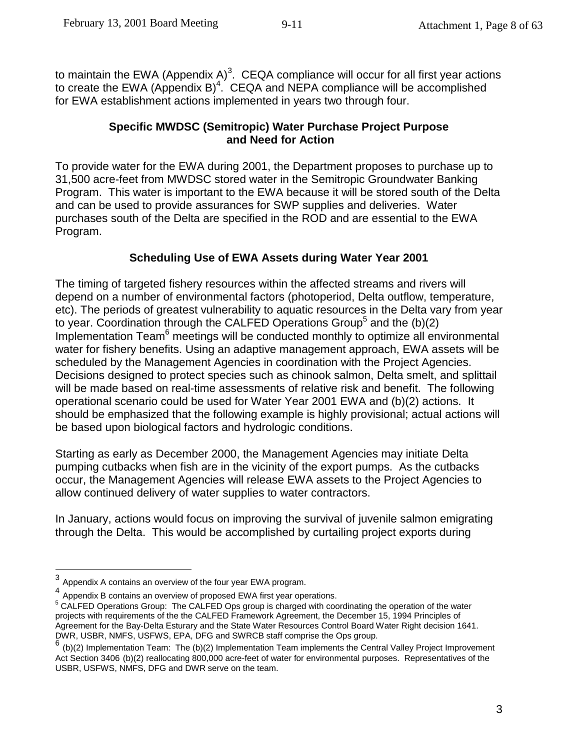to maintain the EWA (Appendix A)[3]. CEQA compliance will occur for all first year actions to create the EWA (Appendix B)[4]. CEQA and NEPA compliance will be accomplished for EWA establishment actions implemented in years two through four.

**Specific MWDSC (Semitropic) Water Purchase Project Purpose and Need for Action**

To provide water for the EWA during 2001, the Department proposes to purchase up to 31,500 acre-feet from MWDSC stored water in the Semitropic Groundwater Banking Program. This water is important to the EWA because it will be stored south of the Delta and can be used to provide assurances for SWP supplies and deliveries. Water purchases south of the Delta are specified in the ROD and are essential to the EWA Program.

**Scheduling Use of EWA Assets during Water Year 2001**

The timing of targeted fishery resources within the affected streams and rivers will depend on a number of environmental factors (photoperiod, Delta outflow, temperature, etc). The periods of greatest vulnerability to aquatic resources in the Delta vary from year to year. Coordination through the CALFED Operations Group[5] and the (b)(2) Implementation Team[6] meetings will be conducted monthly to optimize all environmental water for fishery benefits. Using an adaptive management approach, EWA assets will be scheduled by the Management Agencies in coordination with the Project Agencies. Decisions designed to protect species such as chinook salmon, Delta smelt, and splittail will be made based on real-time assessments of relative risk and benefit. The following operational scenario could be used for Water Year 2001 EWA and (b)(2) actions. It should be emphasized that the following example is highly provisional; actual actions will be based upon biological factors and hydrologic conditions.

Starting as early as December 2000, the Management Agencies may initiate Delta pumping cutbacks when fish are in the vicinity of the export pumps. As the cutbacks occur, the Management Agencies will release EWA assets to the Project Agencies to allow continued delivery of water supplies to water contractors.

In January, actions would focus on improving the survival of juvenile salmon emigrating through the Delta. This would be accomplished by curtailing project exports during

---

[3] Appendix A contains an overview of the four year EWA program.

[4] Appendix B contains an overview of proposed EWA first year operations.

[5] CALFED Operations Group: The CALFED Ops group is charged with coordinating the operation of the water projects with requirements of the the CALFED Framework Agreement, the December 15, 1994 Principles of Agreement for the Bay-Delta Esturary and the State Water Resources Control Board Water Right decision 1641. DWR, USBR, NMFS, USFWS, EPA, DFG and SWRCB staff comprise the Ops group.

[6] (b)(2) Implementation Team: The (b)(2) Implementation Team implements the Central Valley Project Improvement Act Section 3406 (b)(2) reallocating 800,000 acre-feet of water for environmental purposes. Representatives of the USBR, USFWS, NMFS, DFG and DWR serve on the team.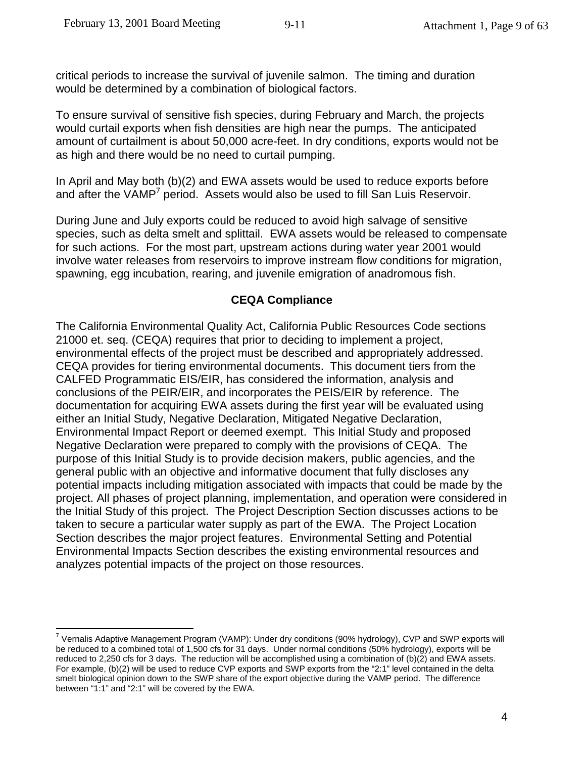critical periods to increase the survival of juvenile salmon. The timing and duration would be determined by a combination of biological factors.

To ensure survival of sensitive fish species, during February and March, the projects would curtail exports when fish densities are high near the pumps. The anticipated amount of curtailment is about 50,000 acre-feet. In dry conditions, exports would not be as high and there would be no need to curtail pumping.

In April and May both (b)(2) and EWA assets would be used to reduce exports before and after the VAMP[7] period. Assets would also be used to fill San Luis Reservoir.

During June and July exports could be reduced to avoid high salvage of sensitive species, such as delta smelt and splittail. EWA assets would be released to compensate for such actions. For the most part, upstream actions during water year 2001 would involve water releases from reservoirs to improve instream flow conditions for migration, spawning, egg incubation, rearing, and juvenile emigration of anadromous fish.

## CEQA Compliance

The California Environmental Quality Act, California Public Resources Code sections 21000 et. seq. (CEQA) requires that prior to deciding to implement a project, environmental effects of the project must be described and appropriately addressed. CEQA provides for tiering environmental documents. This document tiers from the CALFED Programmatic EIS/EIR, has considered the information, analysis and conclusions of the PEIR/EIR, and incorporates the PEIS/EIR by reference. The documentation for acquiring EWA assets during the first year will be evaluated using either an Initial Study, Negative Declaration, Mitigated Negative Declaration, Environmental Impact Report or deemed exempt. This Initial Study and proposed Negative Declaration were prepared to comply with the provisions of CEQA. The purpose of this Initial Study is to provide decision makers, public agencies, and the general public with an objective and informative document that fully discloses any potential impacts including mitigation associated with impacts that could be made by the project. All phases of project planning, implementation, and operation were considered in the Initial Study of this project. The Project Description Section discusses actions to be taken to secure a particular water supply as part of the EWA. The Project Location Section describes the major project features. Environmental Setting and Potential Environmental Impacts Section describes the existing environmental resources and analyzes potential impacts of the project on those resources.

---

[7] Vernalis Adaptive Management Program (VAMP): Under dry conditions (90% hydrology), CVP and SWP exports will be reduced to a combined total of 1,500 cfs for 31 days. Under normal conditions (50% hydrology), exports will be reduced to 2,250 cfs for 3 days. The reduction will be accomplished using a combination of (b)(2) and EWA assets. For example, (b)(2) will be used to reduce CVP exports and SWP exports from the "2:1" level contained in the delta smelt biological opinion down to the SWP share of the export objective during the VAMP period. The difference between "1:1" and "2:1" will be covered by the EWA.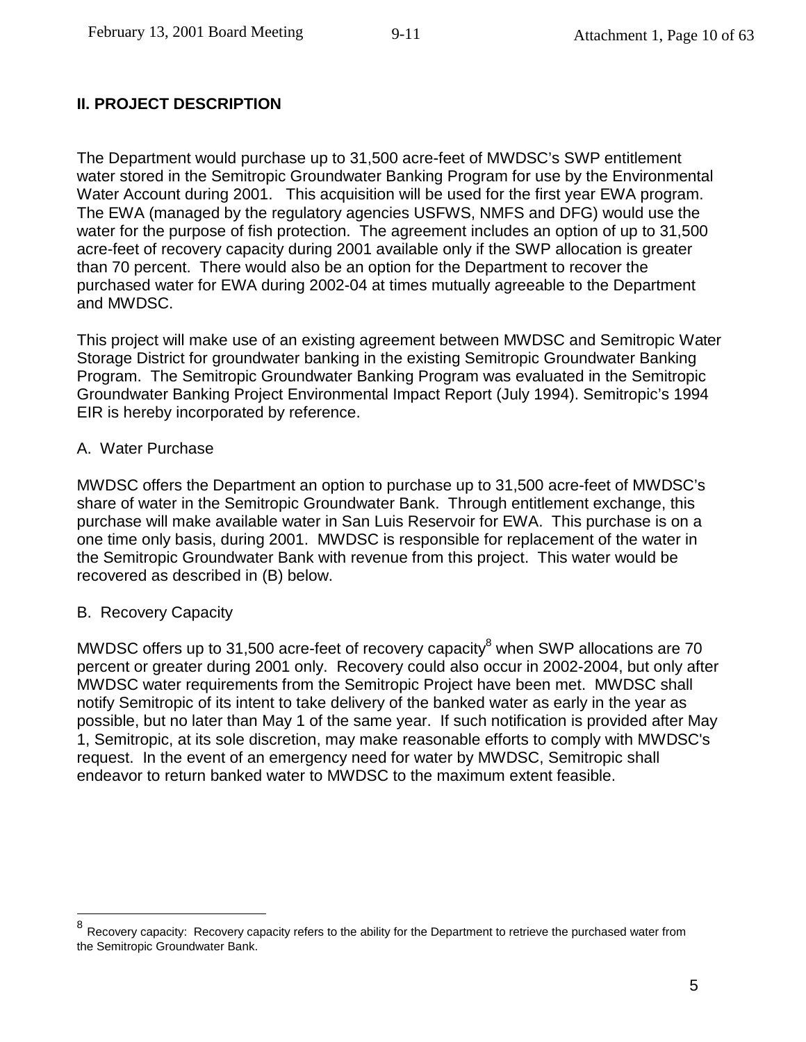## II. PROJECT DESCRIPTION

The Department would purchase up to 31,500 acre-feet of MWDSC's SWP entitlement water stored in the Semitropic Groundwater Banking Program for use by the Environmental Water Account during 2001. This acquisition will be used for the first year EWA program. The EWA (managed by the regulatory agencies USFWS, NMFS and DFG) would use the water for the purpose of fish protection. The agreement includes an option of up to 31,500 acre-feet of recovery capacity during 2001 available only if the SWP allocation is greater than 70 percent. There would also be an option for the Department to recover the purchased water for EWA during 2002-04 at times mutually agreeable to the Department and MWDSC.

This project will make use of an existing agreement between MWDSC and Semitropic Water Storage District for groundwater banking in the existing Semitropic Groundwater Banking Program. The Semitropic Groundwater Banking Program was evaluated in the Semitropic Groundwater Banking Project Environmental Impact Report (July 1994). Semitropic's 1994 EIR is hereby incorporated by reference.

A. Water Purchase

MWDSC offers the Department an option to purchase up to 31,500 acre-feet of MWDSC's share of water in the Semitropic Groundwater Bank. Through entitlement exchange, this purchase will make available water in San Luis Reservoir for EWA. This purchase is on a one time only basis, during 2001. MWDSC is responsible for replacement of the water in the Semitropic Groundwater Bank with revenue from this project. This water would be recovered as described in (B) below.

B. Recovery Capacity

MWDSC offers up to 31,500 acre-feet of recovery capacity[8] when SWP allocations are 70 percent or greater during 2001 only. Recovery could also occur in 2002-2004, but only after MWDSC water requirements from the Semitropic Project have been met. MWDSC shall notify Semitropic of its intent to take delivery of the banked water as early in the year as possible, but no later than May 1 of the same year. If such notification is provided after May 1, Semitropic, at its sole discretion, may make reasonable efforts to comply with MWDSC's request. In the event of an emergency need for water by MWDSC, Semitropic shall endeavor to return banked water to MWDSC to the maximum extent feasible.

[8] Recovery capacity: Recovery capacity refers to the ability for the Department to retrieve the purchased water from the Semitropic Groundwater Bank.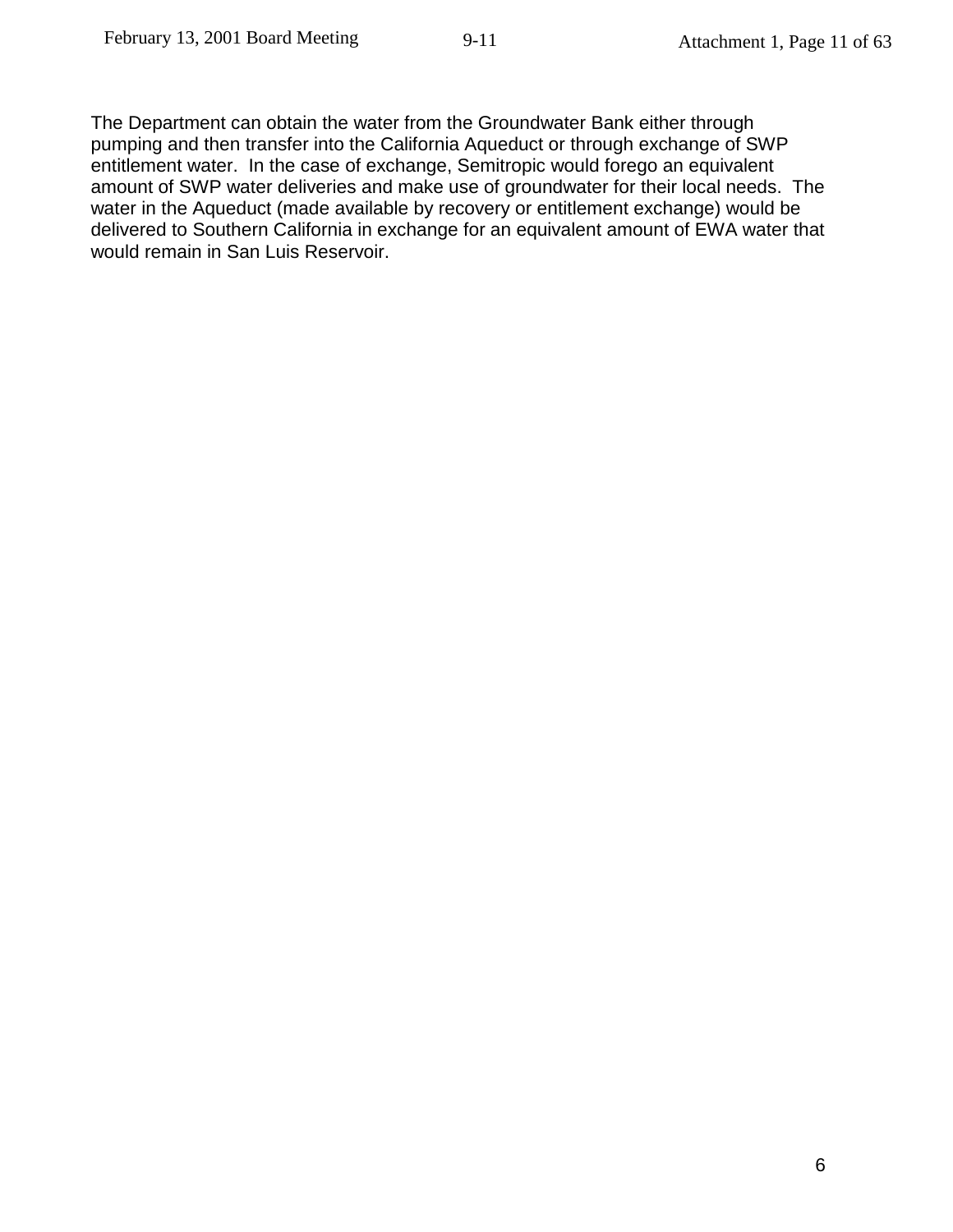The Department can obtain the water from the Groundwater Bank either through pumping and then transfer into the California Aqueduct or through exchange of SWP entitlement water. In the case of exchange, Semitropic would forego an equivalent amount of SWP water deliveries and make use of groundwater for their local needs. The water in the Aqueduct (made available by recovery or entitlement exchange) would be delivered to Southern California in exchange for an equivalent amount of EWA water that would remain in San Luis Reservoir.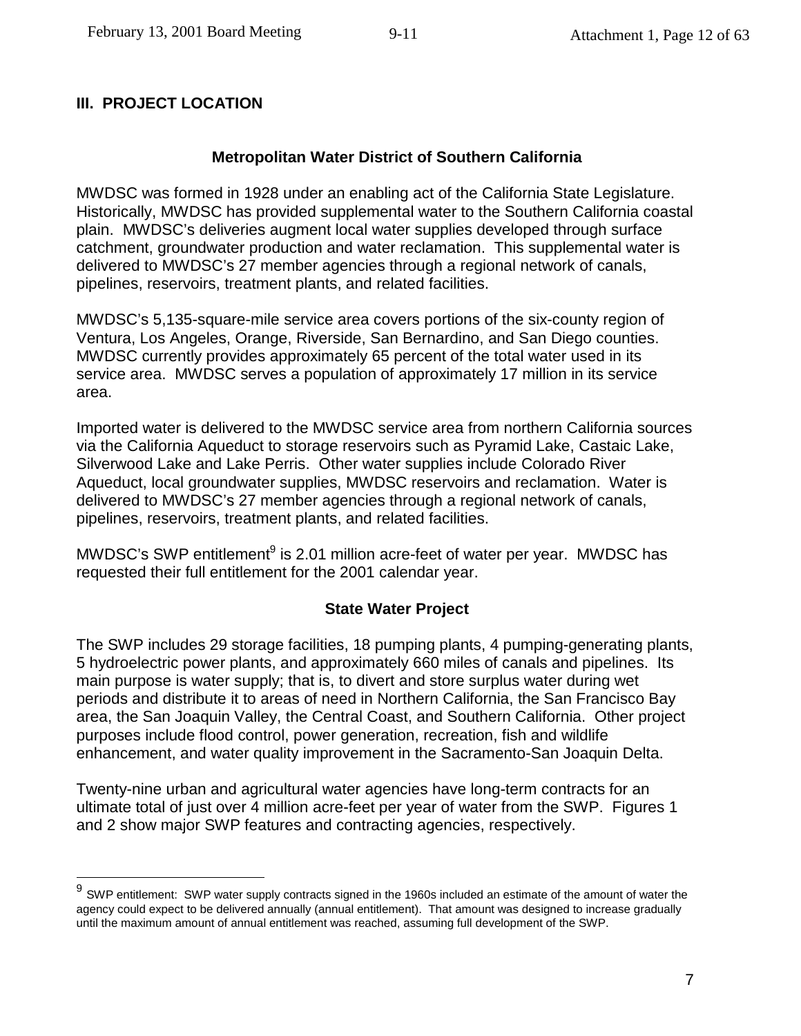## III. PROJECT LOCATION

### Metropolitan Water District of Southern California

MWDSC was formed in 1928 under an enabling act of the California State Legislature. Historically, MWDSC has provided supplemental water to the Southern California coastal plain. MWDSC's deliveries augment local water supplies developed through surface catchment, groundwater production and water reclamation. This supplemental water is delivered to MWDSC's 27 member agencies through a regional network of canals, pipelines, reservoirs, treatment plants, and related facilities.

MWDSC's 5,135-square-mile service area covers portions of the six-county region of Ventura, Los Angeles, Orange, Riverside, San Bernardino, and San Diego counties. MWDSC currently provides approximately 65 percent of the total water used in its service area. MWDSC serves a population of approximately 17 million in its service area.

Imported water is delivered to the MWDSC service area from northern California sources via the California Aqueduct to storage reservoirs such as Pyramid Lake, Castaic Lake, Silverwood Lake and Lake Perris. Other water supplies include Colorado River Aqueduct, local groundwater supplies, MWDSC reservoirs and reclamation. Water is delivered to MWDSC's 27 member agencies through a regional network of canals, pipelines, reservoirs, treatment plants, and related facilities.

MWDSC's SWP entitlement[9] is 2.01 million acre-feet of water per year. MWDSC has requested their full entitlement for the 2001 calendar year.

### State Water Project

The SWP includes 29 storage facilities, 18 pumping plants, 4 pumping-generating plants, 5 hydroelectric power plants, and approximately 660 miles of canals and pipelines. Its main purpose is water supply; that is, to divert and store surplus water during wet periods and distribute it to areas of need in Northern California, the San Francisco Bay area, the San Joaquin Valley, the Central Coast, and Southern California. Other project purposes include flood control, power generation, recreation, fish and wildlife enhancement, and water quality improvement in the Sacramento-San Joaquin Delta.

Twenty-nine urban and agricultural water agencies have long-term contracts for an ultimate total of just over 4 million acre-feet per year of water from the SWP. Figures 1 and 2 show major SWP features and contracting agencies, respectively.

---

[9] SWP entitlement: SWP water supply contracts signed in the 1960s included an estimate of the amount of water the agency could expect to be delivered annually (annual entitlement). That amount was designed to increase gradually until the maximum amount of annual entitlement was reached, assuming full development of the SWP.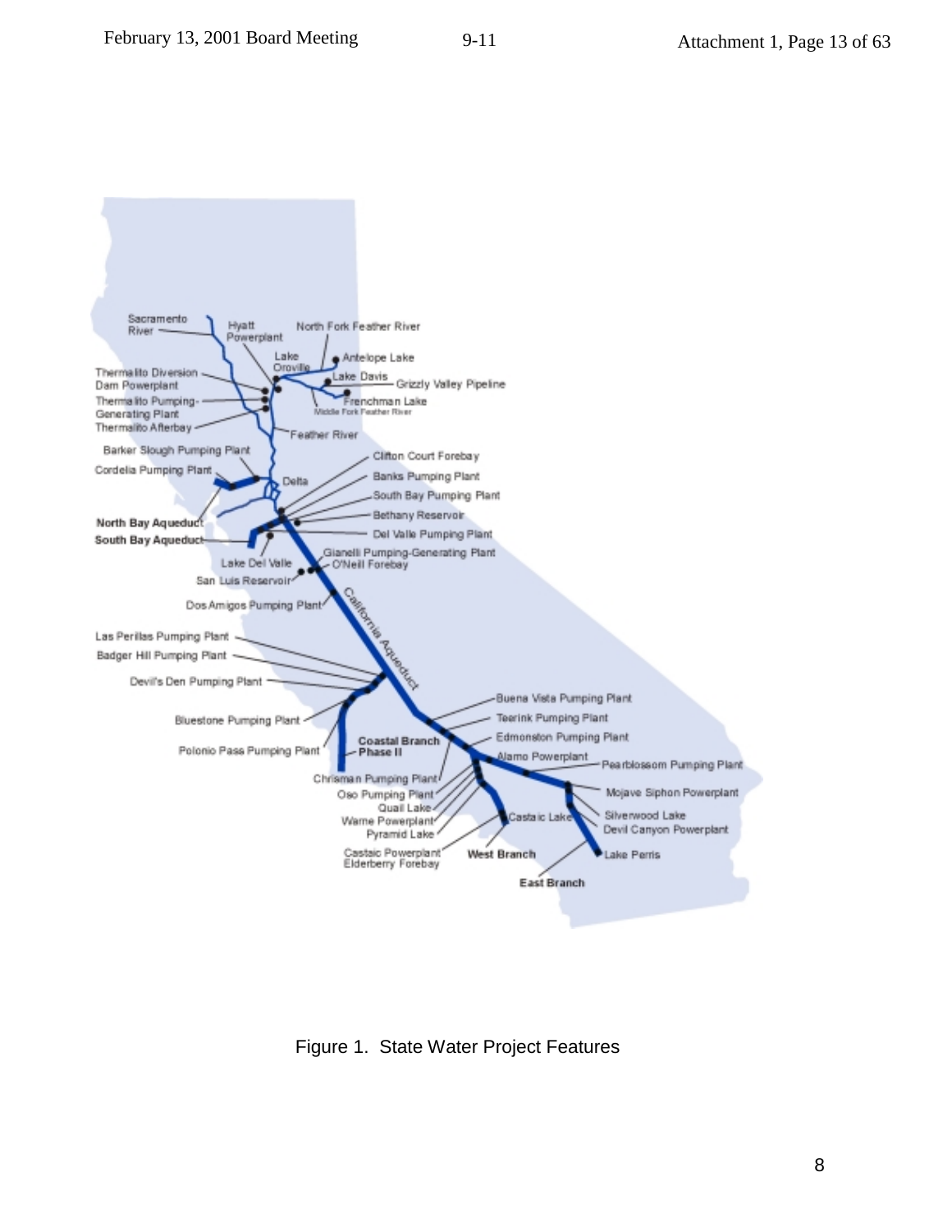Sacramento River

Hyatt Powerplant

North Fork Feather River

Lake Oroville

Antelope Lake

Lake Davis

Grizzly Valley Pipeline

Frenchman Lake

Middle Fork Feather River

Thermalito Diversion Dam Powerplant

Thermalito Pumping-Generating Plant

Thermalito Afterbay

Feather River

Barker Slough Pumping Plant

Cordelia Pumping Plant

Delta

Clifton Court Forebay

Banks Pumping Plant

South Bay Pumping Plant

Bethany Reservoir

Del Valle Pumping Plant

North Bay Aqueduct

South Bay Aqueduct

Lake Del Valle

Gianelli Pumping-Generating Plant

O'Neill Forebay

San Luis Reservoir

Dos Amigos Pumping Plant

California Aqueduct

Las Perillas Pumping Plant

Badger Hill Pumping Plant

Devil's Den Pumping Plant

Bluestone Pumping Plant

Polonio Pass Pumping Plant

Coastal Branch Phase II

Buena Vista Pumping Plant

Teerink Pumping Plant

Edmonston Pumping Plant

Alamo Powerplant

Pearblossom Pumping Plant

Mojave Siphon Powerplant

Silverwood Lake

Devil Canyon Powerplant

Lake Perris

East Branch

Chrisman Pumping Plant

Oso Pumping Plant

Quail Lake

Warne Powerplant

Pyramid Lake

Castaic Powerplant

Elderberry Forebay

Castaic Lake

West Branch

Figure 1. State Water Project Features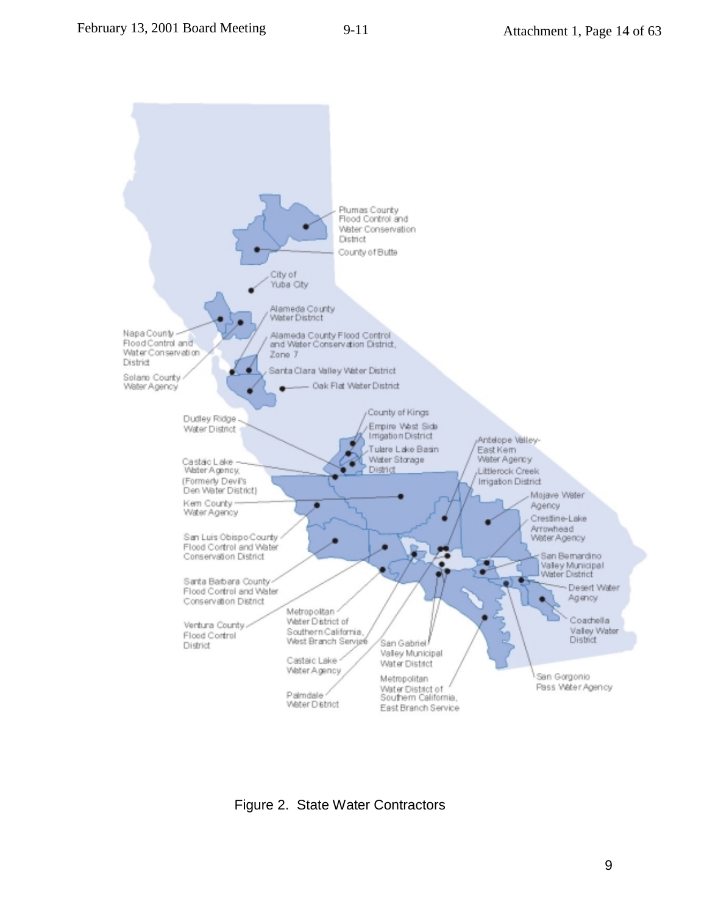Plumas County Flood Control and Water Conservation District

County of Butte

City of Yuba City

Alameda County Water District

Napa County Flood Control and Water Conservation District

Alameda County Flood Control and Water Conservation District, Zone 7

Solano County Water Agency

Santa Clara Valley Water District

Oak Flat Water District

County of Kings

Dudley Ridge Water District

Empire West Side Irrigation District

Tulare Lake Basin Water Storage District

Antelope Valley-East Kern Water Agency

Castaic Lake Water Agency, (Formerly Devil's Den Water District)

Littlerock Creek Irrigation District

Mojave Water Agency

Kern County Water Agency

Crestline-Lake Arrowhead Water Agency

San Luis Obispo County Flood Control and Water Conservation District

San Bernardino Valley Municipal Water District

Santa Barbara County Flood Control and Water Conservation District

Desert Water Agency

Metropolitan Water District of Southern California, West Branch Service

Coachella Valley Water District

Ventura County Flood Control District

San Gabriel Valley Municipal Water District

Castaic Lake Water Agency

Metropolitan Water District of Southern California, East Branch Service

San Gorgonio Pass Water Agency

Palmdale Water District

Figure 2. State Water Contractors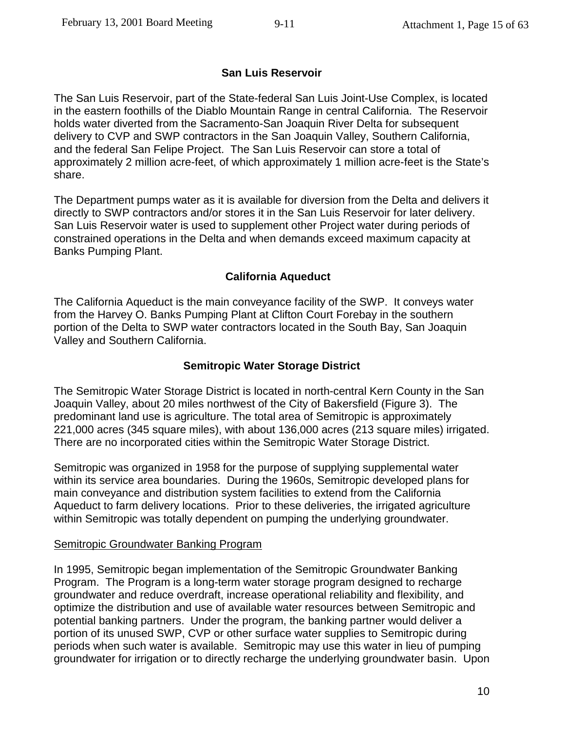## San Luis Reservoir

The San Luis Reservoir, part of the State-federal San Luis Joint-Use Complex, is located in the eastern foothills of the Diablo Mountain Range in central California. The Reservoir holds water diverted from the Sacramento-San Joaquin River Delta for subsequent delivery to CVP and SWP contractors in the San Joaquin Valley, Southern California, and the federal San Felipe Project. The San Luis Reservoir can store a total of approximately 2 million acre-feet, of which approximately 1 million acre-feet is the State's share.

The Department pumps water as it is available for diversion from the Delta and delivers it directly to SWP contractors and/or stores it in the San Luis Reservoir for later delivery. San Luis Reservoir water is used to supplement other Project water during periods of constrained operations in the Delta and when demands exceed maximum capacity at Banks Pumping Plant.

## California Aqueduct

The California Aqueduct is the main conveyance facility of the SWP. It conveys water from the Harvey O. Banks Pumping Plant at Clifton Court Forebay in the southern portion of the Delta to SWP water contractors located in the South Bay, San Joaquin Valley and Southern California.

## Semitropic Water Storage District

The Semitropic Water Storage District is located in north-central Kern County in the San Joaquin Valley, about 20 miles northwest of the City of Bakersfield (Figure 3). The predominant land use is agriculture. The total area of Semitropic is approximately 221,000 acres (345 square miles), with about 136,000 acres (213 square miles) irrigated. There are no incorporated cities within the Semitropic Water Storage District.

Semitropic was organized in 1958 for the purpose of supplying supplemental water within its service area boundaries. During the 1960s, Semitropic developed plans for main conveyance and distribution system facilities to extend from the California Aqueduct to farm delivery locations. Prior to these deliveries, the irrigated agriculture within Semitropic was totally dependent on pumping the underlying groundwater.

### Semitropic Groundwater Banking Program

In 1995, Semitropic began implementation of the Semitropic Groundwater Banking Program. The Program is a long-term water storage program designed to recharge groundwater and reduce overdraft, increase operational reliability and flexibility, and optimize the distribution and use of available water resources between Semitropic and potential banking partners. Under the program, the banking partner would deliver a portion of its unused SWP, CVP or other surface water supplies to Semitropic during periods when such water is available. Semitropic may use this water in lieu of pumping groundwater for irrigation or to directly recharge the underlying groundwater basin. Upon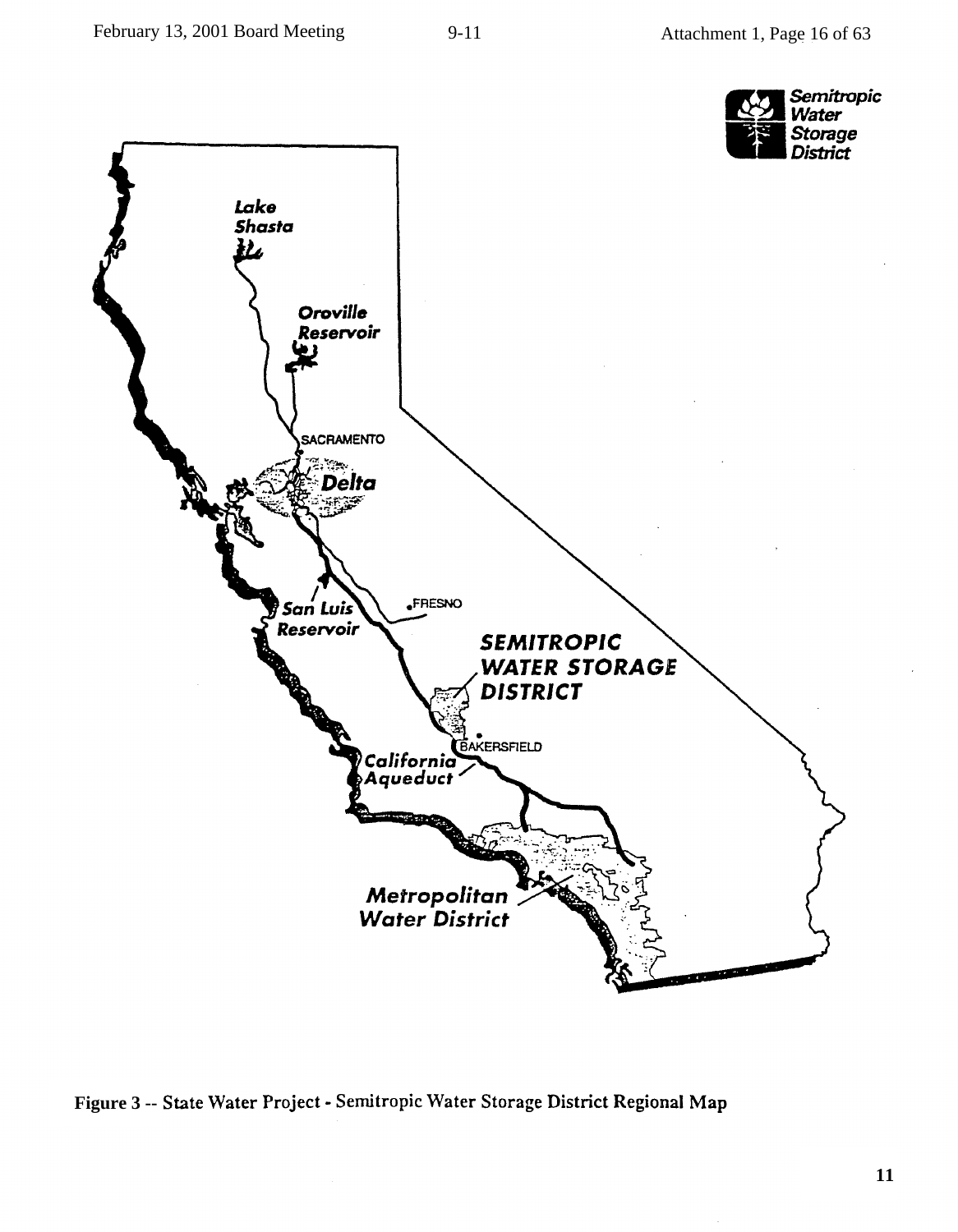Figure 3 -- State Water Project - Semitropic Water Storage District Regional Map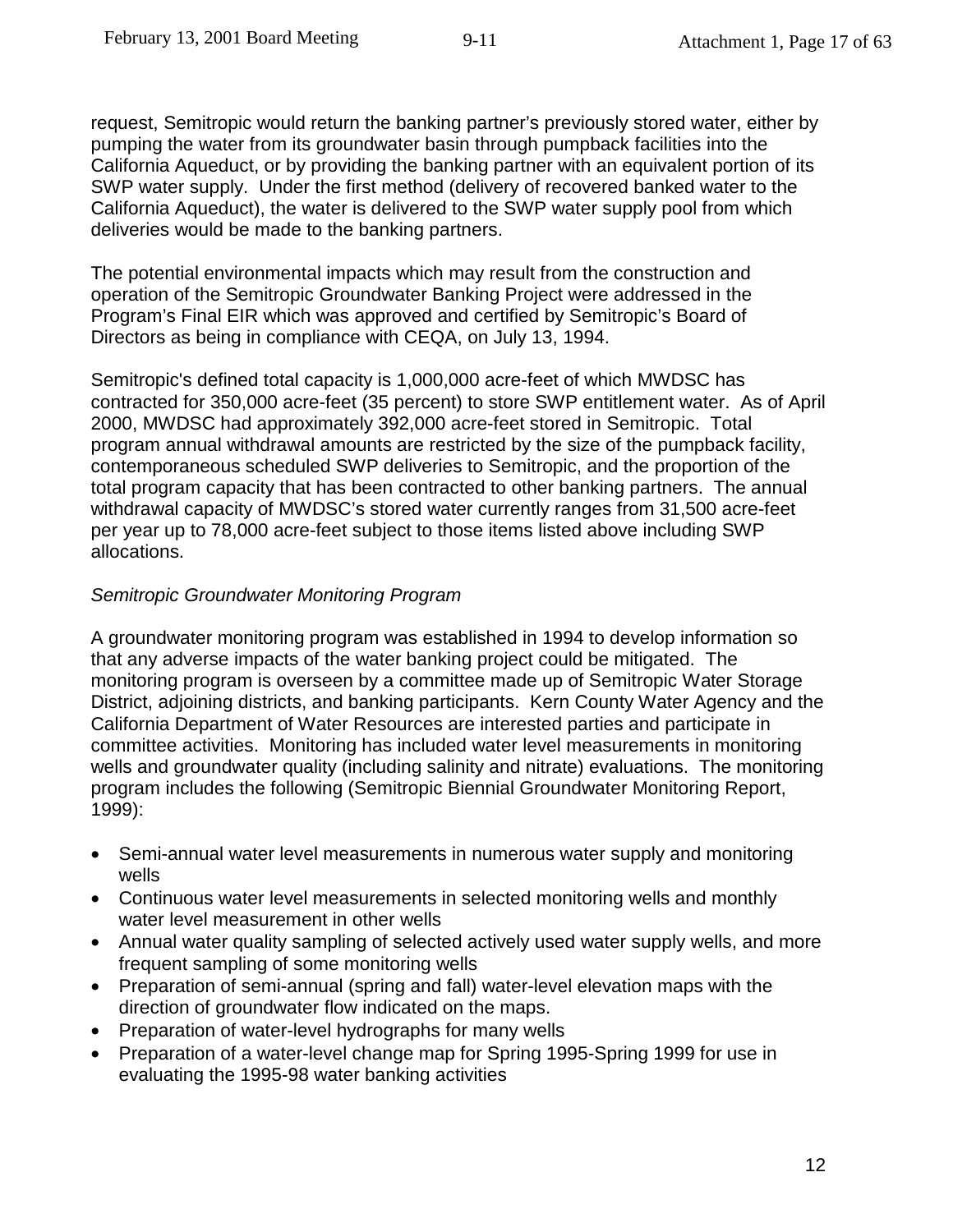request, Semitropic would return the banking partner's previously stored water, either by pumping the water from its groundwater basin through pumpback facilities into the California Aqueduct, or by providing the banking partner with an equivalent portion of its SWP water supply. Under the first method (delivery of recovered banked water to the California Aqueduct), the water is delivered to the SWP water supply pool from which deliveries would be made to the banking partners.

The potential environmental impacts which may result from the construction and operation of the Semitropic Groundwater Banking Project were addressed in the Program's Final EIR which was approved and certified by Semitropic's Board of Directors as being in compliance with CEQA, on July 13, 1994.

Semitropic's defined total capacity is 1,000,000 acre-feet of which MWDSC has contracted for 350,000 acre-feet (35 percent) to store SWP entitlement water. As of April 2000, MWDSC had approximately 392,000 acre-feet stored in Semitropic. Total program annual withdrawal amounts are restricted by the size of the pumpback facility, contemporaneous scheduled SWP deliveries to Semitropic, and the proportion of the total program capacity that has been contracted to other banking partners. The annual withdrawal capacity of MWDSC's stored water currently ranges from 31,500 acre-feet per year up to 78,000 acre-feet subject to those items listed above including SWP allocations.

*Semitropic Groundwater Monitoring Program*

A groundwater monitoring program was established in 1994 to develop information so that any adverse impacts of the water banking project could be mitigated. The monitoring program is overseen by a committee made up of Semitropic Water Storage District, adjoining districts, and banking participants. Kern County Water Agency and the California Department of Water Resources are interested parties and participate in committee activities. Monitoring has included water level measurements in monitoring wells and groundwater quality (including salinity and nitrate) evaluations. The monitoring program includes the following (Semitropic Biennial Groundwater Monitoring Report, 1999):

- Semi-annual water level measurements in numerous water supply and monitoring wells
- Continuous water level measurements in selected monitoring wells and monthly water level measurement in other wells
- Annual water quality sampling of selected actively used water supply wells, and more frequent sampling of some monitoring wells
- Preparation of semi-annual (spring and fall) water-level elevation maps with the direction of groundwater flow indicated on the maps.
- Preparation of water-level hydrographs for many wells
- Preparation of a water-level change map for Spring 1995-Spring 1999 for use in evaluating the 1995-98 water banking activities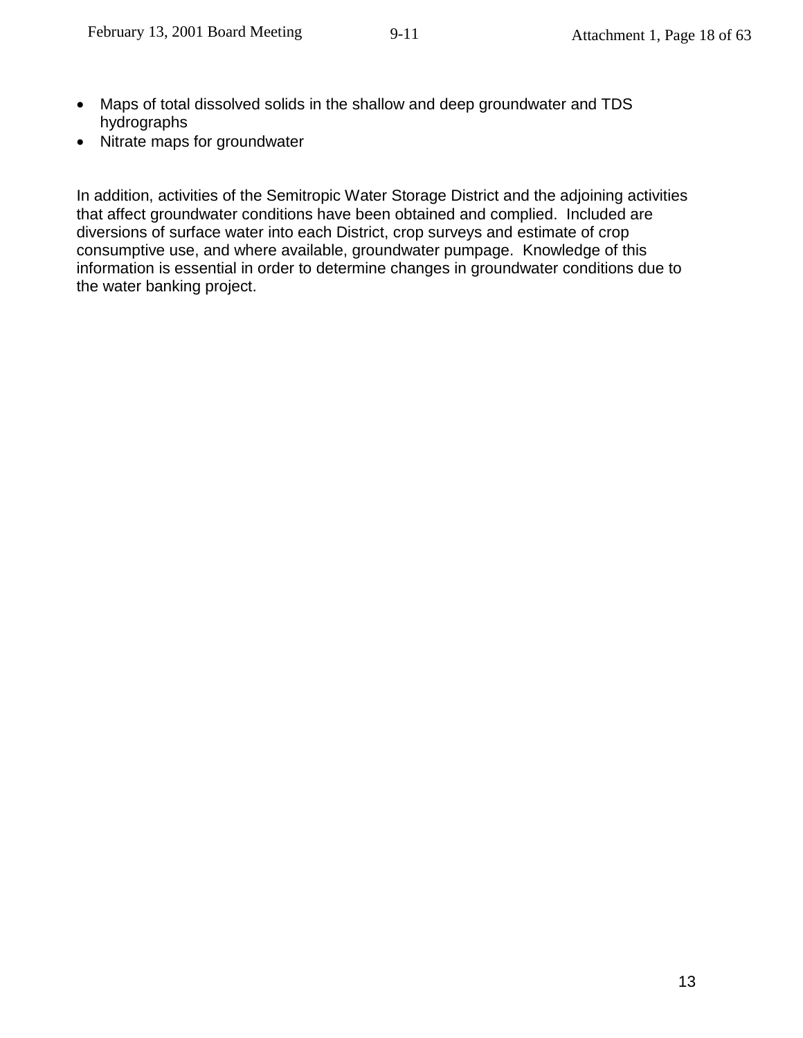- Maps of total dissolved solids in the shallow and deep groundwater and TDS hydrographs
- Nitrate maps for groundwater

In addition, activities of the Semitropic Water Storage District and the adjoining activities that affect groundwater conditions have been obtained and complied. Included are diversions of surface water into each District, crop surveys and estimate of crop consumptive use, and where available, groundwater pumpage. Knowledge of this information is essential in order to determine changes in groundwater conditions due to the water banking project.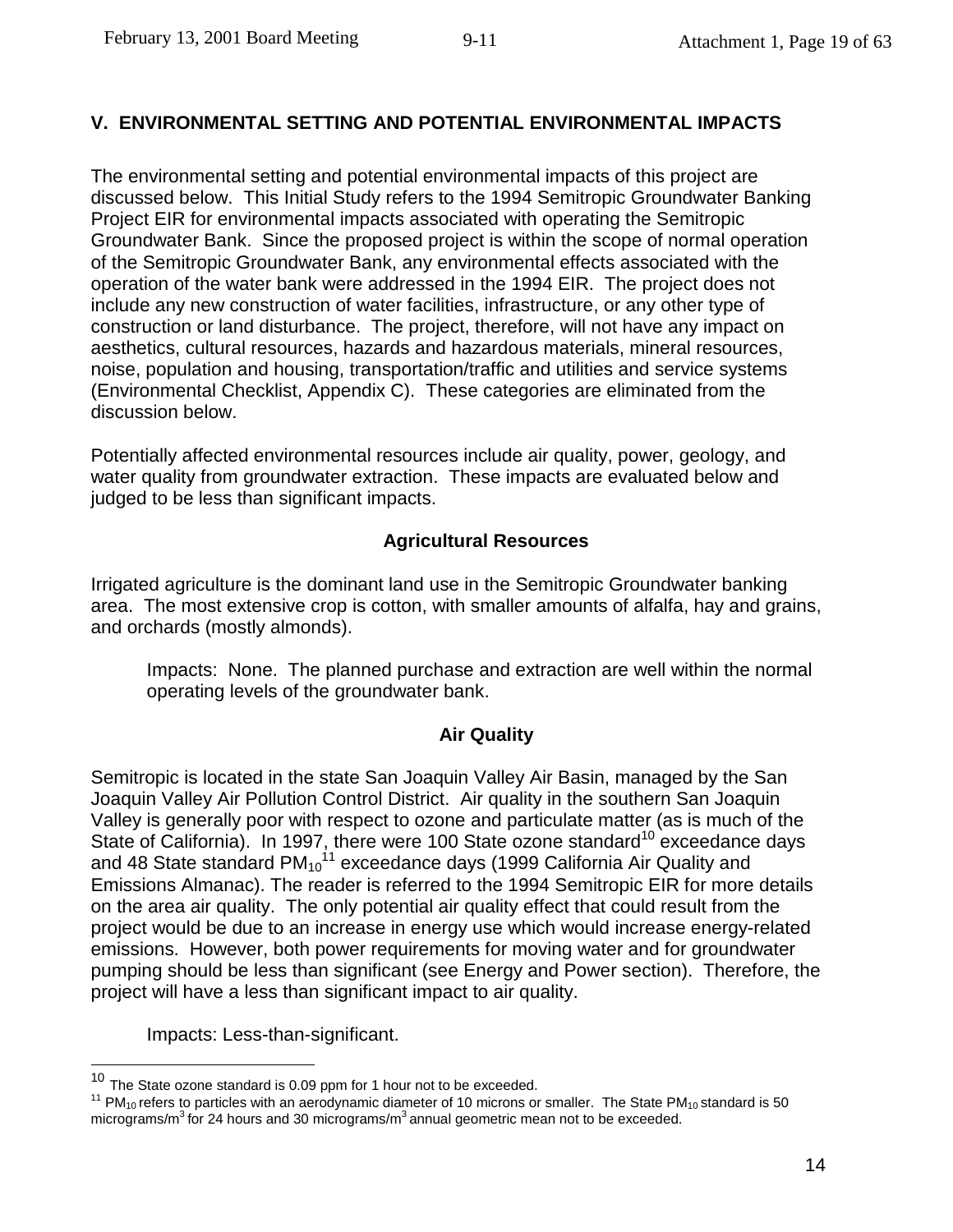## V. ENVIRONMENTAL SETTING AND POTENTIAL ENVIRONMENTAL IMPACTS

The environmental setting and potential environmental impacts of this project are discussed below. This Initial Study refers to the 1994 Semitropic Groundwater Banking Project EIR for environmental impacts associated with operating the Semitropic Groundwater Bank. Since the proposed project is within the scope of normal operation of the Semitropic Groundwater Bank, any environmental effects associated with the operation of the water bank were addressed in the 1994 EIR. The project does not include any new construction of water facilities, infrastructure, or any other type of construction or land disturbance. The project, therefore, will not have any impact on aesthetics, cultural resources, hazards and hazardous materials, mineral resources, noise, population and housing, transportation/traffic and utilities and service systems (Environmental Checklist, Appendix C). These categories are eliminated from the discussion below.

Potentially affected environmental resources include air quality, power, geology, and water quality from groundwater extraction. These impacts are evaluated below and judged to be less than significant impacts.

### Agricultural Resources

Irrigated agriculture is the dominant land use in the Semitropic Groundwater banking area. The most extensive crop is cotton, with smaller amounts of alfalfa, hay and grains, and orchards (mostly almonds).

> Impacts: None. The planned purchase and extraction are well within the normal operating levels of the groundwater bank.

### Air Quality

Semitropic is located in the state San Joaquin Valley Air Basin, managed by the San Joaquin Valley Air Pollution Control District. Air quality in the southern San Joaquin Valley is generally poor with respect to ozone and particulate matter (as is much of the State of California). In 1997, there were 100 State ozone standard[10] exceedance days and 48 State standard $PM_{10}$[11] exceedance days (1999 California Air Quality and Emissions Almanac). The reader is referred to the 1994 Semitropic EIR for more details on the area air quality. The only potential air quality effect that could result from the project would be due to an increase in energy use which would increase energy-related emissions. However, both power requirements for moving water and for groundwater pumping should be less than significant (see Energy and Power section). Therefore, the project will have a less than significant impact to air quality.

> Impacts: Less-than-significant.

---

[10] The State ozone standard is 0.09 ppm for 1 hour not to be exceeded.

[11] $PM_{10}$ refers to particles with an aerodynamic diameter of 10 microns or smaller. The State $PM_{10}$ standard is 50 micrograms/$m^3$ for 24 hours and 30 micrograms/$m^3$ annual geometric mean not to be exceeded.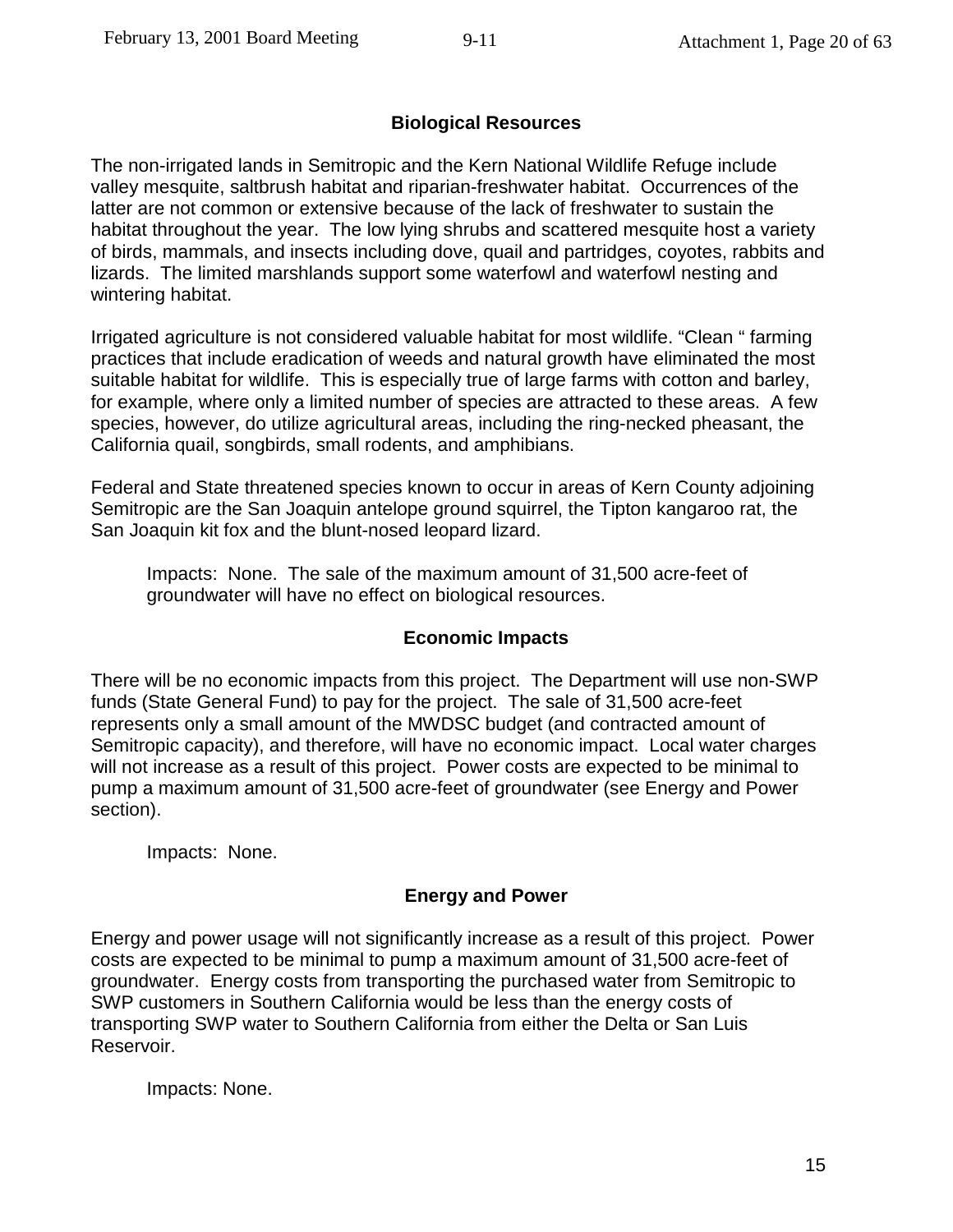## Biological Resources

The non-irrigated lands in Semitropic and the Kern National Wildlife Refuge include valley mesquite, saltbrush habitat and riparian-freshwater habitat. Occurrences of the latter are not common or extensive because of the lack of freshwater to sustain the habitat throughout the year. The low lying shrubs and scattered mesquite host a variety of birds, mammals, and insects including dove, quail and partridges, coyotes, rabbits and lizards. The limited marshlands support some waterfowl and waterfowl nesting and wintering habitat.

Irrigated agriculture is not considered valuable habitat for most wildlife. "Clean " farming practices that include eradication of weeds and natural growth have eliminated the most suitable habitat for wildlife. This is especially true of large farms with cotton and barley, for example, where only a limited number of species are attracted to these areas. A few species, however, do utilize agricultural areas, including the ring-necked pheasant, the California quail, songbirds, small rodents, and amphibians.

Federal and State threatened species known to occur in areas of Kern County adjoining Semitropic are the San Joaquin antelope ground squirrel, the Tipton kangaroo rat, the San Joaquin kit fox and the blunt-nosed leopard lizard.

> Impacts: None. The sale of the maximum amount of 31,500 acre-feet of groundwater will have no effect on biological resources.

## Economic Impacts

There will be no economic impacts from this project. The Department will use non-SWP funds (State General Fund) to pay for the project. The sale of 31,500 acre-feet represents only a small amount of the MWDSC budget (and contracted amount of Semitropic capacity), and therefore, will have no economic impact. Local water charges will not increase as a result of this project. Power costs are expected to be minimal to pump a maximum amount of 31,500 acre-feet of groundwater (see Energy and Power section).

> Impacts: None.

## Energy and Power

Energy and power usage will not significantly increase as a result of this project. Power costs are expected to be minimal to pump a maximum amount of 31,500 acre-feet of groundwater. Energy costs from transporting the purchased water from Semitropic to SWP customers in Southern California would be less than the energy costs of transporting SWP water to Southern California from either the Delta or San Luis Reservoir.

> Impacts: None.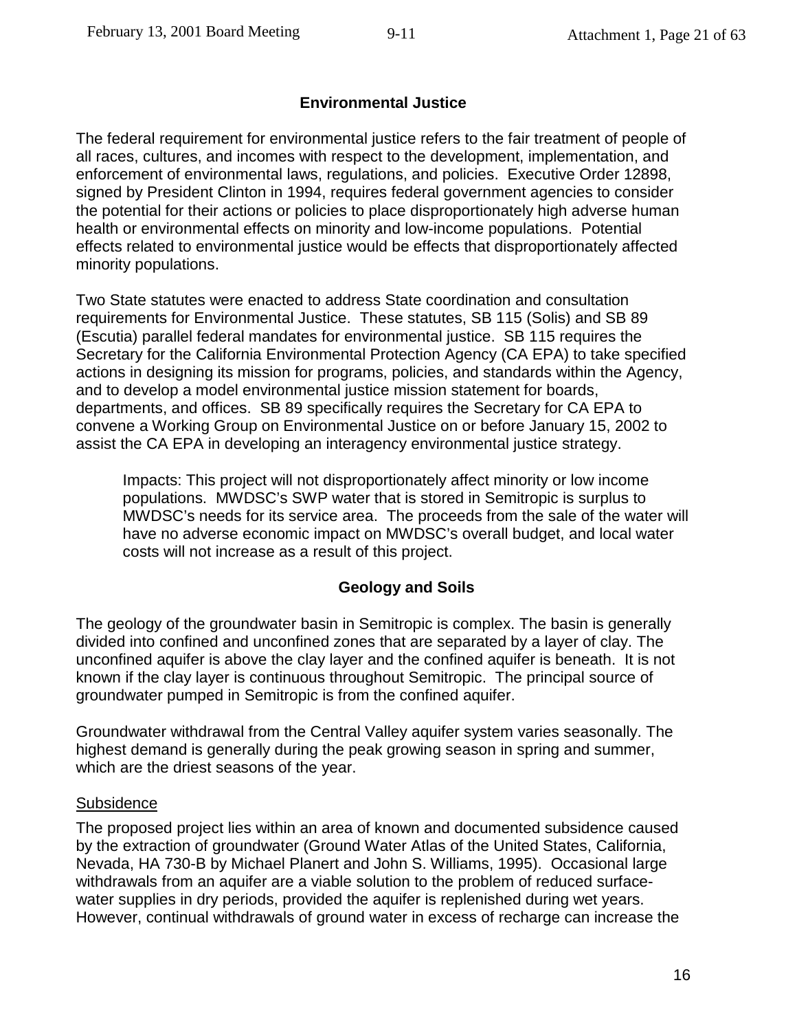## Environmental Justice

The federal requirement for environmental justice refers to the fair treatment of people of all races, cultures, and incomes with respect to the development, implementation, and enforcement of environmental laws, regulations, and policies. Executive Order 12898, signed by President Clinton in 1994, requires federal government agencies to consider the potential for their actions or policies to place disproportionately high adverse human health or environmental effects on minority and low-income populations. Potential effects related to environmental justice would be effects that disproportionately affected minority populations.

Two State statutes were enacted to address State coordination and consultation requirements for Environmental Justice. These statutes, SB 115 (Solis) and SB 89 (Escutia) parallel federal mandates for environmental justice. SB 115 requires the Secretary for the California Environmental Protection Agency (CA EPA) to take specified actions in designing its mission for programs, policies, and standards within the Agency, and to develop a model environmental justice mission statement for boards, departments, and offices. SB 89 specifically requires the Secretary for CA EPA to convene a Working Group on Environmental Justice on or before January 15, 2002 to assist the CA EPA in developing an interagency environmental justice strategy.

> Impacts: This project will not disproportionately affect minority or low income populations. MWDSC's SWP water that is stored in Semitropic is surplus to MWDSC's needs for its service area. The proceeds from the sale of the water will have no adverse economic impact on MWDSC's overall budget, and local water costs will not increase as a result of this project.

## Geology and Soils

The geology of the groundwater basin in Semitropic is complex. The basin is generally divided into confined and unconfined zones that are separated by a layer of clay. The unconfined aquifer is above the clay layer and the confined aquifer is beneath. It is not known if the clay layer is continuous throughout Semitropic. The principal source of groundwater pumped in Semitropic is from the confined aquifer.

Groundwater withdrawal from the Central Valley aquifer system varies seasonally. The highest demand is generally during the peak growing season in spring and summer, which are the driest seasons of the year.

### Subsidence

The proposed project lies within an area of known and documented subsidence caused by the extraction of groundwater (Ground Water Atlas of the United States, California, Nevada, HA 730-B by Michael Planert and John S. Williams, 1995). Occasional large withdrawals from an aquifer are a viable solution to the problem of reduced surface-water supplies in dry periods, provided the aquifer is replenished during wet years. However, continual withdrawals of ground water in excess of recharge can increase the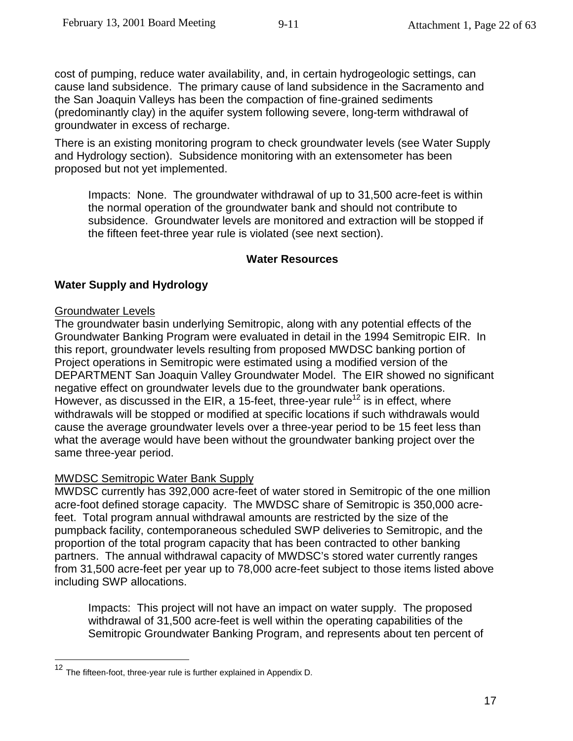cost of pumping, reduce water availability, and, in certain hydrogeologic settings, can cause land subsidence. The primary cause of land subsidence in the Sacramento and the San Joaquin Valleys has been the compaction of fine-grained sediments (predominantly clay) in the aquifer system following severe, long-term withdrawal of groundwater in excess of recharge.

There is an existing monitoring program to check groundwater levels (see Water Supply and Hydrology section). Subsidence monitoring with an extensometer has been proposed but not yet implemented.

> Impacts: None. The groundwater withdrawal of up to 31,500 acre-feet is within the normal operation of the groundwater bank and should not contribute to subsidence. Groundwater levels are monitored and extraction will be stopped if the fifteen feet-three year rule is violated (see next section).

## Water Resources

### Water Supply and Hydrology

<u>Groundwater Levels</u>

The groundwater basin underlying Semitropic, along with any potential effects of the Groundwater Banking Program were evaluated in detail in the 1994 Semitropic EIR. In this report, groundwater levels resulting from proposed MWDSC banking portion of Project operations in Semitropic were estimated using a modified version of the DEPARTMENT San Joaquin Valley Groundwater Model. The EIR showed no significant negative effect on groundwater levels due to the groundwater bank operations. However, as discussed in the EIR, a 15-feet, three-year rule[12] is in effect, where withdrawals will be stopped or modified at specific locations if such withdrawals would cause the average groundwater levels over a three-year period to be 15 feet less than what the average would have been without the groundwater banking project over the same three-year period.

<u>MWDSC Semitropic Water Bank Supply</u>

MWDSC currently has 392,000 acre-feet of water stored in Semitropic of the one million acre-foot defined storage capacity. The MWDSC share of Semitropic is 350,000 acre-feet. Total program annual withdrawal amounts are restricted by the size of the pumpback facility, contemporaneous scheduled SWP deliveries to Semitropic, and the proportion of the total program capacity that has been contracted to other banking partners. The annual withdrawal capacity of MWDSC's stored water currently ranges from 31,500 acre-feet per year up to 78,000 acre-feet subject to those items listed above including SWP allocations.

> Impacts: This project will not have an impact on water supply. The proposed withdrawal of 31,500 acre-feet is well within the operating capabilities of the Semitropic Groundwater Banking Program, and represents about ten percent of

[12] The fifteen-foot, three-year rule is further explained in Appendix D.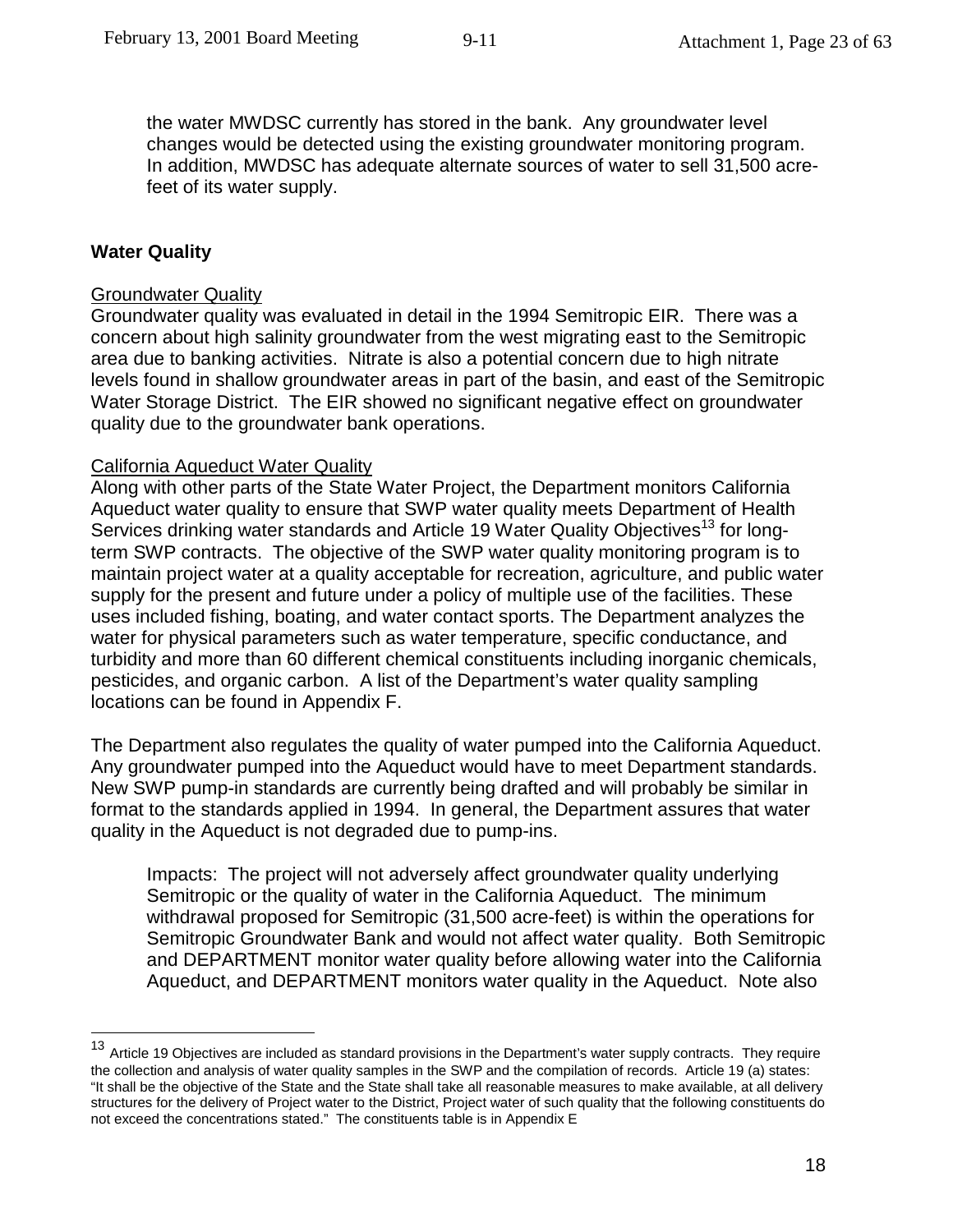the water MWDSC currently has stored in the bank. Any groundwater level changes would be detected using the existing groundwater monitoring program. In addition, MWDSC has adequate alternate sources of water to sell 31,500 acre-feet of its water supply.

**Water Quality**

Groundwater Quality

Groundwater quality was evaluated in detail in the 1994 Semitropic EIR. There was a concern about high salinity groundwater from the west migrating east to the Semitropic area due to banking activities. Nitrate is also a potential concern due to high nitrate levels found in shallow groundwater areas in part of the basin, and east of the Semitropic Water Storage District. The EIR showed no significant negative effect on groundwater quality due to the groundwater bank operations.

California Aqueduct Water Quality

Along with other parts of the State Water Project, the Department monitors California Aqueduct water quality to ensure that SWP water quality meets Department of Health Services drinking water standards and Article 19 Water Quality Objectives[13] for long-term SWP contracts. The objective of the SWP water quality monitoring program is to maintain project water at a quality acceptable for recreation, agriculture, and public water supply for the present and future under a policy of multiple use of the facilities. These uses included fishing, boating, and water contact sports. The Department analyzes the water for physical parameters such as water temperature, specific conductance, and turbidity and more than 60 different chemical constituents including inorganic chemicals, pesticides, and organic carbon. A list of the Department's water quality sampling locations can be found in Appendix F.

The Department also regulates the quality of water pumped into the California Aqueduct. Any groundwater pumped into the Aqueduct would have to meet Department standards. New SWP pump-in standards are currently being drafted and will probably be similar in format to the standards applied in 1994. In general, the Department assures that water quality in the Aqueduct is not degraded due to pump-ins.

Impacts: The project will not adversely affect groundwater quality underlying Semitropic or the quality of water in the California Aqueduct. The minimum withdrawal proposed for Semitropic (31,500 acre-feet) is within the operations for Semitropic Groundwater Bank and would not affect water quality. Both Semitropic and DEPARTMENT monitor water quality before allowing water into the California Aqueduct, and DEPARTMENT monitors water quality in the Aqueduct. Note also

[13] Article 19 Objectives are included as standard provisions in the Department's water supply contracts. They require the collection and analysis of water quality samples in the SWP and the compilation of records. Article 19 (a) states: "It shall be the objective of the State and the State shall take all reasonable measures to make available, at all delivery structures for the delivery of Project water to the District, Project water of such quality that the following constituents do not exceed the concentrations stated." The constituents table is in Appendix E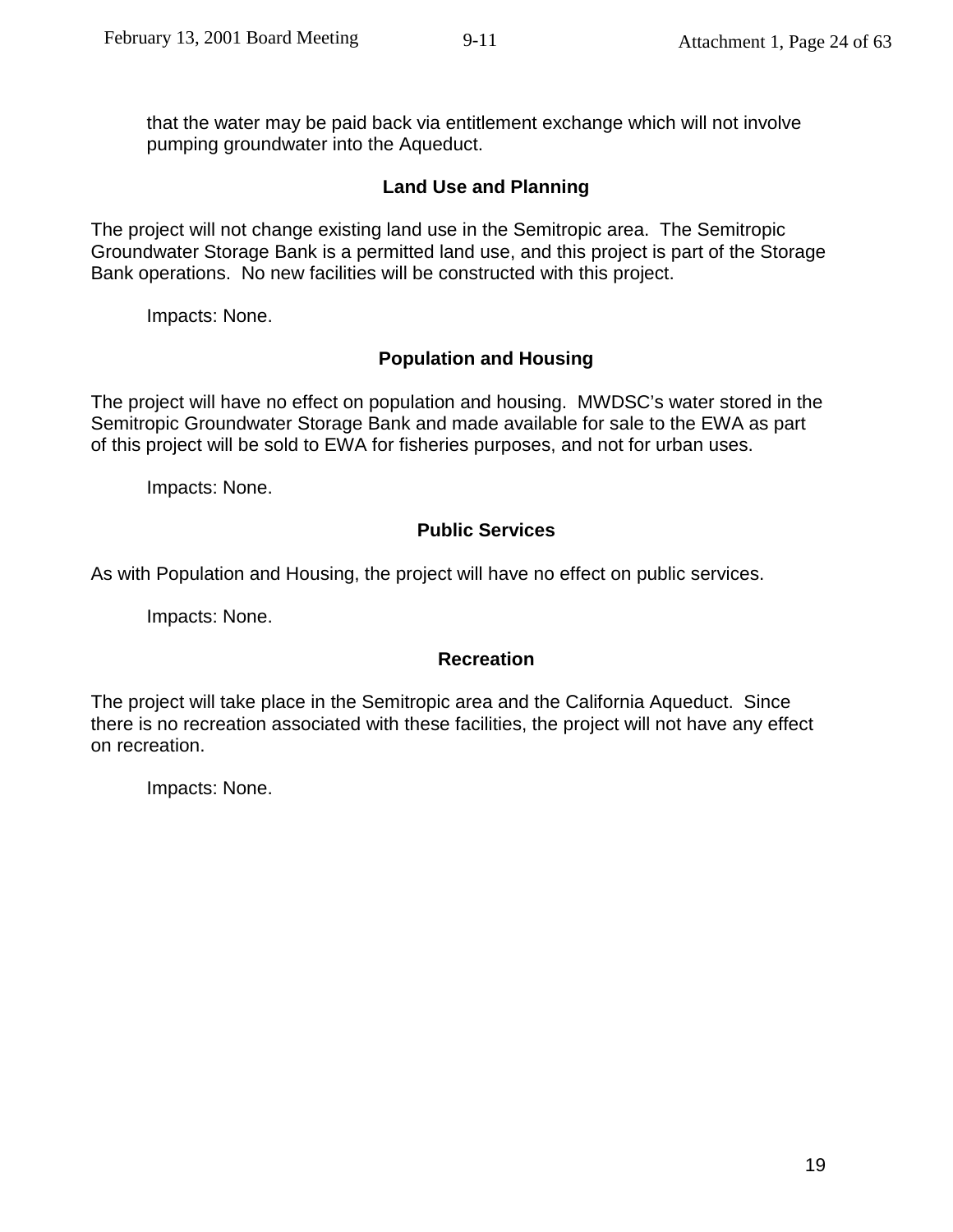that the water may be paid back via entitlement exchange which will not involve pumping groundwater into the Aqueduct.

### Land Use and Planning

The project will not change existing land use in the Semitropic area. The Semitropic Groundwater Storage Bank is a permitted land use, and this project is part of the Storage Bank operations. No new facilities will be constructed with this project.

Impacts: None.

### Population and Housing

The project will have no effect on population and housing. MWDSC's water stored in the Semitropic Groundwater Storage Bank and made available for sale to the EWA as part of this project will be sold to EWA for fisheries purposes, and not for urban uses.

Impacts: None.

### Public Services

As with Population and Housing, the project will have no effect on public services.

Impacts: None.

### Recreation

The project will take place in the Semitropic area and the California Aqueduct. Since there is no recreation associated with these facilities, the project will not have any effect on recreation.

Impacts: None.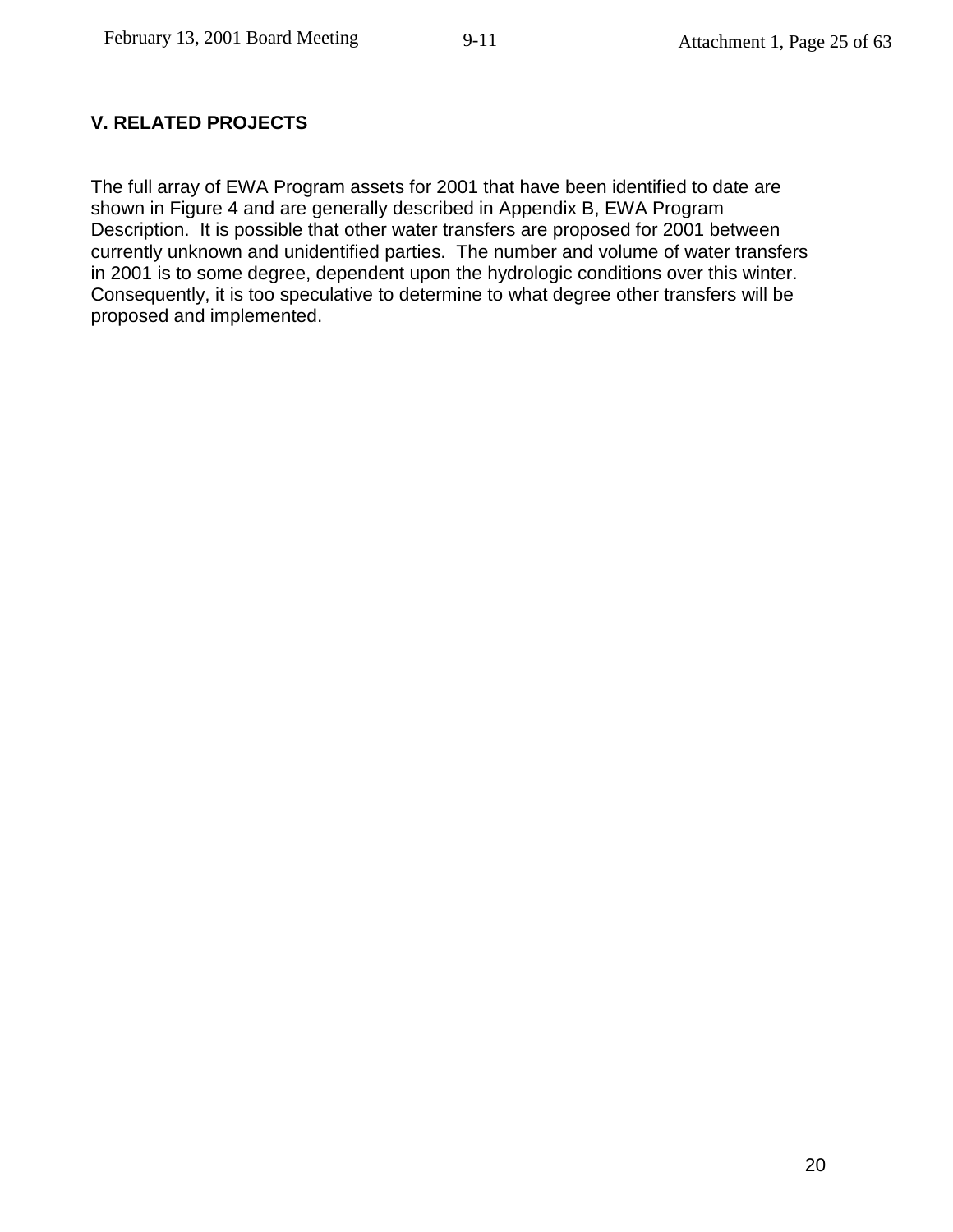## V. RELATED PROJECTS

The full array of EWA Program assets for 2001 that have been identified to date are shown in Figure 4 and are generally described in Appendix B, EWA Program Description. It is possible that other water transfers are proposed for 2001 between currently unknown and unidentified parties. The number and volume of water transfers in 2001 is to some degree, dependent upon the hydrologic conditions over this winter. Consequently, it is too speculative to determine to what degree other transfers will be proposed and implemented.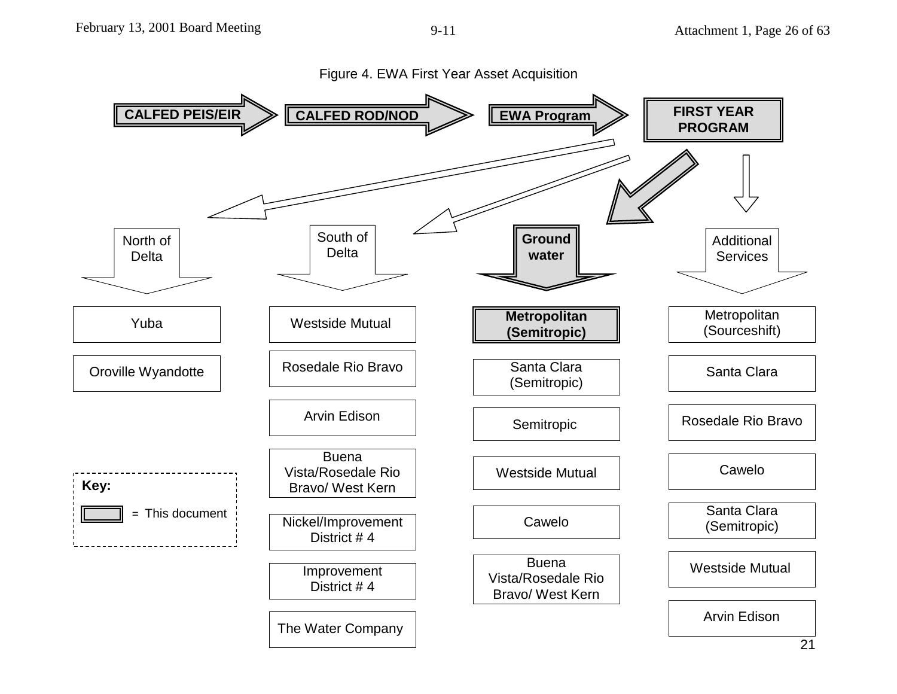Figure 4. EWA First Year Asset Acquisition

**CALFED PEIS/EIR**

**CALFED ROD/NOD**

**EWA Program**

**FIRST YEAR PROGRAM**

North of Delta

- Yuba
- Oroville Wyandotte

South of Delta

- Westside Mutual
- Rosedale Rio Bravo
- Arvin Edison
- Buena Vista/Rosedale Rio Bravo/ West Kern
- Nickel/Improvement District # 4
- Improvement District # 4
- The Water Company

**Ground water**

- **Metropolitan (Semitropic)**
- Santa Clara (Semitropic)
- Semitropic
- Westside Mutual
- Cawelo
- Buena Vista/Rosedale Rio Bravo/ West Kern

Additional Services

- Metropolitan (Sourceshift)
- Santa Clara
- Rosedale Rio Bravo
- Cawelo
- Santa Clara (Semitropic)
- Westside Mutual
- Arvin Edison

**Key:**

= This document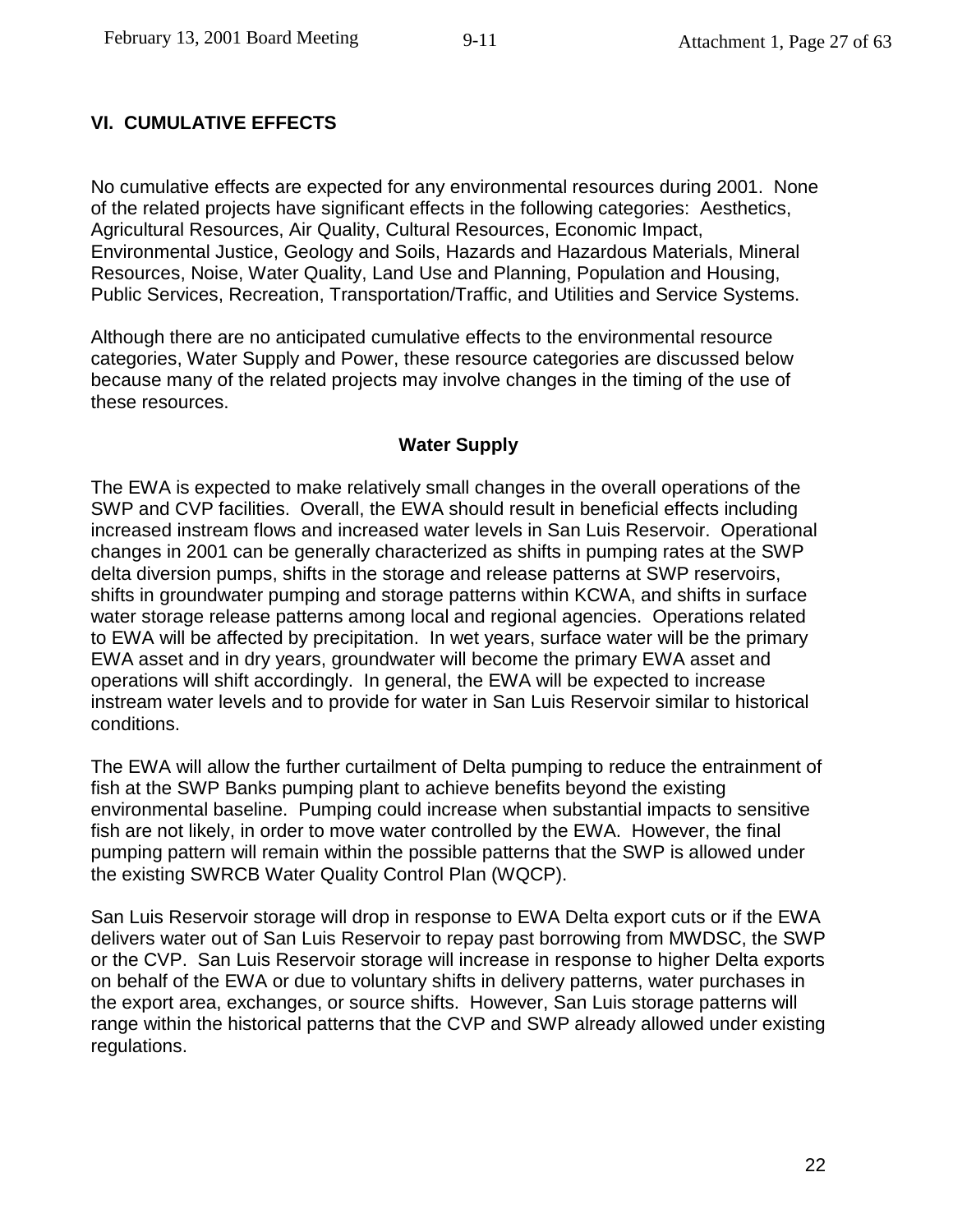## VI. CUMULATIVE EFFECTS

No cumulative effects are expected for any environmental resources during 2001. None of the related projects have significant effects in the following categories: Aesthetics, Agricultural Resources, Air Quality, Cultural Resources, Economic Impact, Environmental Justice, Geology and Soils, Hazards and Hazardous Materials, Mineral Resources, Noise, Water Quality, Land Use and Planning, Population and Housing, Public Services, Recreation, Transportation/Traffic, and Utilities and Service Systems.

Although there are no anticipated cumulative effects to the environmental resource categories, Water Supply and Power, these resource categories are discussed below because many of the related projects may involve changes in the timing of the use of these resources.

### Water Supply

The EWA is expected to make relatively small changes in the overall operations of the SWP and CVP facilities. Overall, the EWA should result in beneficial effects including increased instream flows and increased water levels in San Luis Reservoir. Operational changes in 2001 can be generally characterized as shifts in pumping rates at the SWP delta diversion pumps, shifts in the storage and release patterns at SWP reservoirs, shifts in groundwater pumping and storage patterns within KCWA, and shifts in surface water storage release patterns among local and regional agencies. Operations related to EWA will be affected by precipitation. In wet years, surface water will be the primary EWA asset and in dry years, groundwater will become the primary EWA asset and operations will shift accordingly. In general, the EWA will be expected to increase instream water levels and to provide for water in San Luis Reservoir similar to historical conditions.

The EWA will allow the further curtailment of Delta pumping to reduce the entrainment of fish at the SWP Banks pumping plant to achieve benefits beyond the existing environmental baseline. Pumping could increase when substantial impacts to sensitive fish are not likely, in order to move water controlled by the EWA. However, the final pumping pattern will remain within the possible patterns that the SWP is allowed under the existing SWRCB Water Quality Control Plan (WQCP).

San Luis Reservoir storage will drop in response to EWA Delta export cuts or if the EWA delivers water out of San Luis Reservoir to repay past borrowing from MWDSC, the SWP or the CVP. San Luis Reservoir storage will increase in response to higher Delta exports on behalf of the EWA or due to voluntary shifts in delivery patterns, water purchases in the export area, exchanges, or source shifts. However, San Luis storage patterns will range within the historical patterns that the CVP and SWP already allowed under existing regulations.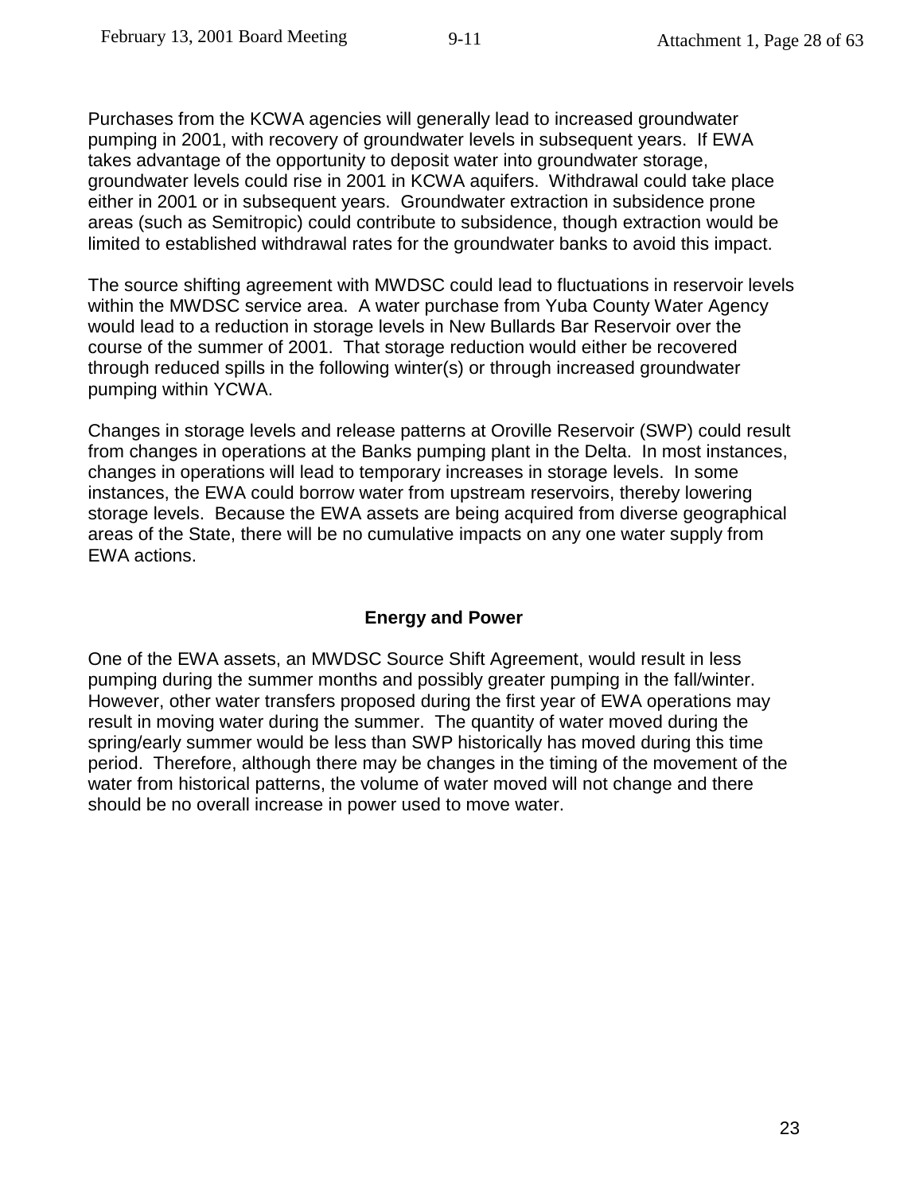Purchases from the KCWA agencies will generally lead to increased groundwater pumping in 2001, with recovery of groundwater levels in subsequent years. If EWA takes advantage of the opportunity to deposit water into groundwater storage, groundwater levels could rise in 2001 in KCWA aquifers. Withdrawal could take place either in 2001 or in subsequent years. Groundwater extraction in subsidence prone areas (such as Semitropic) could contribute to subsidence, though extraction would be limited to established withdrawal rates for the groundwater banks to avoid this impact.

The source shifting agreement with MWDSC could lead to fluctuations in reservoir levels within the MWDSC service area. A water purchase from Yuba County Water Agency would lead to a reduction in storage levels in New Bullards Bar Reservoir over the course of the summer of 2001. That storage reduction would either be recovered through reduced spills in the following winter(s) or through increased groundwater pumping within YCWA.

Changes in storage levels and release patterns at Oroville Reservoir (SWP) could result from changes in operations at the Banks pumping plant in the Delta. In most instances, changes in operations will lead to temporary increases in storage levels. In some instances, the EWA could borrow water from upstream reservoirs, thereby lowering storage levels. Because the EWA assets are being acquired from diverse geographical areas of the State, there will be no cumulative impacts on any one water supply from EWA actions.

## Energy and Power

One of the EWA assets, an MWDSC Source Shift Agreement, would result in less pumping during the summer months and possibly greater pumping in the fall/winter. However, other water transfers proposed during the first year of EWA operations may result in moving water during the summer. The quantity of water moved during the spring/early summer would be less than SWP historically has moved during this time period. Therefore, although there may be changes in the timing of the movement of the water from historical patterns, the volume of water moved will not change and there should be no overall increase in power used to move water.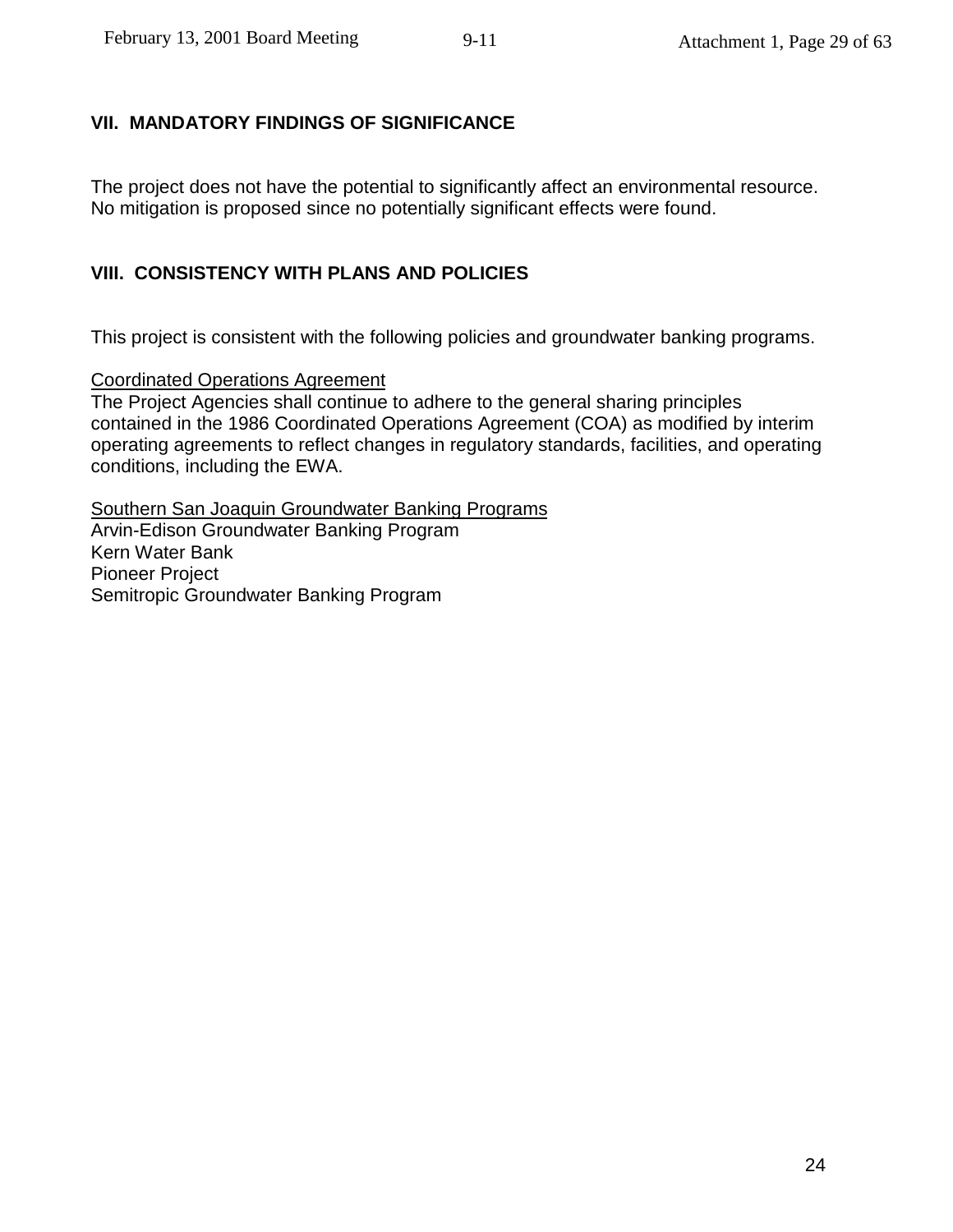## VII. MANDATORY FINDINGS OF SIGNIFICANCE

The project does not have the potential to significantly affect an environmental resource. No mitigation is proposed since no potentially significant effects were found.

## VIII. CONSISTENCY WITH PLANS AND POLICIES

This project is consistent with the following policies and groundwater banking programs.

<u>Coordinated Operations Agreement</u>
The Project Agencies shall continue to adhere to the general sharing principles contained in the 1986 Coordinated Operations Agreement (COA) as modified by interim operating agreements to reflect changes in regulatory standards, facilities, and operating conditions, including the EWA.

<u>Southern San Joaquin Groundwater Banking Programs</u>
Arvin-Edison Groundwater Banking Program
Kern Water Bank
Pioneer Project
Semitropic Groundwater Banking Program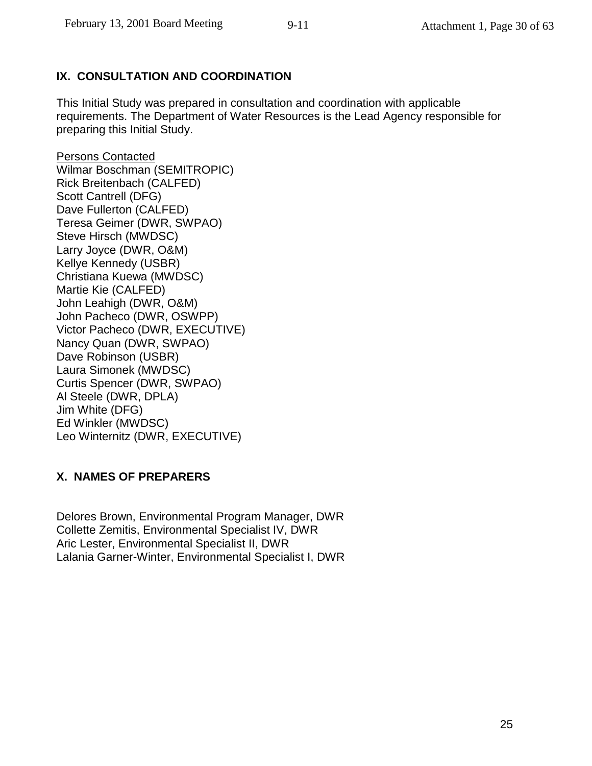## IX. CONSULTATION AND COORDINATION

This Initial Study was prepared in consultation and coordination with applicable requirements. The Department of Water Resources is the Lead Agency responsible for preparing this Initial Study.

Persons Contacted

Wilmar Boschman (SEMITROPIC)
Rick Breitenbach (CALFED)
Scott Cantrell (DFG)
Dave Fullerton (CALFED)
Teresa Geimer (DWR, SWPAO)
Steve Hirsch (MWDSC)
Larry Joyce (DWR, O&M)
Kellye Kennedy (USBR)
Christiana Kuewa (MWDSC)
Martie Kie (CALFED)
John Leahigh (DWR, O&M)
John Pacheco (DWR, OSWPP)
Victor Pacheco (DWR, EXECUTIVE)
Nancy Quan (DWR, SWPAO)
Dave Robinson (USBR)
Laura Simonek (MWDSC)
Curtis Spencer (DWR, SWPAO)
Al Steele (DWR, DPLA)
Jim White (DFG)
Ed Winkler (MWDSC)
Leo Winternitz (DWR, EXECUTIVE)

## X. NAMES OF PREPARERS

Delores Brown, Environmental Program Manager, DWR
Collette Zemitis, Environmental Specialist IV, DWR
Aric Lester, Environmental Specialist II, DWR
Lalania Garner-Winter, Environmental Specialist I, DWR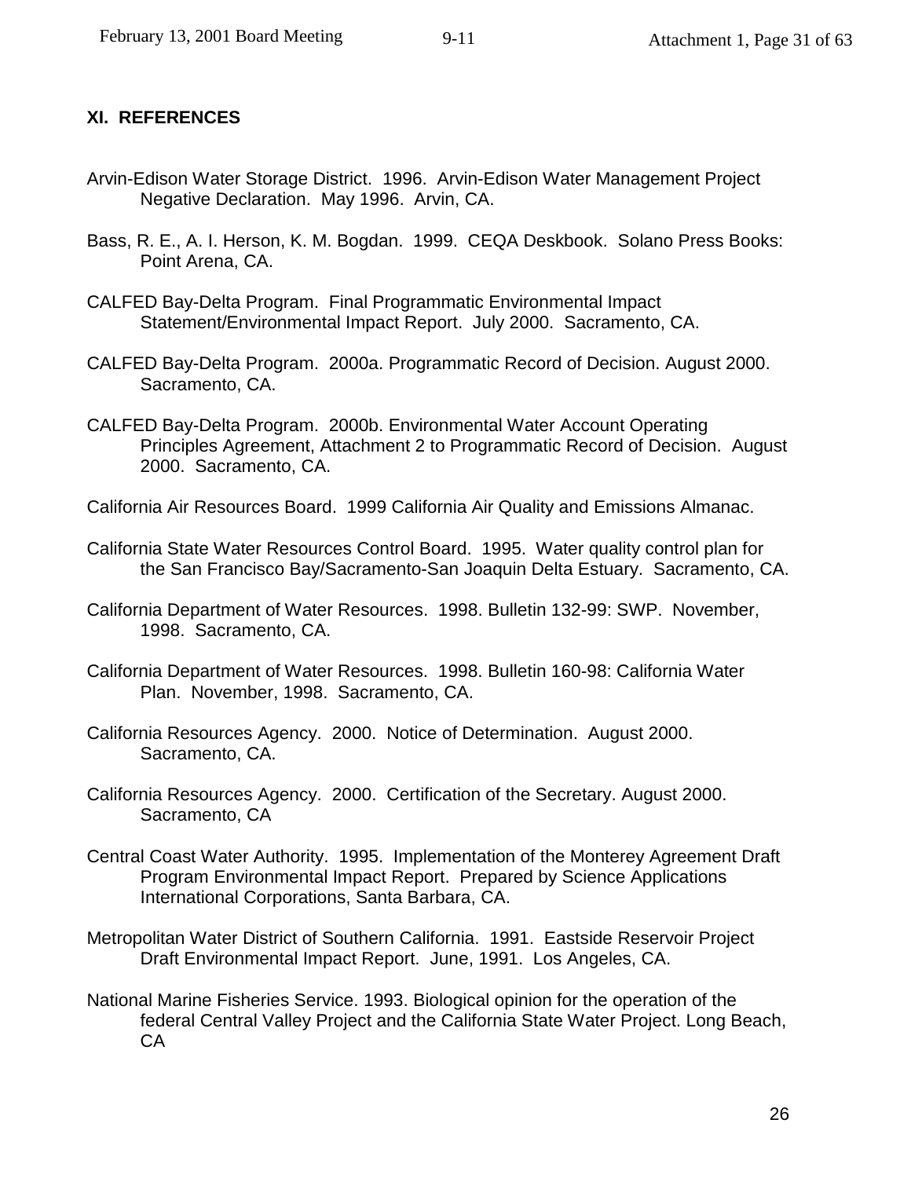## XI. REFERENCES

Arvin-Edison Water Storage District. 1996. Arvin-Edison Water Management Project Negative Declaration. May 1996. Arvin, CA.

Bass, R. E., A. I. Herson, K. M. Bogdan. 1999. CEQA Deskbook. Solano Press Books: Point Arena, CA.

CALFED Bay-Delta Program. Final Programmatic Environmental Impact Statement/Environmental Impact Report. July 2000. Sacramento, CA.

CALFED Bay-Delta Program. 2000a. Programmatic Record of Decision. August 2000. Sacramento, CA.

CALFED Bay-Delta Program. 2000b. Environmental Water Account Operating Principles Agreement, Attachment 2 to Programmatic Record of Decision. August 2000. Sacramento, CA.

California Air Resources Board. 1999 California Air Quality and Emissions Almanac.

California State Water Resources Control Board. 1995. Water quality control plan for the San Francisco Bay/Sacramento-San Joaquin Delta Estuary. Sacramento, CA.

California Department of Water Resources. 1998. Bulletin 132-99: SWP. November, 1998. Sacramento, CA.

California Department of Water Resources. 1998. Bulletin 160-98: California Water Plan. November, 1998. Sacramento, CA.

California Resources Agency. 2000. Notice of Determination. August 2000. Sacramento, CA.

California Resources Agency. 2000. Certification of the Secretary. August 2000. Sacramento, CA

Central Coast Water Authority. 1995. Implementation of the Monterey Agreement Draft Program Environmental Impact Report. Prepared by Science Applications International Corporations, Santa Barbara, CA.

Metropolitan Water District of Southern California. 1991. Eastside Reservoir Project Draft Environmental Impact Report. June, 1991. Los Angeles, CA.

National Marine Fisheries Service. 1993. Biological opinion for the operation of the federal Central Valley Project and the California State Water Project. Long Beach, CA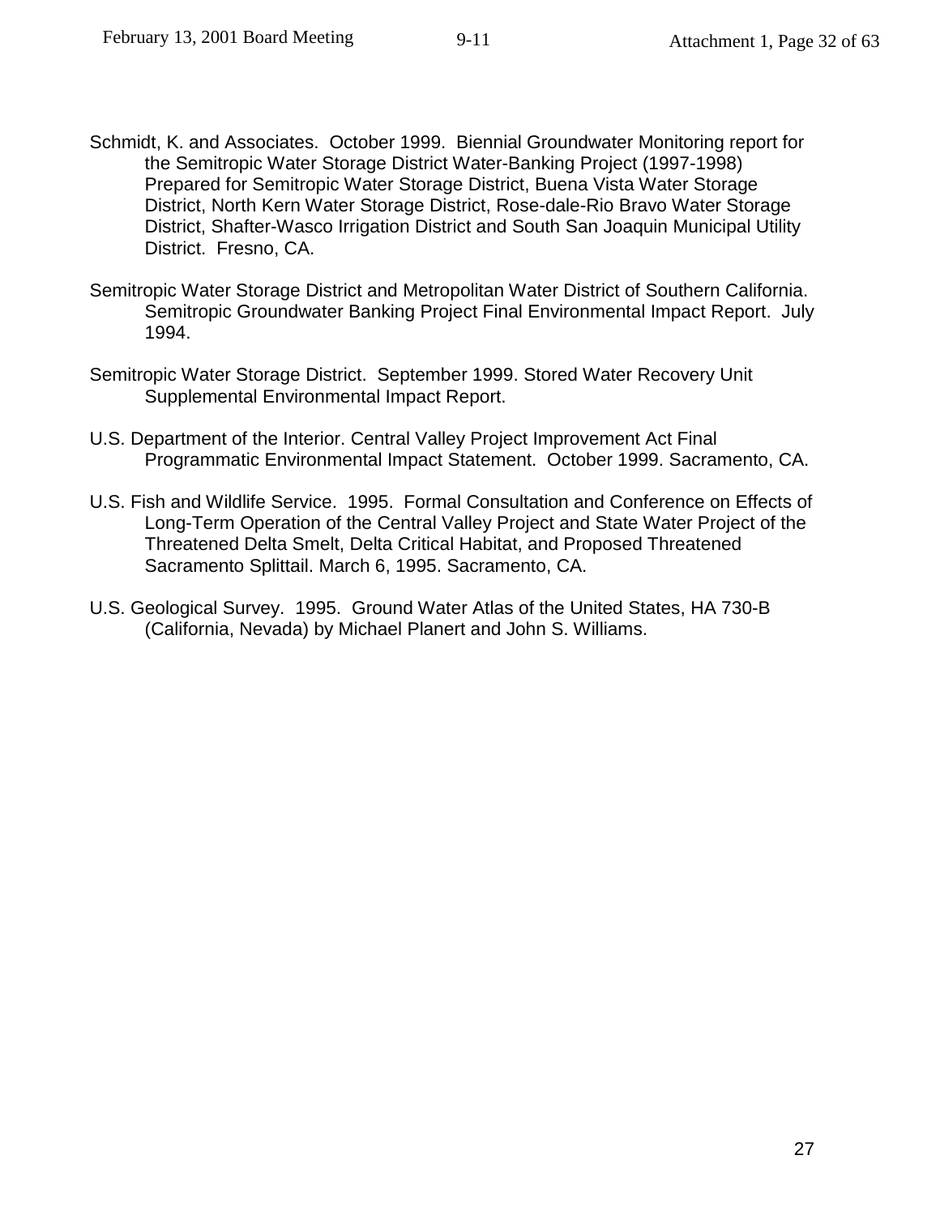Schmidt, K. and Associates. October 1999. Biennial Groundwater Monitoring report for the Semitropic Water Storage District Water-Banking Project (1997-1998) Prepared for Semitropic Water Storage District, Buena Vista Water Storage District, North Kern Water Storage District, Rose-dale-Rio Bravo Water Storage District, Shafter-Wasco Irrigation District and South San Joaquin Municipal Utility District. Fresno, CA.

Semitropic Water Storage District and Metropolitan Water District of Southern California. Semitropic Groundwater Banking Project Final Environmental Impact Report. July 1994.

Semitropic Water Storage District. September 1999. Stored Water Recovery Unit Supplemental Environmental Impact Report.

U.S. Department of the Interior. Central Valley Project Improvement Act Final Programmatic Environmental Impact Statement. October 1999. Sacramento, CA.

U.S. Fish and Wildlife Service. 1995. Formal Consultation and Conference on Effects of Long-Term Operation of the Central Valley Project and State Water Project of the Threatened Delta Smelt, Delta Critical Habitat, and Proposed Threatened Sacramento Splittail. March 6, 1995. Sacramento, CA.

U.S. Geological Survey. 1995. Ground Water Atlas of the United States, HA 730-B (California, Nevada) by Michael Planert and John S. Williams.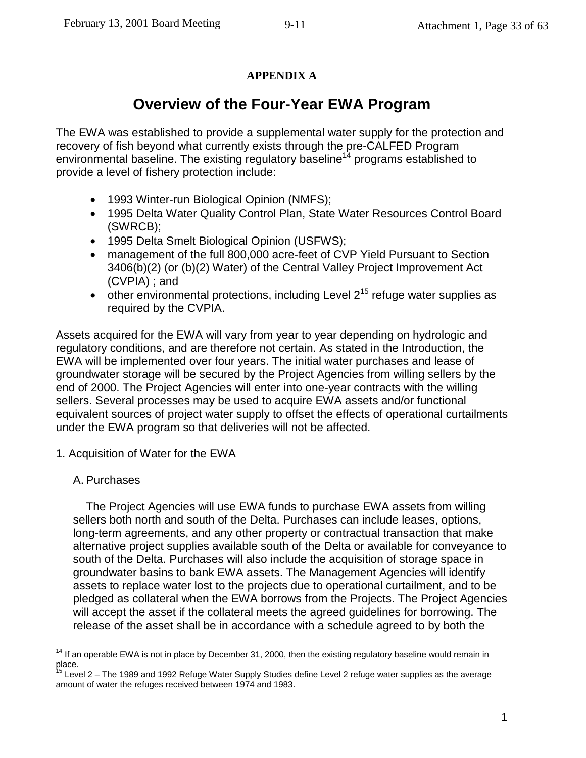**APPENDIX A**

# Overview of the Four-Year EWA Program

The EWA was established to provide a supplemental water supply for the protection and recovery of fish beyond what currently exists through the pre-CALFED Program environmental baseline. The existing regulatory baseline[14] programs established to provide a level of fishery protection include:

- 1993 Winter-run Biological Opinion (NMFS);
- 1995 Delta Water Quality Control Plan, State Water Resources Control Board (SWRCB);
- 1995 Delta Smelt Biological Opinion (USFWS);
- management of the full 800,000 acre-feet of CVP Yield Pursuant to Section 3406(b)(2) (or (b)(2) Water) of the Central Valley Project Improvement Act (CVPIA) ; and
- other environmental protections, including Level 2[15] refuge water supplies as required by the CVPIA.

Assets acquired for the EWA will vary from year to year depending on hydrologic and regulatory conditions, and are therefore not certain. As stated in the Introduction, the EWA will be implemented over four years. The initial water purchases and lease of groundwater storage will be secured by the Project Agencies from willing sellers by the end of 2000. The Project Agencies will enter into one-year contracts with the willing sellers. Several processes may be used to acquire EWA assets and/or functional equivalent sources of project water supply to offset the effects of operational curtailments under the EWA program so that deliveries will not be affected.

1. Acquisition of Water for the EWA

A. Purchases

The Project Agencies will use EWA funds to purchase EWA assets from willing sellers both north and south of the Delta. Purchases can include leases, options, long-term agreements, and any other property or contractual transaction that make alternative project supplies available south of the Delta or available for conveyance to south of the Delta. Purchases will also include the acquisition of storage space in groundwater basins to bank EWA assets. The Management Agencies will identify assets to replace water lost to the projects due to operational curtailment, and to be pledged as collateral when the EWA borrows from the Projects. The Project Agencies will accept the asset if the collateral meets the agreed guidelines for borrowing. The release of the asset shall be in accordance with a schedule agreed to by both the

---

[14] If an operable EWA is not in place by December 31, 2000, then the existing regulatory baseline would remain in place.

[15] Level 2 – The 1989 and 1992 Refuge Water Supply Studies define Level 2 refuge water supplies as the average amount of water the refuges received between 1974 and 1983.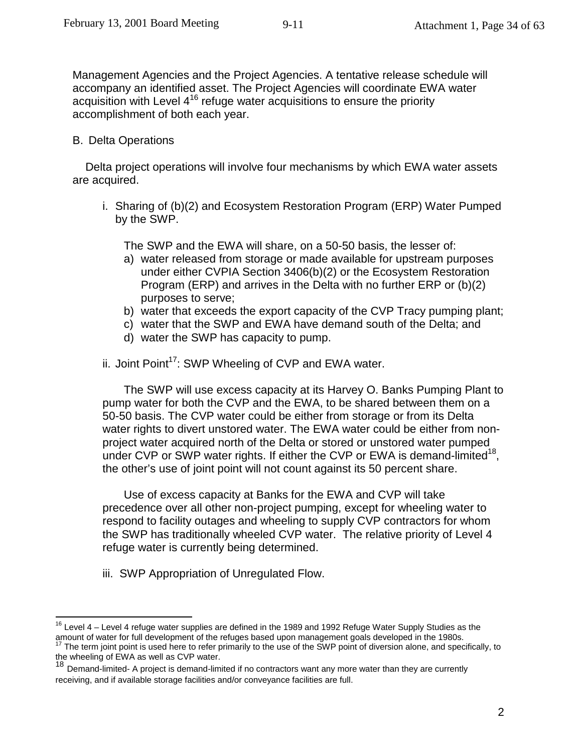Management Agencies and the Project Agencies. A tentative release schedule will accompany an identified asset. The Project Agencies will coordinate EWA water acquisition with Level 4[16] refuge water acquisitions to ensure the priority accomplishment of both each year.

B. Delta Operations

Delta project operations will involve four mechanisms by which EWA water assets are acquired.

i. Sharing of (b)(2) and Ecosystem Restoration Program (ERP) Water Pumped by the SWP.

The SWP and the EWA will share, on a 50-50 basis, the lesser of:

a) water released from storage or made available for upstream purposes under either CVPIA Section 3406(b)(2) or the Ecosystem Restoration Program (ERP) and arrives in the Delta with no further ERP or (b)(2) purposes to serve;
b) water that exceeds the export capacity of the CVP Tracy pumping plant;
c) water that the SWP and EWA have demand south of the Delta; and
d) water the SWP has capacity to pump.

ii. Joint Point[17]: SWP Wheeling of CVP and EWA water.

The SWP will use excess capacity at its Harvey O. Banks Pumping Plant to pump water for both the CVP and the EWA, to be shared between them on a 50-50 basis. The CVP water could be either from storage or from its Delta water rights to divert unstored water. The EWA water could be either from non-project water acquired north of the Delta or stored or unstored water pumped under CVP or SWP water rights. If either the CVP or EWA is demand-limited[18], the other's use of joint point will not count against its 50 percent share.

Use of excess capacity at Banks for the EWA and CVP will take precedence over all other non-project pumping, except for wheeling water to respond to facility outages and wheeling to supply CVP contractors for whom the SWP has traditionally wheeled CVP water. The relative priority of Level 4 refuge water is currently being determined.

iii. SWP Appropriation of Unregulated Flow.

---

[16] Level 4 – Level 4 refuge water supplies are defined in the 1989 and 1992 Refuge Water Supply Studies as the amount of water for full development of the refuges based upon management goals developed in the 1980s.

[17] The term joint point is used here to refer primarily to the use of the SWP point of diversion alone, and specifically, to the wheeling of EWA as well as CVP water.

[18] Demand-limited- A project is demand-limited if no contractors want any more water than they are currently receiving, and if available storage facilities and/or conveyance facilities are full.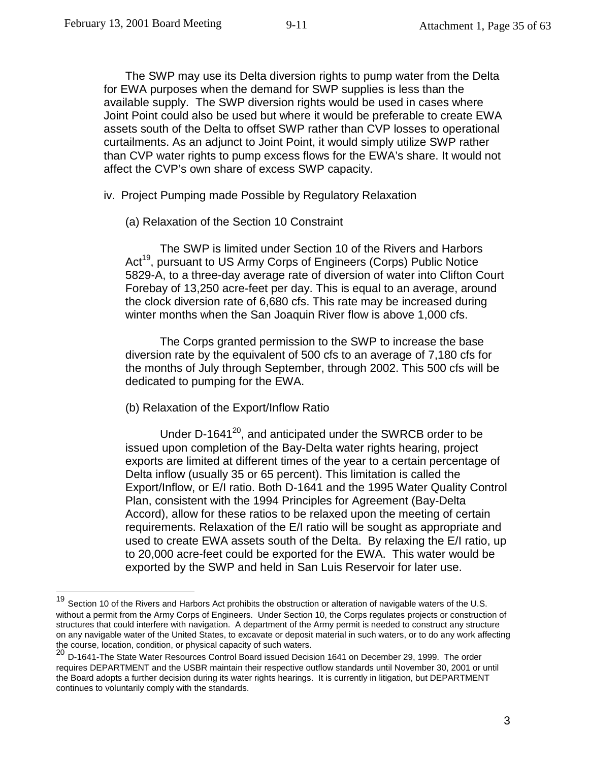The SWP may use its Delta diversion rights to pump water from the Delta for EWA purposes when the demand for SWP supplies is less than the available supply. The SWP diversion rights would be used in cases where Joint Point could also be used but where it would be preferable to create EWA assets south of the Delta to offset SWP rather than CVP losses to operational curtailments. As an adjunct to Joint Point, it would simply utilize SWP rather than CVP water rights to pump excess flows for the EWA's share. It would not affect the CVP's own share of excess SWP capacity.

iv. Project Pumping made Possible by Regulatory Relaxation

(a) Relaxation of the Section 10 Constraint

The SWP is limited under Section 10 of the Rivers and Harbors Act[19], pursuant to US Army Corps of Engineers (Corps) Public Notice 5829-A, to a three-day average rate of diversion of water into Clifton Court Forebay of 13,250 acre-feet per day. This is equal to an average, around the clock diversion rate of 6,680 cfs. This rate may be increased during winter months when the San Joaquin River flow is above 1,000 cfs.

The Corps granted permission to the SWP to increase the base diversion rate by the equivalent of 500 cfs to an average of 7,180 cfs for the months of July through September, through 2002. This 500 cfs will be dedicated to pumping for the EWA.

(b) Relaxation of the Export/Inflow Ratio

Under D-1641[20], and anticipated under the SWRCB order to be issued upon completion of the Bay-Delta water rights hearing, project exports are limited at different times of the year to a certain percentage of Delta inflow (usually 35 or 65 percent). This limitation is called the Export/Inflow, or E/I ratio. Both D-1641 and the 1995 Water Quality Control Plan, consistent with the 1994 Principles for Agreement (Bay-Delta Accord), allow for these ratios to be relaxed upon the meeting of certain requirements. Relaxation of the E/I ratio will be sought as appropriate and used to create EWA assets south of the Delta. By relaxing the E/I ratio, up to 20,000 acre-feet could be exported for the EWA. This water would be exported by the SWP and held in San Luis Reservoir for later use.

---

[19] Section 10 of the Rivers and Harbors Act prohibits the obstruction or alteration of navigable waters of the U.S. without a permit from the Army Corps of Engineers. Under Section 10, the Corps regulates projects or construction of structures that could interfere with navigation. A department of the Army permit is needed to construct any structure on any navigable water of the United States, to excavate or deposit material in such waters, or to do any work affecting the course, location, condition, or physical capacity of such waters.

[20] D-1641-The State Water Resources Control Board issued Decision 1641 on December 29, 1999. The order requires DEPARTMENT and the USBR maintain their respective outflow standards until November 30, 2001 or until the Board adopts a further decision during its water rights hearings. It is currently in litigation, but DEPARTMENT continues to voluntarily comply with the standards.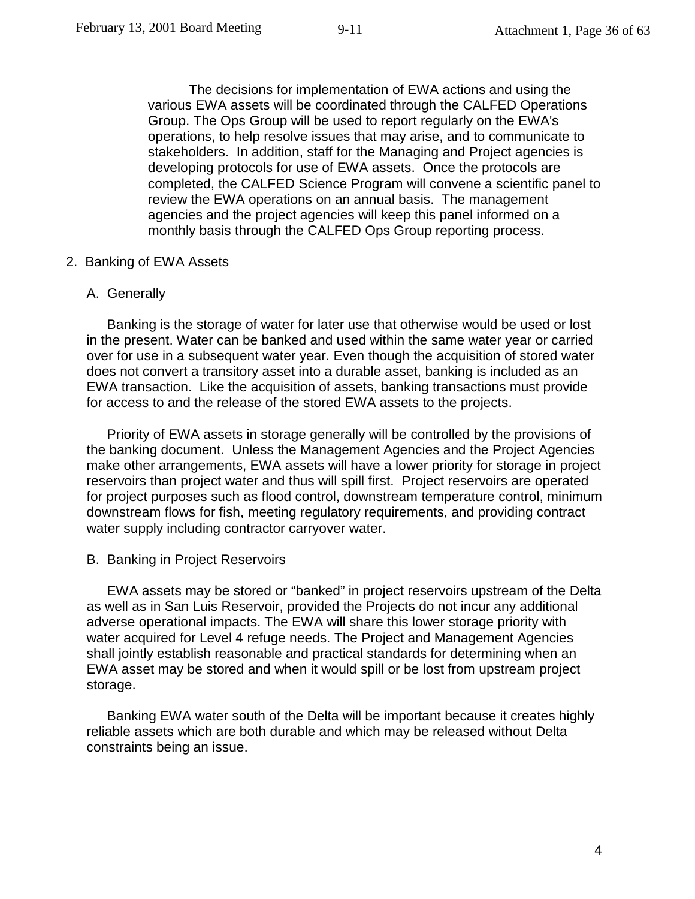The decisions for implementation of EWA actions and using the various EWA assets will be coordinated through the CALFED Operations Group. The Ops Group will be used to report regularly on the EWA's operations, to help resolve issues that may arise, and to communicate to stakeholders. In addition, staff for the Managing and Project agencies is developing protocols for use of EWA assets. Once the protocols are completed, the CALFED Science Program will convene a scientific panel to review the EWA operations on an annual basis. The management agencies and the project agencies will keep this panel informed on a monthly basis through the CALFED Ops Group reporting process.

## 2. Banking of EWA Assets

### A. Generally

Banking is the storage of water for later use that otherwise would be used or lost in the present. Water can be banked and used within the same water year or carried over for use in a subsequent water year. Even though the acquisition of stored water does not convert a transitory asset into a durable asset, banking is included as an EWA transaction. Like the acquisition of assets, banking transactions must provide for access to and the release of the stored EWA assets to the projects.

Priority of EWA assets in storage generally will be controlled by the provisions of the banking document. Unless the Management Agencies and the Project Agencies make other arrangements, EWA assets will have a lower priority for storage in project reservoirs than project water and thus will spill first. Project reservoirs are operated for project purposes such as flood control, downstream temperature control, minimum downstream flows for fish, meeting regulatory requirements, and providing contract water supply including contractor carryover water.

### B. Banking in Project Reservoirs

EWA assets may be stored or "banked" in project reservoirs upstream of the Delta as well as in San Luis Reservoir, provided the Projects do not incur any additional adverse operational impacts. The EWA will share this lower storage priority with water acquired for Level 4 refuge needs. The Project and Management Agencies shall jointly establish reasonable and practical standards for determining when an EWA asset may be stored and when it would spill or be lost from upstream project storage.

Banking EWA water south of the Delta will be important because it creates highly reliable assets which are both durable and which may be released without Delta constraints being an issue.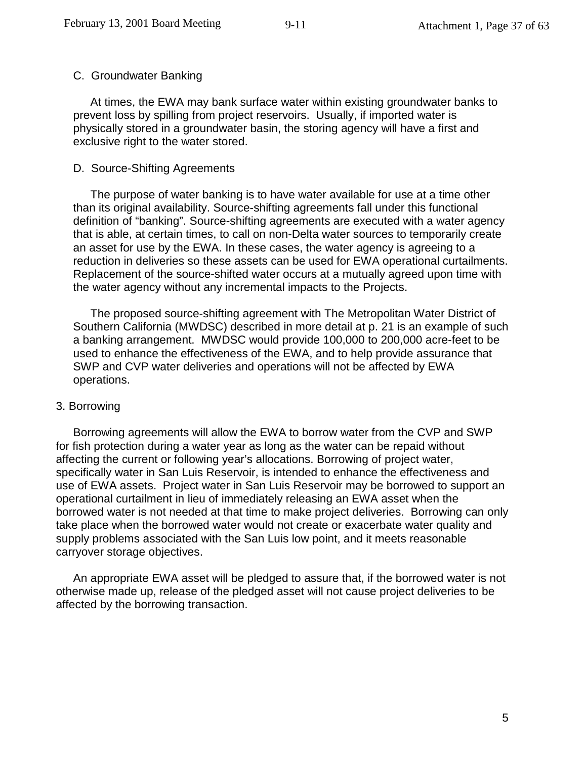### C. Groundwater Banking

At times, the EWA may bank surface water within existing groundwater banks to prevent loss by spilling from project reservoirs. Usually, if imported water is physically stored in a groundwater basin, the storing agency will have a first and exclusive right to the water stored.

### D. Source-Shifting Agreements

The purpose of water banking is to have water available for use at a time other than its original availability. Source-shifting agreements fall under this functional definition of "banking". Source-shifting agreements are executed with a water agency that is able, at certain times, to call on non-Delta water sources to temporarily create an asset for use by the EWA. In these cases, the water agency is agreeing to a reduction in deliveries so these assets can be used for EWA operational curtailments. Replacement of the source-shifted water occurs at a mutually agreed upon time with the water agency without any incremental impacts to the Projects.

The proposed source-shifting agreement with The Metropolitan Water District of Southern California (MWDSC) described in more detail at p. 21 is an example of such a banking arrangement. MWDSC would provide 100,000 to 200,000 acre-feet to be used to enhance the effectiveness of the EWA, and to help provide assurance that SWP and CVP water deliveries and operations will not be affected by EWA operations.

## 3. Borrowing

Borrowing agreements will allow the EWA to borrow water from the CVP and SWP for fish protection during a water year as long as the water can be repaid without affecting the current or following year's allocations. Borrowing of project water, specifically water in San Luis Reservoir, is intended to enhance the effectiveness and use of EWA assets. Project water in San Luis Reservoir may be borrowed to support an operational curtailment in lieu of immediately releasing an EWA asset when the borrowed water is not needed at that time to make project deliveries. Borrowing can only take place when the borrowed water would not create or exacerbate water quality and supply problems associated with the San Luis low point, and it meets reasonable carryover storage objectives.

An appropriate EWA asset will be pledged to assure that, if the borrowed water is not otherwise made up, release of the pledged asset will not cause project deliveries to be affected by the borrowing transaction.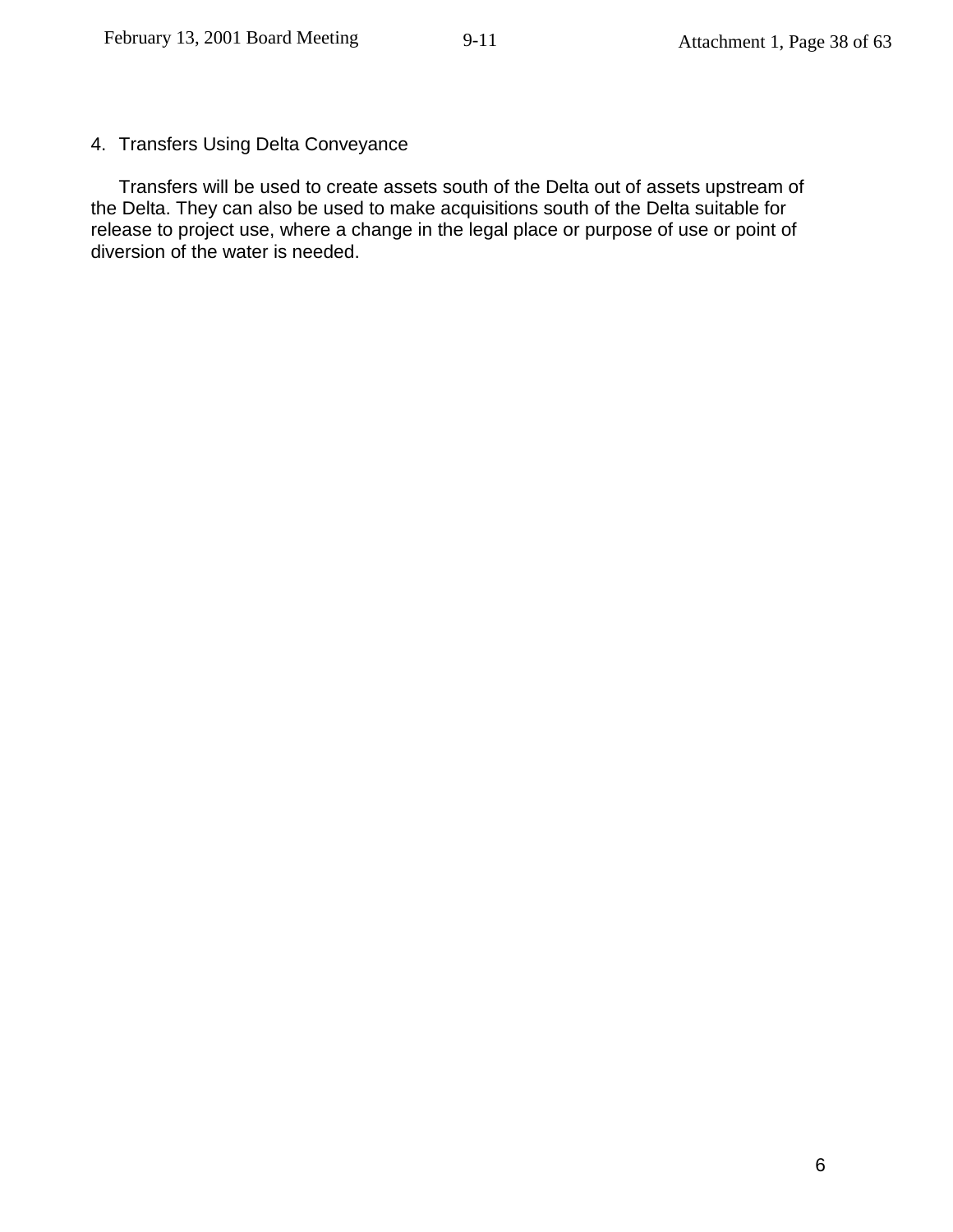4. Transfers Using Delta Conveyance

Transfers will be used to create assets south of the Delta out of assets upstream of the Delta. They can also be used to make acquisitions south of the Delta suitable for release to project use, where a change in the legal place or purpose of use or point of diversion of the water is needed.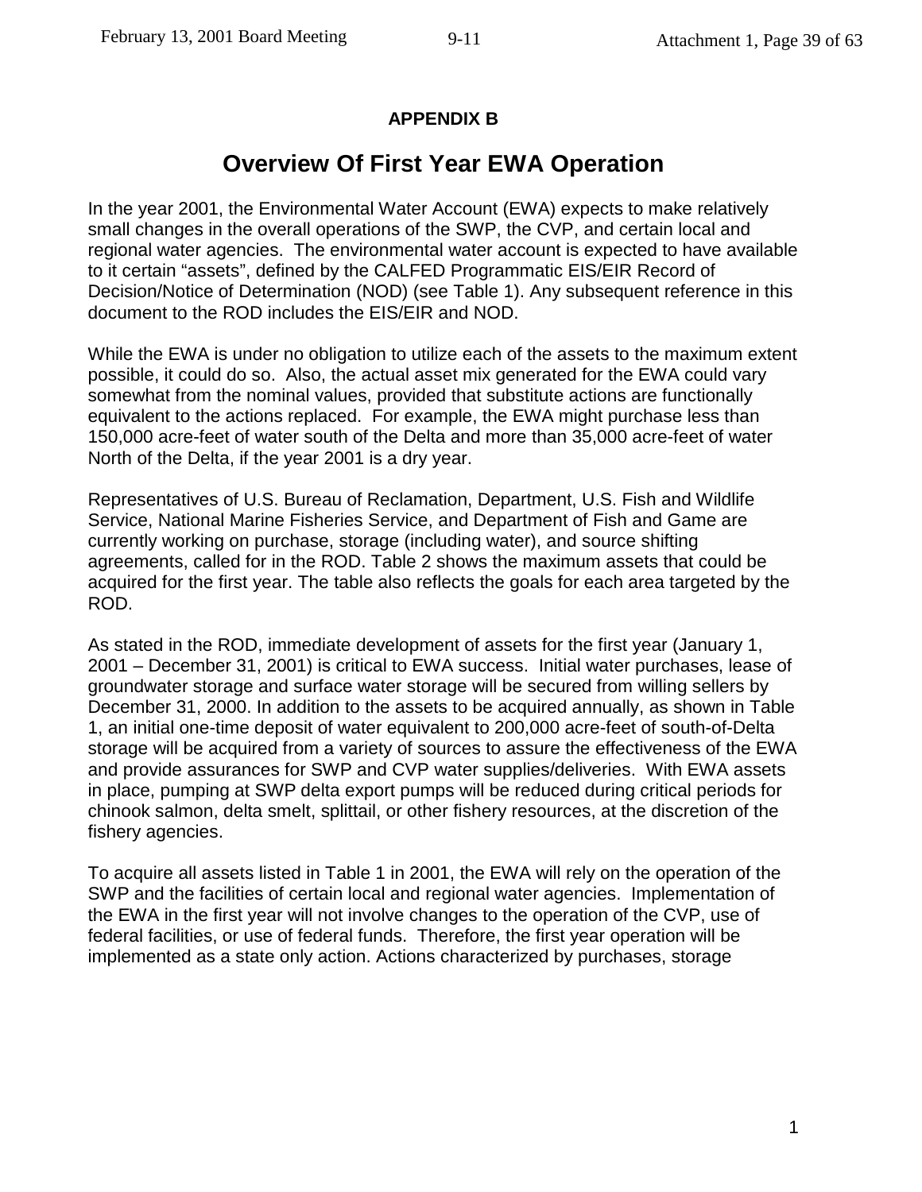**APPENDIX B**

# Overview Of First Year EWA Operation

In the year 2001, the Environmental Water Account (EWA) expects to make relatively small changes in the overall operations of the SWP, the CVP, and certain local and regional water agencies. The environmental water account is expected to have available to it certain "assets", defined by the CALFED Programmatic EIS/EIR Record of Decision/Notice of Determination (NOD) (see Table 1). Any subsequent reference in this document to the ROD includes the EIS/EIR and NOD.

While the EWA is under no obligation to utilize each of the assets to the maximum extent possible, it could do so. Also, the actual asset mix generated for the EWA could vary somewhat from the nominal values, provided that substitute actions are functionally equivalent to the actions replaced. For example, the EWA might purchase less than 150,000 acre-feet of water south of the Delta and more than 35,000 acre-feet of water North of the Delta, if the year 2001 is a dry year.

Representatives of U.S. Bureau of Reclamation, Department, U.S. Fish and Wildlife Service, National Marine Fisheries Service, and Department of Fish and Game are currently working on purchase, storage (including water), and source shifting agreements, called for in the ROD. Table 2 shows the maximum assets that could be acquired for the first year. The table also reflects the goals for each area targeted by the ROD.

As stated in the ROD, immediate development of assets for the first year (January 1, 2001 – December 31, 2001) is critical to EWA success. Initial water purchases, lease of groundwater storage and surface water storage will be secured from willing sellers by December 31, 2000. In addition to the assets to be acquired annually, as shown in Table 1, an initial one-time deposit of water equivalent to 200,000 acre-feet of south-of-Delta storage will be acquired from a variety of sources to assure the effectiveness of the EWA and provide assurances for SWP and CVP water supplies/deliveries. With EWA assets in place, pumping at SWP delta export pumps will be reduced during critical periods for chinook salmon, delta smelt, splittail, or other fishery resources, at the discretion of the fishery agencies.

To acquire all assets listed in Table 1 in 2001, the EWA will rely on the operation of the SWP and the facilities of certain local and regional water agencies. Implementation of the EWA in the first year will not involve changes to the operation of the CVP, use of federal facilities, or use of federal funds. Therefore, the first year operation will be implemented as a state only action. Actions characterized by purchases, storage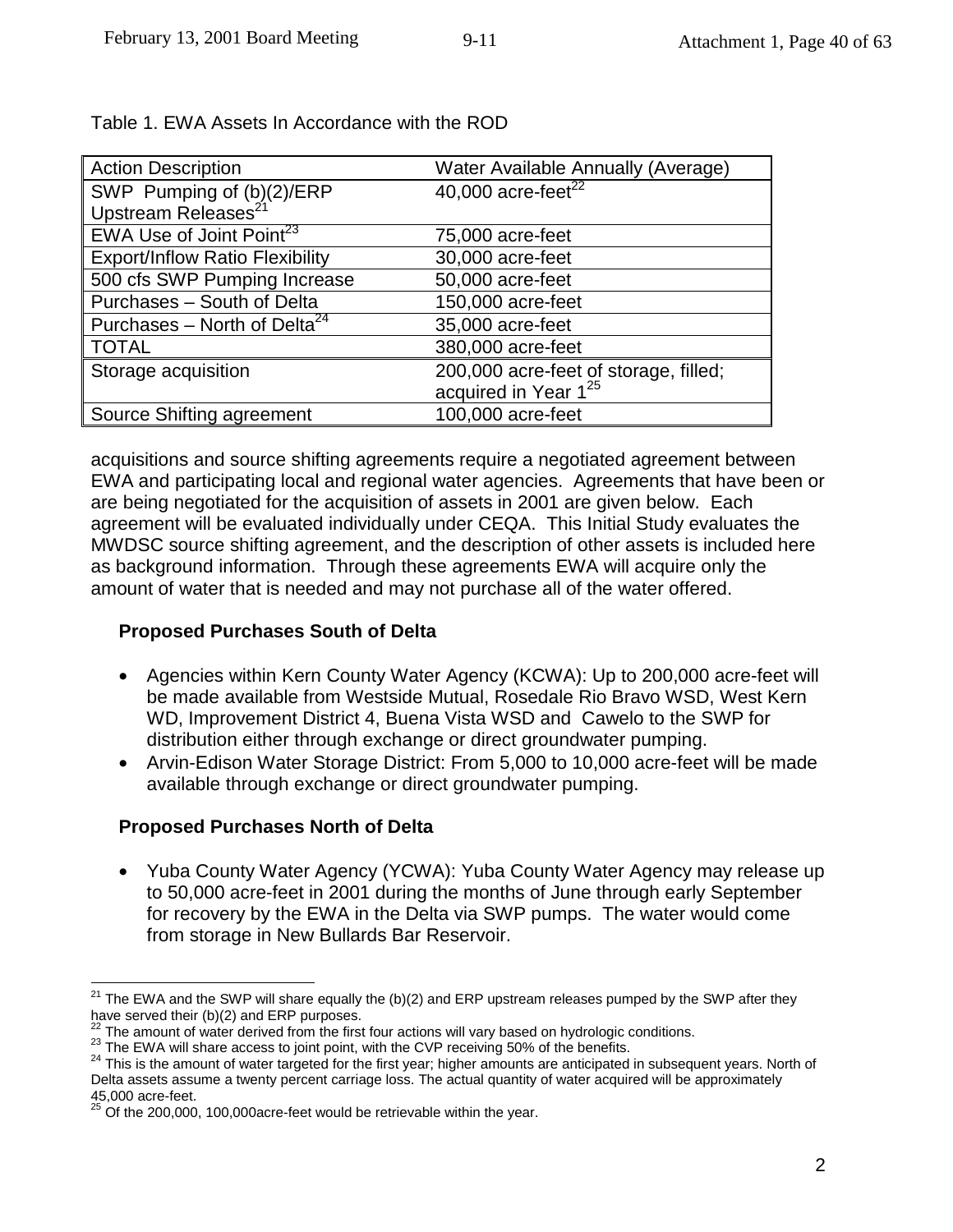Table 1. EWA Assets In Accordance with the ROD

| Action Description | Water Available Annually (Average) |
|---|---|
| SWP Pumping of (b)(2)/ERP Upstream Releases[21] | 40,000 acre-feet[22] |
| EWA Use of Joint Point[23] | 75,000 acre-feet |
| Export/Inflow Ratio Flexibility | 30,000 acre-feet |
| 500 cfs SWP Pumping Increase | 50,000 acre-feet |
| Purchases – South of Delta | 150,000 acre-feet |
| Purchases – North of Delta[24] | 35,000 acre-feet |
| TOTAL | 380,000 acre-feet |
| Storage acquisition | 200,000 acre-feet of storage, filled; acquired in Year 1[25] |
| Source Shifting agreement | 100,000 acre-feet |

acquisitions and source shifting agreements require a negotiated agreement between EWA and participating local and regional water agencies. Agreements that have been or are being negotiated for the acquisition of assets in 2001 are given below. Each agreement will be evaluated individually under CEQA. This Initial Study evaluates the MWDSC source shifting agreement, and the description of other assets is included here as background information. Through these agreements EWA will acquire only the amount of water that is needed and may not purchase all of the water offered.

### Proposed Purchases South of Delta

- Agencies within Kern County Water Agency (KCWA): Up to 200,000 acre-feet will be made available from Westside Mutual, Rosedale Rio Bravo WSD, West Kern WD, Improvement District 4, Buena Vista WSD and Cawelo to the SWP for distribution either through exchange or direct groundwater pumping.
- Arvin-Edison Water Storage District: From 5,000 to 10,000 acre-feet will be made available through exchange or direct groundwater pumping.

### Proposed Purchases North of Delta

- Yuba County Water Agency (YCWA): Yuba County Water Agency may release up to 50,000 acre-feet in 2001 during the months of June through early September for recovery by the EWA in the Delta via SWP pumps. The water would come from storage in New Bullards Bar Reservoir.

---

[21] The EWA and the SWP will share equally the (b)(2) and ERP upstream releases pumped by the SWP after they have served their (b)(2) and ERP purposes.

[22] The amount of water derived from the first four actions will vary based on hydrologic conditions.

[23] The EWA will share access to joint point, with the CVP receiving 50% of the benefits.

[24] This is the amount of water targeted for the first year; higher amounts are anticipated in subsequent years. North of Delta assets assume a twenty percent carriage loss. The actual quantity of water acquired will be approximately 45,000 acre-feet.

[25] Of the 200,000, 100,000acre-feet would be retrievable within the year.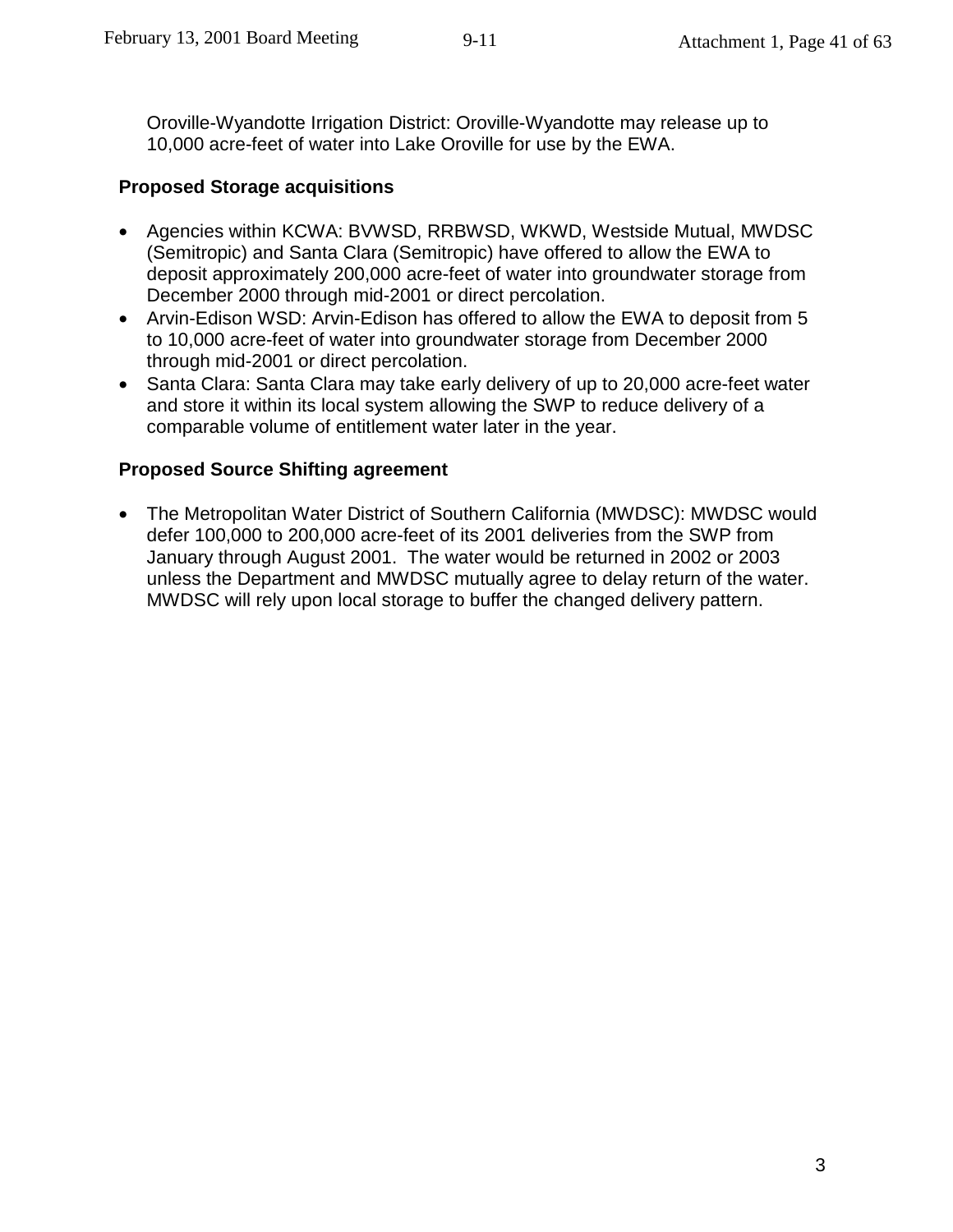Oroville-Wyandotte Irrigation District: Oroville-Wyandotte may release up to 10,000 acre-feet of water into Lake Oroville for use by the EWA.

**Proposed Storage acquisitions**

- Agencies within KCWA: BVWSD, RRBWSD, WKWD, Westside Mutual, MWDSC (Semitropic) and Santa Clara (Semitropic) have offered to allow the EWA to deposit approximately 200,000 acre-feet of water into groundwater storage from December 2000 through mid-2001 or direct percolation.
- Arvin-Edison WSD: Arvin-Edison has offered to allow the EWA to deposit from 5 to 10,000 acre-feet of water into groundwater storage from December 2000 through mid-2001 or direct percolation.
- Santa Clara: Santa Clara may take early delivery of up to 20,000 acre-feet water and store it within its local system allowing the SWP to reduce delivery of a comparable volume of entitlement water later in the year.

**Proposed Source Shifting agreement**

- The Metropolitan Water District of Southern California (MWDSC): MWDSC would defer 100,000 to 200,000 acre-feet of its 2001 deliveries from the SWP from January through August 2001. The water would be returned in 2002 or 2003 unless the Department and MWDSC mutually agree to delay return of the water. MWDSC will rely upon local storage to buffer the changed delivery pattern.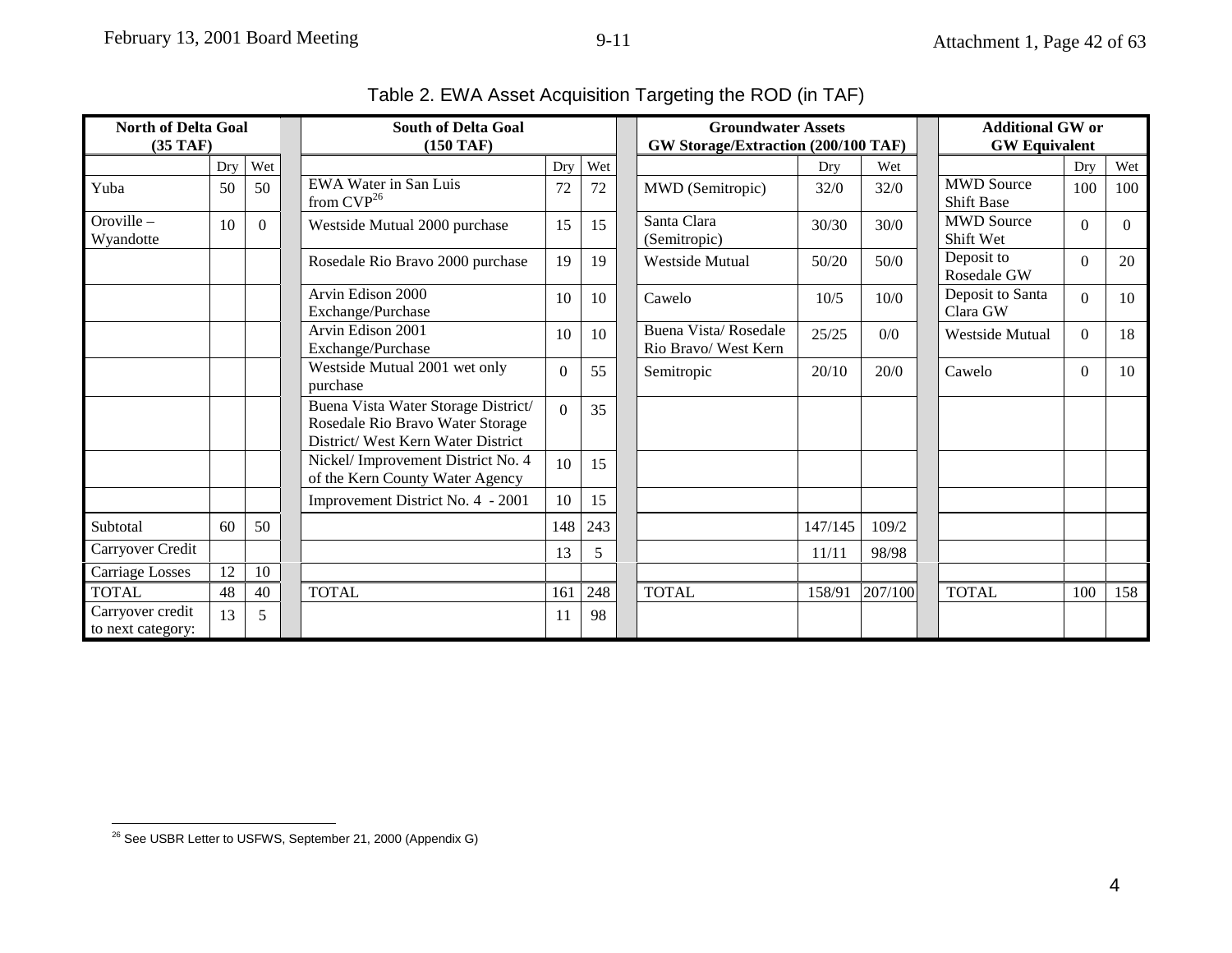Table 2. EWA Asset Acquisition Targeting the ROD (in TAF)

| North of Delta Goal (35 TAF) | | | | South of Delta Goal (150 TAF) | | | | Groundwater Assets GW Storage/Extraction (200/100 TAF) | | | | Additional GW or GW Equivalent | | |
|---|---|---|---|---|---|---|---|---|---|---|---|---|---|---|
| | Dry | Wet | | | Dry | Wet | | | Dry | Wet | | | Dry | Wet |
| Yuba | 50 | 50 | | EWA Water in San Luis from CVP[26] | 72 | 72 | | MWD (Semitropic) | 32/0 | 32/0 | | MWD Source Shift Base | 100 | 100 |
| Oroville – Wyandotte | 10 | 0 | | Westside Mutual 2000 purchase | 15 | 15 | | Santa Clara (Semitropic) | 30/30 | 30/0 | | MWD Source Shift Wet | 0 | 0 |
| | | | | Rosedale Rio Bravo 2000 purchase | 19 | 19 | | Westside Mutual | 50/20 | 50/0 | | Deposit to Rosedale GW | 0 | 20 |
| | | | | Arvin Edison 2000 Exchange/Purchase | 10 | 10 | | Cawelo | 10/5 | 10/0 | | Deposit to Santa Clara GW | 0 | 10 |
| | | | | Arvin Edison 2001 Exchange/Purchase | 10 | 10 | | Buena Vista/ Rosedale Rio Bravo/ West Kern | 25/25 | 0/0 | | Westside Mutual | 0 | 18 |
| | | | | Westside Mutual 2001 wet only purchase | 0 | 55 | | Semitropic | 20/10 | 20/0 | | Cawelo | 0 | 10 |
| | | | | Buena Vista Water Storage District/ Rosedale Rio Bravo Water Storage District/ West Kern Water District | 0 | 35 | | | | | | | | |
| | | | | Nickel/ Improvement District No. 4 of the Kern County Water Agency | 10 | 15 | | | | | | | | |
| | | | | Improvement District No. 4 - 2001 | 10 | 15 | | | | | | | | |
| Subtotal | 60 | 50 | | | 148 | 243 | | | 147/145 | 109/2 | | | | |
| Carryover Credit | | | | | 13 | 5 | | | 11/11 | 98/98 | | | | |
| Carriage Losses | 12 | 10 | | | | | | | | | | | | |
| TOTAL | 48 | 40 | | TOTAL | 161 | 248 | | TOTAL | 158/91 | 207/100 | | TOTAL | 100 | 158 |
| Carryover credit to next category: | 13 | 5 | | | 11 | 98 | | | | | | | | |

[26] See USBR Letter to USFWS, September 21, 2000 (Appendix G)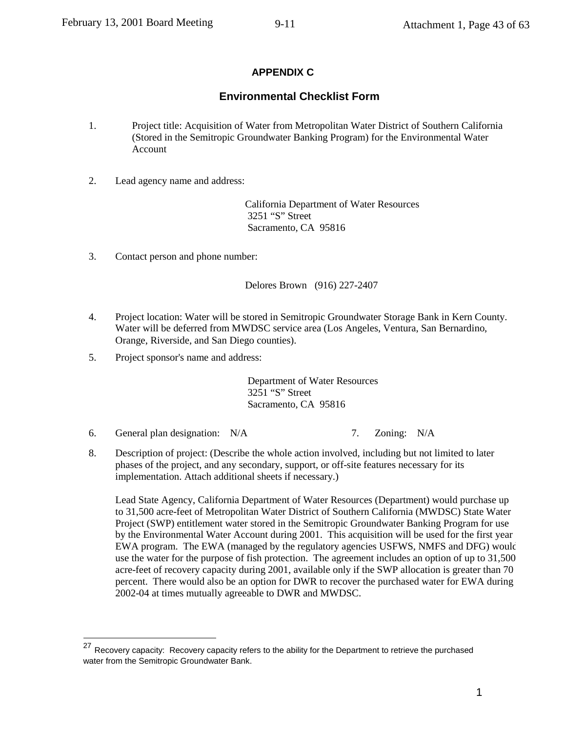## APPENDIX C

## Environmental Checklist Form

1. Project title: Acquisition of Water from Metropolitan Water District of Southern California (Stored in the Semitropic Groundwater Banking Program) for the Environmental Water Account

2. Lead agency name and address:

   California Department of Water Resources
   3251 "S" Street
   Sacramento, CA 95816

3. Contact person and phone number:

   Delores Brown (916) 227-2407

4. Project location: Water will be stored in Semitropic Groundwater Storage Bank in Kern County. Water will be deferred from MWDSC service area (Los Angeles, Ventura, San Bernardino, Orange, Riverside, and San Diego counties).

5. Project sponsor's name and address:

   Department of Water Resources
   3251 "S" Street
   Sacramento, CA 95816

6. General plan designation: N/A

7. Zoning: N/A

8. Description of project: (Describe the whole action involved, including but not limited to later phases of the project, and any secondary, support, or off-site features necessary for its implementation. Attach additional sheets if necessary.)

   Lead State Agency, California Department of Water Resources (Department) would purchase up to 31,500 acre-feet of Metropolitan Water District of Southern California (MWDSC) State Water Project (SWP) entitlement water stored in the Semitropic Groundwater Banking Program for use by the Environmental Water Account during 2001. This acquisition will be used for the first year EWA program. The EWA (managed by the regulatory agencies USFWS, NMFS and DFG) would use the water for the purpose of fish protection. The agreement includes an option of up to 31,500 acre-feet of recovery capacity during 2001, available only if the SWP allocation is greater than 70 percent. There would also be an option for DWR to recover the purchased water for EWA during 2002-04 at times mutually agreeable to DWR and MWDSC.

---

[27] Recovery capacity: Recovery capacity refers to the ability for the Department to retrieve the purchased water from the Semitropic Groundwater Bank.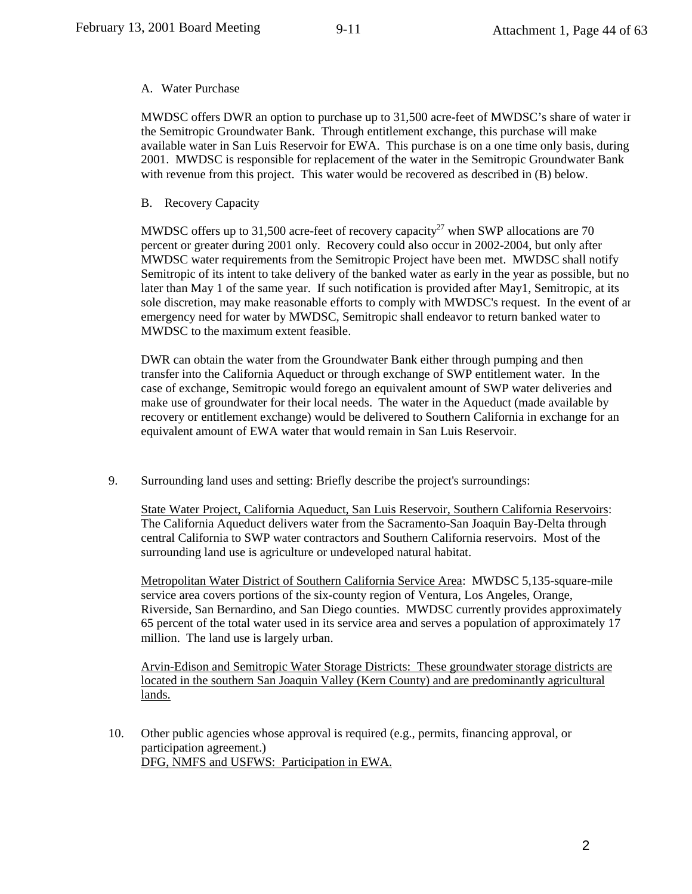A. Water Purchase

MWDSC offers DWR an option to purchase up to 31,500 acre-feet of MWDSC's share of water in the Semitropic Groundwater Bank. Through entitlement exchange, this purchase will make available water in San Luis Reservoir for EWA. This purchase is on a one time only basis, during 2001. MWDSC is responsible for replacement of the water in the Semitropic Groundwater Bank with revenue from this project. This water would be recovered as described in (B) below.

B. Recovery Capacity

MWDSC offers up to 31,500 acre-feet of recovery capacity[27] when SWP allocations are 70 percent or greater during 2001 only. Recovery could also occur in 2002-2004, but only after MWDSC water requirements from the Semitropic Project have been met. MWDSC shall notify Semitropic of its intent to take delivery of the banked water as early in the year as possible, but no later than May 1 of the same year. If such notification is provided after May1, Semitropic, at its sole discretion, may make reasonable efforts to comply with MWDSC's request. In the event of an emergency need for water by MWDSC, Semitropic shall endeavor to return banked water to MWDSC to the maximum extent feasible.

DWR can obtain the water from the Groundwater Bank either through pumping and then transfer into the California Aqueduct or through exchange of SWP entitlement water. In the case of exchange, Semitropic would forego an equivalent amount of SWP water deliveries and make use of groundwater for their local needs. The water in the Aqueduct (made available by recovery or entitlement exchange) would be delivered to Southern California in exchange for an equivalent amount of EWA water that would remain in San Luis Reservoir.

9. Surrounding land uses and setting: Briefly describe the project's surroundings:

   <u>State Water Project, California Aqueduct, San Luis Reservoir, Southern California Reservoirs</u>: The California Aqueduct delivers water from the Sacramento-San Joaquin Bay-Delta through central California to SWP water contractors and Southern California reservoirs. Most of the surrounding land use is agriculture or undeveloped natural habitat.

   <u>Metropolitan Water District of Southern California Service Area</u>: MWDSC 5,135-square-mile service area covers portions of the six-county region of Ventura, Los Angeles, Orange, Riverside, San Bernardino, and San Diego counties. MWDSC currently provides approximately 65 percent of the total water used in its service area and serves a population of approximately 17 million. The land use is largely urban.

   <u>Arvin-Edison and Semitropic Water Storage Districts: These groundwater storage districts are located in the southern San Joaquin Valley (Kern County) and are predominantly agricultural lands.</u>

10. Other public agencies whose approval is required (e.g., permits, financing approval, or participation agreement.)
    <u>DFG, NMFS and USFWS: Participation in EWA.</u>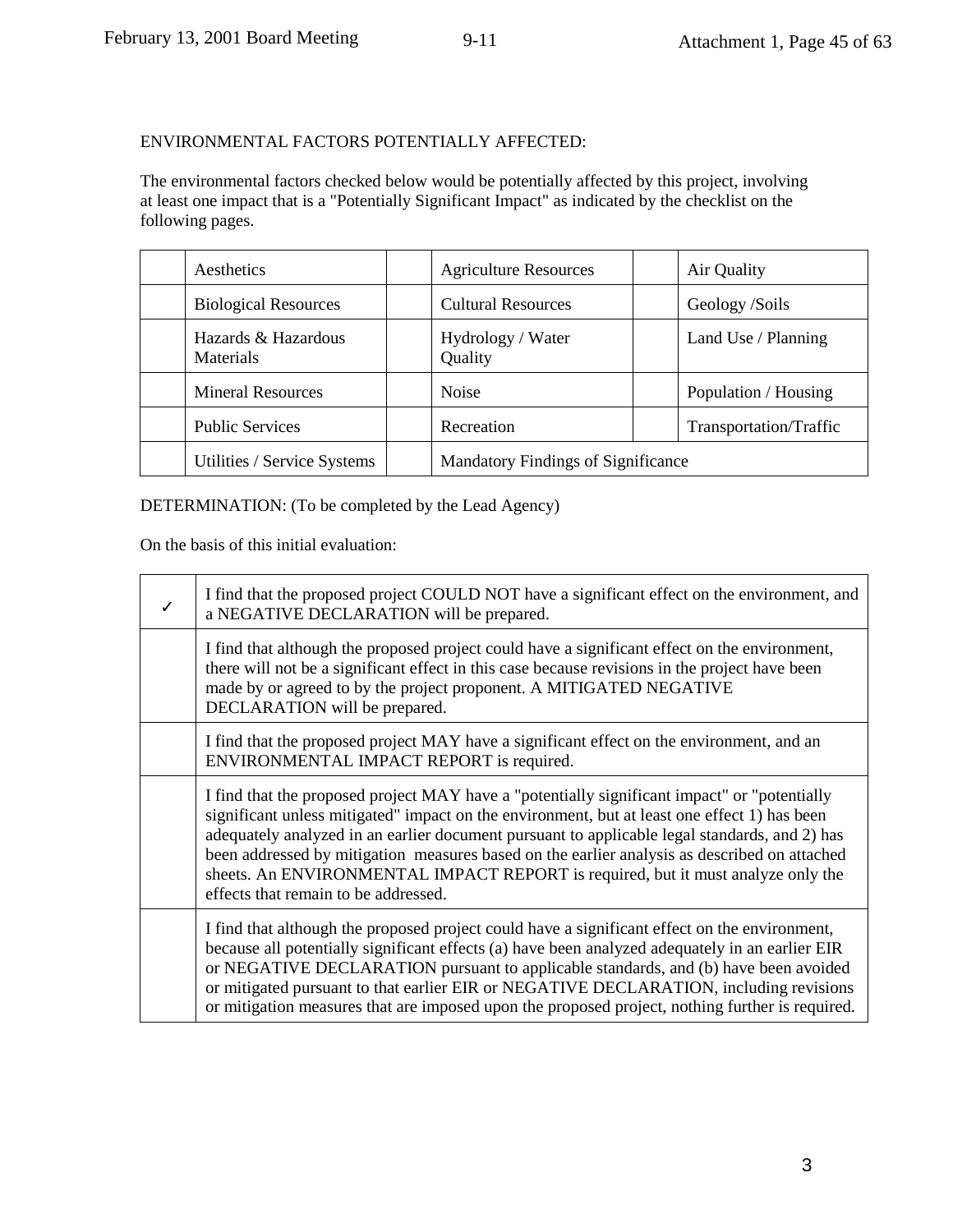ENVIRONMENTAL FACTORS POTENTIALLY AFFECTED:

The environmental factors checked below would be potentially affected by this project, involving at least one impact that is a "Potentially Significant Impact" as indicated by the checklist on the following pages.

| | | | | | |
|---|---|---|---|---|---|
| | Aesthetics | | Agriculture Resources | | Air Quality |
| | Biological Resources | | Cultural Resources | | Geology /Soils |
| | Hazards & Hazardous Materials | | Hydrology / Water Quality | | Land Use / Planning |
| | Mineral Resources | | Noise | | Population / Housing |
| | Public Services | | Recreation | | Transportation/Traffic |
| | Utilities / Service Systems | | Mandatory Findings of Significance | | |

DETERMINATION: (To be completed by the Lead Agency)

On the basis of this initial evaluation:

| | |
|---|---|
| ✓ | I find that the proposed project COULD NOT have a significant effect on the environment, and a NEGATIVE DECLARATION will be prepared. |
| | I find that although the proposed project could have a significant effect on the environment, there will not be a significant effect in this case because revisions in the project have been made by or agreed to by the project proponent. A MITIGATED NEGATIVE DECLARATION will be prepared. |
| | I find that the proposed project MAY have a significant effect on the environment, and an ENVIRONMENTAL IMPACT REPORT is required. |
| | I find that the proposed project MAY have a "potentially significant impact" or "potentially significant unless mitigated" impact on the environment, but at least one effect 1) has been adequately analyzed in an earlier document pursuant to applicable legal standards, and 2) has been addressed by mitigation measures based on the earlier analysis as described on attached sheets. An ENVIRONMENTAL IMPACT REPORT is required, but it must analyze only the effects that remain to be addressed. |
| | I find that although the proposed project could have a significant effect on the environment, because all potentially significant effects (a) have been analyzed adequately in an earlier EIR or NEGATIVE DECLARATION pursuant to applicable standards, and (b) have been avoided or mitigated pursuant to that earlier EIR or NEGATIVE DECLARATION, including revisions or mitigation measures that are imposed upon the proposed project, nothing further is required. |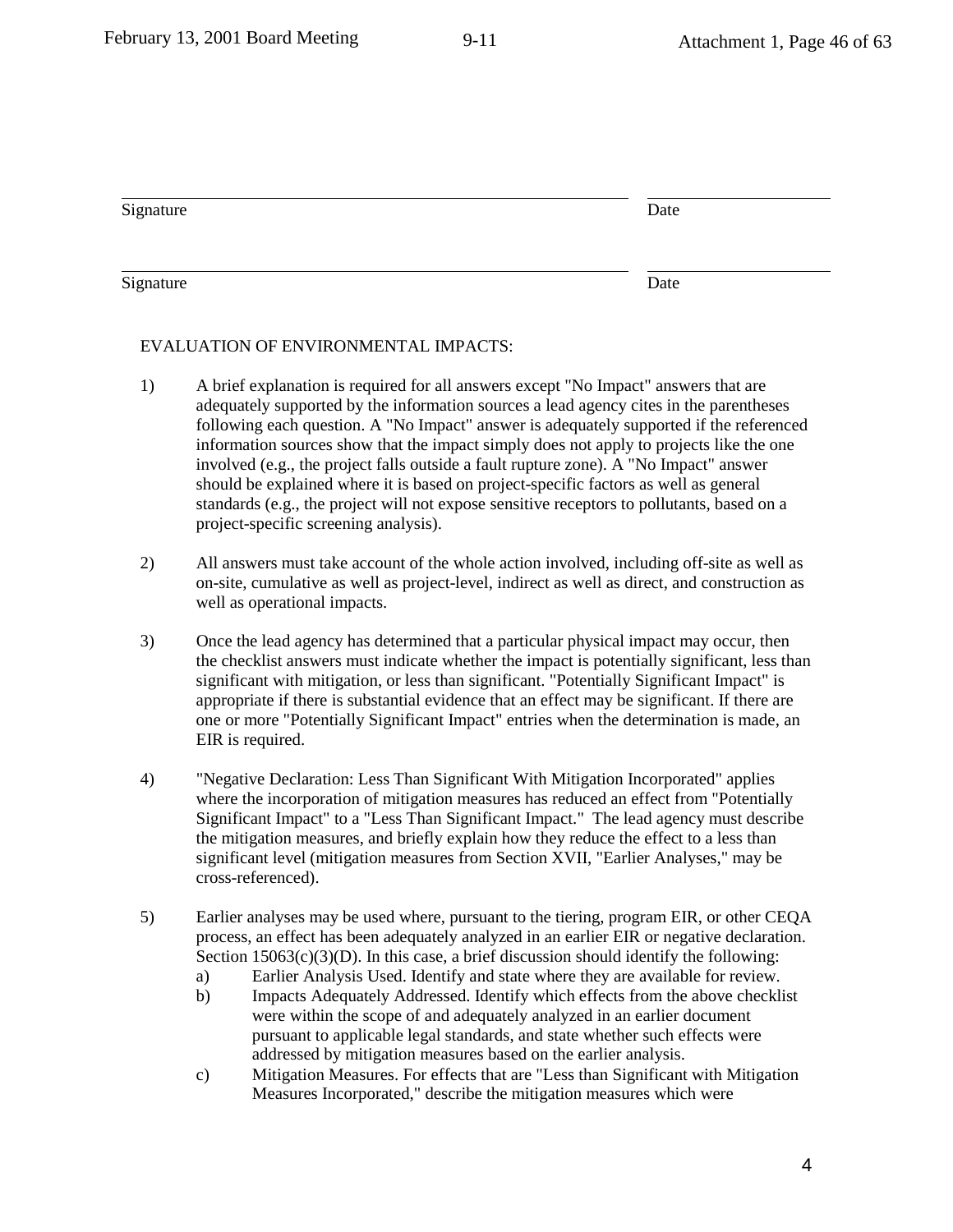Signature                                                                                                Date

Signature                                                                                                Date

EVALUATION OF ENVIRONMENTAL IMPACTS:

1) A brief explanation is required for all answers except "No Impact" answers that are adequately supported by the information sources a lead agency cites in the parentheses following each question. A "No Impact" answer is adequately supported if the referenced information sources show that the impact simply does not apply to projects like the one involved (e.g., the project falls outside a fault rupture zone). A "No Impact" answer should be explained where it is based on project-specific factors as well as general standards (e.g., the project will not expose sensitive receptors to pollutants, based on a project-specific screening analysis).

2) All answers must take account of the whole action involved, including off-site as well as on-site, cumulative as well as project-level, indirect as well as direct, and construction as well as operational impacts.

3) Once the lead agency has determined that a particular physical impact may occur, then the checklist answers must indicate whether the impact is potentially significant, less than significant with mitigation, or less than significant. "Potentially Significant Impact" is appropriate if there is substantial evidence that an effect may be significant. If there are one or more "Potentially Significant Impact" entries when the determination is made, an EIR is required.

4) "Negative Declaration: Less Than Significant With Mitigation Incorporated" applies where the incorporation of mitigation measures has reduced an effect from "Potentially Significant Impact" to a "Less Than Significant Impact." The lead agency must describe the mitigation measures, and briefly explain how they reduce the effect to a less than significant level (mitigation measures from Section XVII, "Earlier Analyses," may be cross-referenced).

5) Earlier analyses may be used where, pursuant to the tiering, program EIR, or other CEQA process, an effect has been adequately analyzed in an earlier EIR or negative declaration. Section 15063(c)(3)(D). In this case, a brief discussion should identify the following:
   a) Earlier Analysis Used. Identify and state where they are available for review.
   b) Impacts Adequately Addressed. Identify which effects from the above checklist were within the scope of and adequately analyzed in an earlier document pursuant to applicable legal standards, and state whether such effects were addressed by mitigation measures based on the earlier analysis.
   c) Mitigation Measures. For effects that are "Less than Significant with Mitigation Measures Incorporated," describe the mitigation measures which were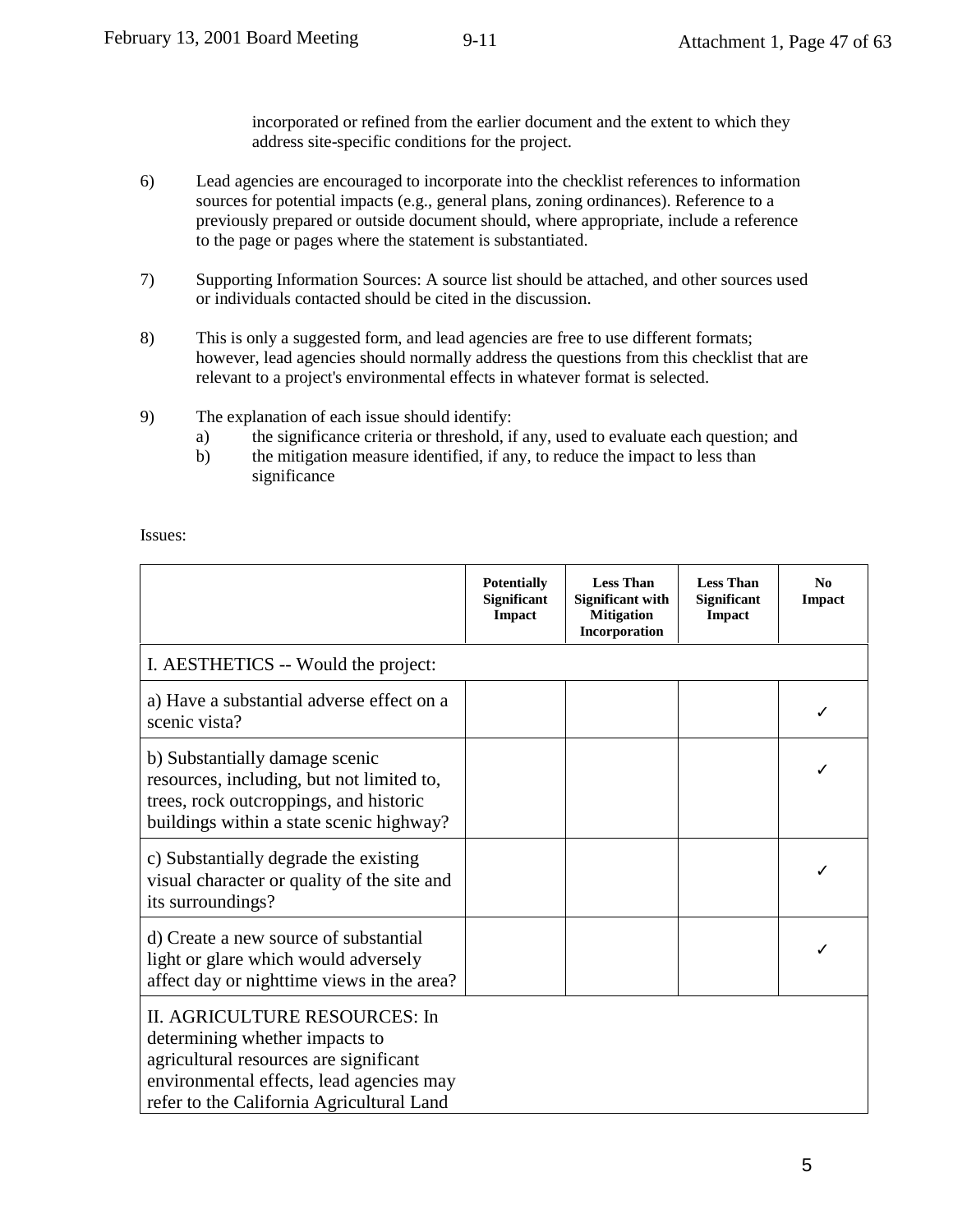incorporated or refined from the earlier document and the extent to which they address site-specific conditions for the project.

6) Lead agencies are encouraged to incorporate into the checklist references to information sources for potential impacts (e.g., general plans, zoning ordinances). Reference to a previously prepared or outside document should, where appropriate, include a reference to the page or pages where the statement is substantiated.

7) Supporting Information Sources: A source list should be attached, and other sources used or individuals contacted should be cited in the discussion.

8) This is only a suggested form, and lead agencies are free to use different formats; however, lead agencies should normally address the questions from this checklist that are relevant to a project's environmental effects in whatever format is selected.

9) The explanation of each issue should identify:
   a) the significance criteria or threshold, if any, used to evaluate each question; and
   b) the mitigation measure identified, if any, to reduce the impact to less than significance

Issues:

| | Potentially Significant Impact | Less Than Significant with Mitigation Incorporation | Less Than Significant Impact | No Impact |
|---|---|---|---|---|
| I. AESTHETICS -- Would the project: | | | | |
| a) Have a substantial adverse effect on a scenic vista? | | | | ✓ |
| b) Substantially damage scenic resources, including, but not limited to, trees, rock outcroppings, and historic buildings within a state scenic highway? | | | | ✓ |
| c) Substantially degrade the existing visual character or quality of the site and its surroundings? | | | | ✓ |
| d) Create a new source of substantial light or glare which would adversely affect day or nighttime views in the area? | | | | ✓ |
| II. AGRICULTURE RESOURCES: In determining whether impacts to agricultural resources are significant environmental effects, lead agencies may refer to the California Agricultural Land | | | | |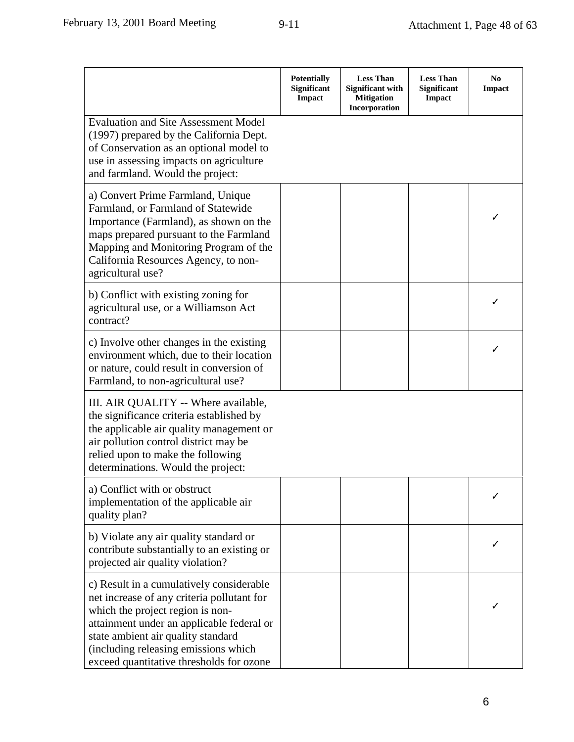| | Potentially Significant Impact | Less Than Significant with Mitigation Incorporation | Less Than Significant Impact | No Impact |
|---|---|---|---|---|
| Evaluation and Site Assessment Model (1997) prepared by the California Dept. of Conservation as an optional model to use in assessing impacts on agriculture and farmland. Would the project: | | | | |
| a) Convert Prime Farmland, Unique Farmland, or Farmland of Statewide Importance (Farmland), as shown on the maps prepared pursuant to the Farmland Mapping and Monitoring Program of the California Resources Agency, to non-agricultural use? | | | | ✓ |
| b) Conflict with existing zoning for agricultural use, or a Williamson Act contract? | | | | ✓ |
| c) Involve other changes in the existing environment which, due to their location or nature, could result in conversion of Farmland, to non-agricultural use? | | | | ✓ |
| III. AIR QUALITY -- Where available, the significance criteria established by the applicable air quality management or air pollution control district may be relied upon to make the following determinations. Would the project: | | | | |
| a) Conflict with or obstruct implementation of the applicable air quality plan? | | | | ✓ |
| b) Violate any air quality standard or contribute substantially to an existing or projected air quality violation? | | | | ✓ |
| c) Result in a cumulatively considerable net increase of any criteria pollutant for which the project region is non-attainment under an applicable federal or state ambient air quality standard (including releasing emissions which exceed quantitative thresholds for ozone | | | | ✓ |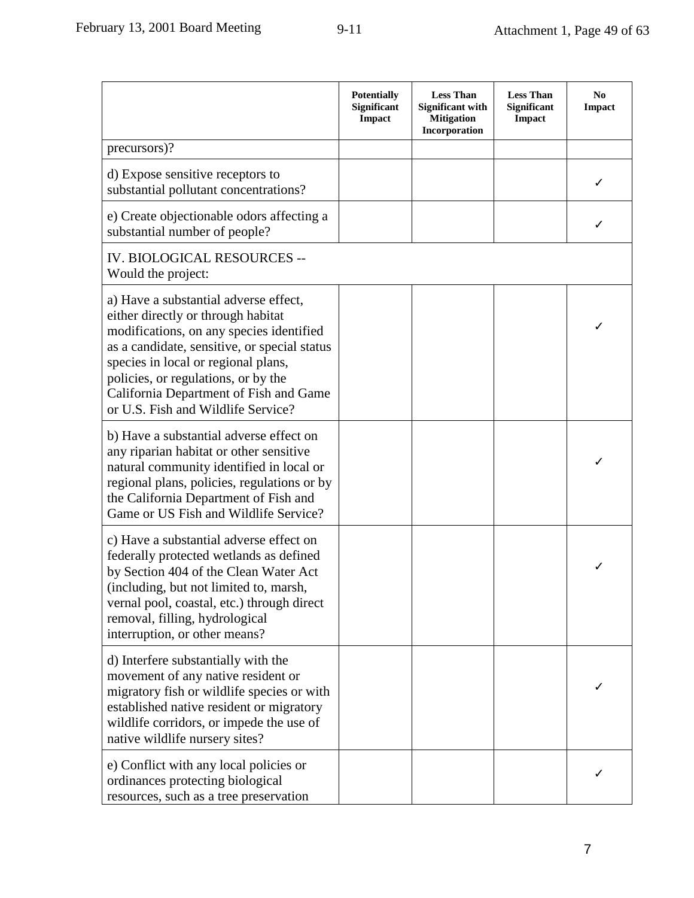| | Potentially Significant Impact | Less Than Significant with Mitigation Incorporation | Less Than Significant Impact | No Impact |
|---|---|---|---|---|
| precursors)? | | | | |
| d) Expose sensitive receptors to substantial pollutant concentrations? | | | | ✓ |
| e) Create objectionable odors affecting a substantial number of people? | | | | ✓ |
| IV. BIOLOGICAL RESOURCES -- Would the project: | | | | |
| a) Have a substantial adverse effect, either directly or through habitat modifications, on any species identified as a candidate, sensitive, or special status species in local or regional plans, policies, or regulations, or by the California Department of Fish and Game or U.S. Fish and Wildlife Service? | | | | ✓ |
| b) Have a substantial adverse effect on any riparian habitat or other sensitive natural community identified in local or regional plans, policies, regulations or by the California Department of Fish and Game or US Fish and Wildlife Service? | | | | ✓ |
| c) Have a substantial adverse effect on federally protected wetlands as defined by Section 404 of the Clean Water Act (including, but not limited to, marsh, vernal pool, coastal, etc.) through direct removal, filling, hydrological interruption, or other means? | | | | ✓ |
| d) Interfere substantially with the movement of any native resident or migratory fish or wildlife species or with established native resident or migratory wildlife corridors, or impede the use of native wildlife nursery sites? | | | | ✓ |
| e) Conflict with any local policies or ordinances protecting biological resources, such as a tree preservation | | | | ✓ |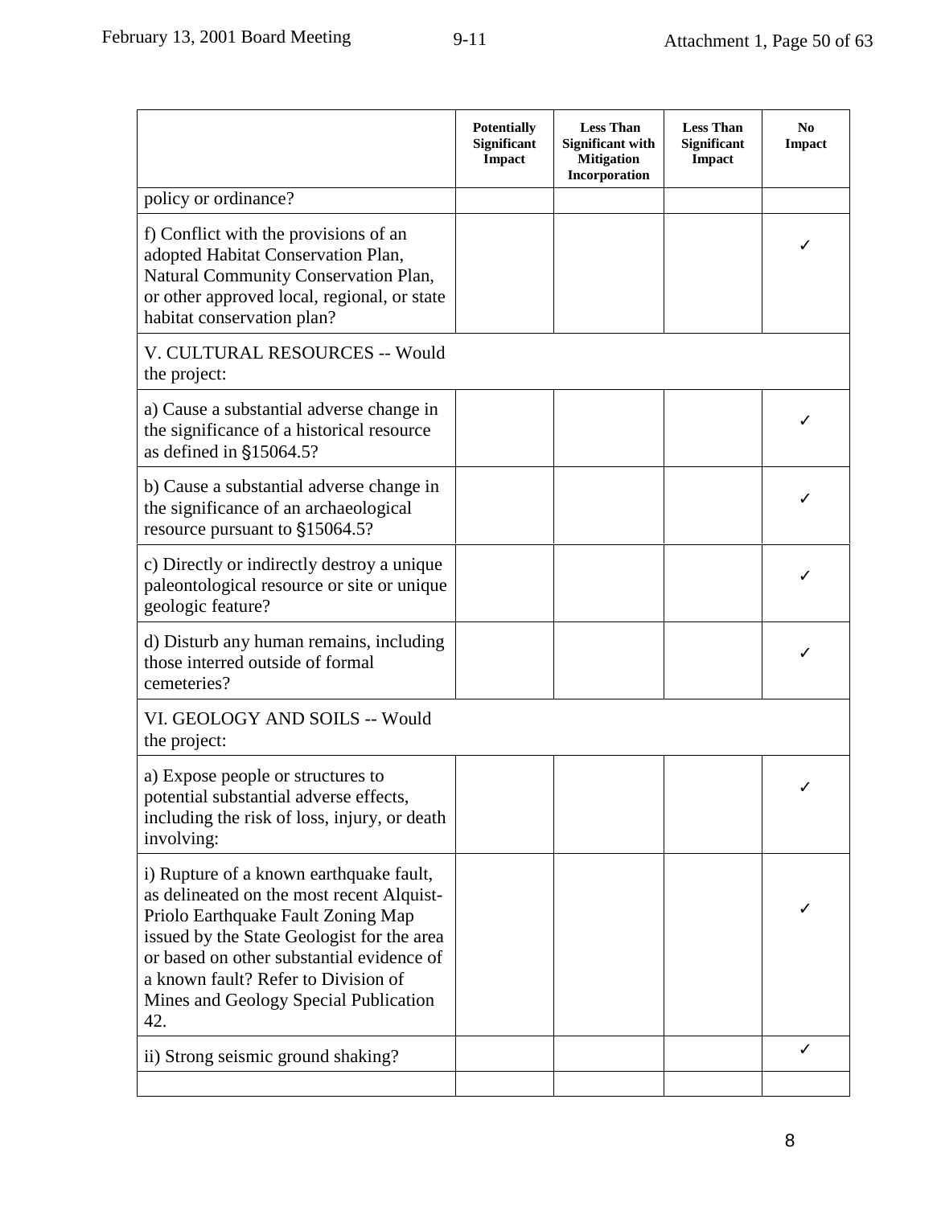| | Potentially Significant Impact | Less Than Significant with Mitigation Incorporation | Less Than Significant Impact | No Impact |
|---|---|---|---|---|
| policy or ordinance? | | | | |
| f) Conflict with the provisions of an adopted Habitat Conservation Plan, Natural Community Conservation Plan, or other approved local, regional, or state habitat conservation plan? | | | | ✓ |
| V. CULTURAL RESOURCES -- Would the project: | | | | |
| a) Cause a substantial adverse change in the significance of a historical resource as defined in §15064.5? | | | | ✓ |
| b) Cause a substantial adverse change in the significance of an archaeological resource pursuant to §15064.5? | | | | ✓ |
| c) Directly or indirectly destroy a unique paleontological resource or site or unique geologic feature? | | | | ✓ |
| d) Disturb any human remains, including those interred outside of formal cemeteries? | | | | ✓ |
| VI. GEOLOGY AND SOILS -- Would the project: | | | | |
| a) Expose people or structures to potential substantial adverse effects, including the risk of loss, injury, or death involving: | | | | ✓ |
| i) Rupture of a known earthquake fault, as delineated on the most recent Alquist-Priolo Earthquake Fault Zoning Map issued by the State Geologist for the area or based on other substantial evidence of a known fault? Refer to Division of Mines and Geology Special Publication 42. | | | | ✓ |
| ii) Strong seismic ground shaking? | | | | ✓ |
| | | | | |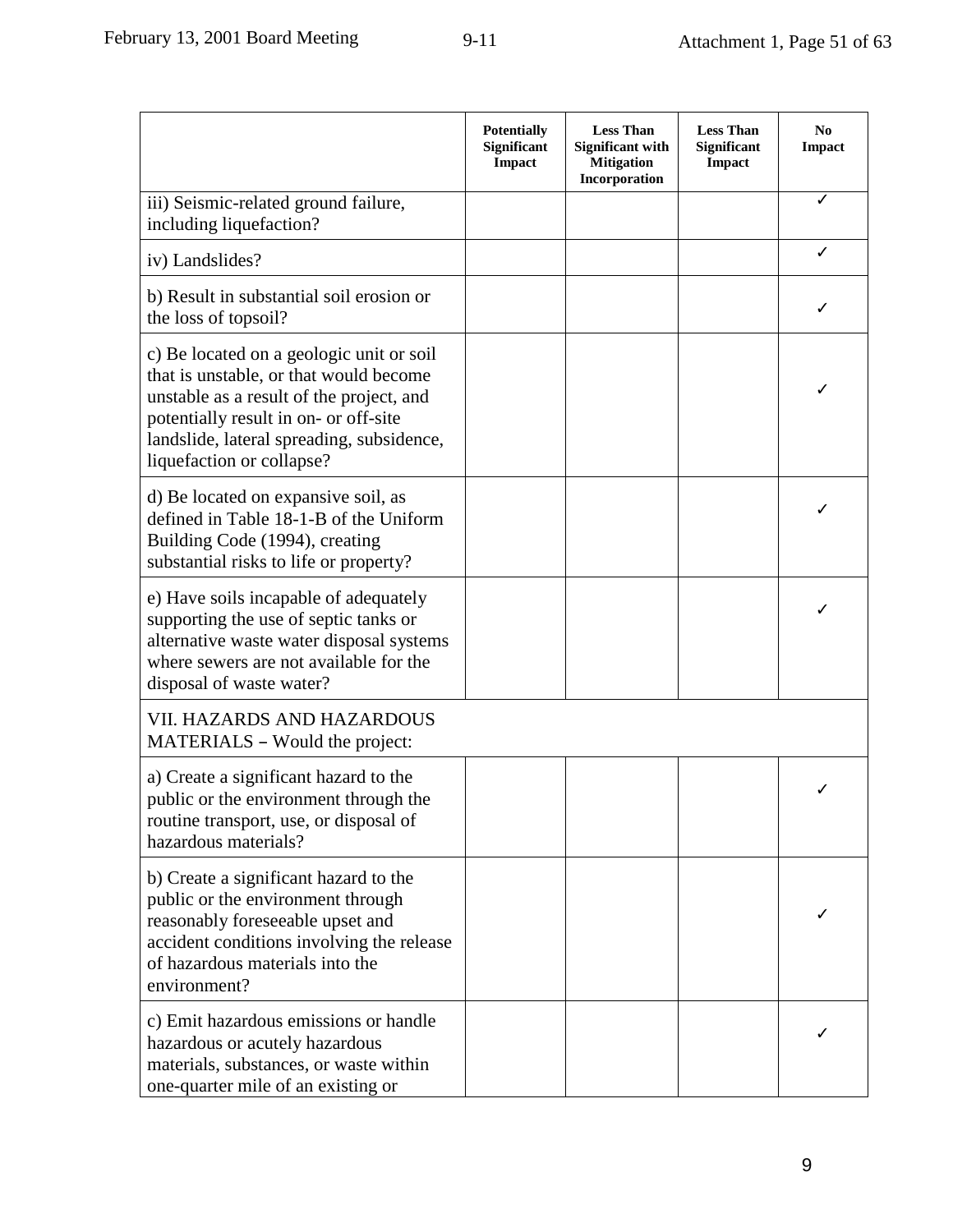| | Potentially Significant Impact | Less Than Significant with Mitigation Incorporation | Less Than Significant Impact | No Impact |
|---|---|---|---|---|
| iii) Seismic-related ground failure, including liquefaction? | | | | ✓ |
| iv) Landslides? | | | | ✓ |
| b) Result in substantial soil erosion or the loss of topsoil? | | | | ✓ |
| c) Be located on a geologic unit or soil that is unstable, or that would become unstable as a result of the project, and potentially result in on- or off-site landslide, lateral spreading, subsidence, liquefaction or collapse? | | | | ✓ |
| d) Be located on expansive soil, as defined in Table 18-1-B of the Uniform Building Code (1994), creating substantial risks to life or property? | | | | ✓ |
| e) Have soils incapable of adequately supporting the use of septic tanks or alternative waste water disposal systems where sewers are not available for the disposal of waste water? | | | | ✓ |
| VII. HAZARDS AND HAZARDOUS MATERIALS – Would the project: | | | | |
| a) Create a significant hazard to the public or the environment through the routine transport, use, or disposal of hazardous materials? | | | | ✓ |
| b) Create a significant hazard to the public or the environment through reasonably foreseeable upset and accident conditions involving the release of hazardous materials into the environment? | | | | ✓ |
| c) Emit hazardous emissions or handle hazardous or acutely hazardous materials, substances, or waste within one-quarter mile of an existing or | | | | ✓ |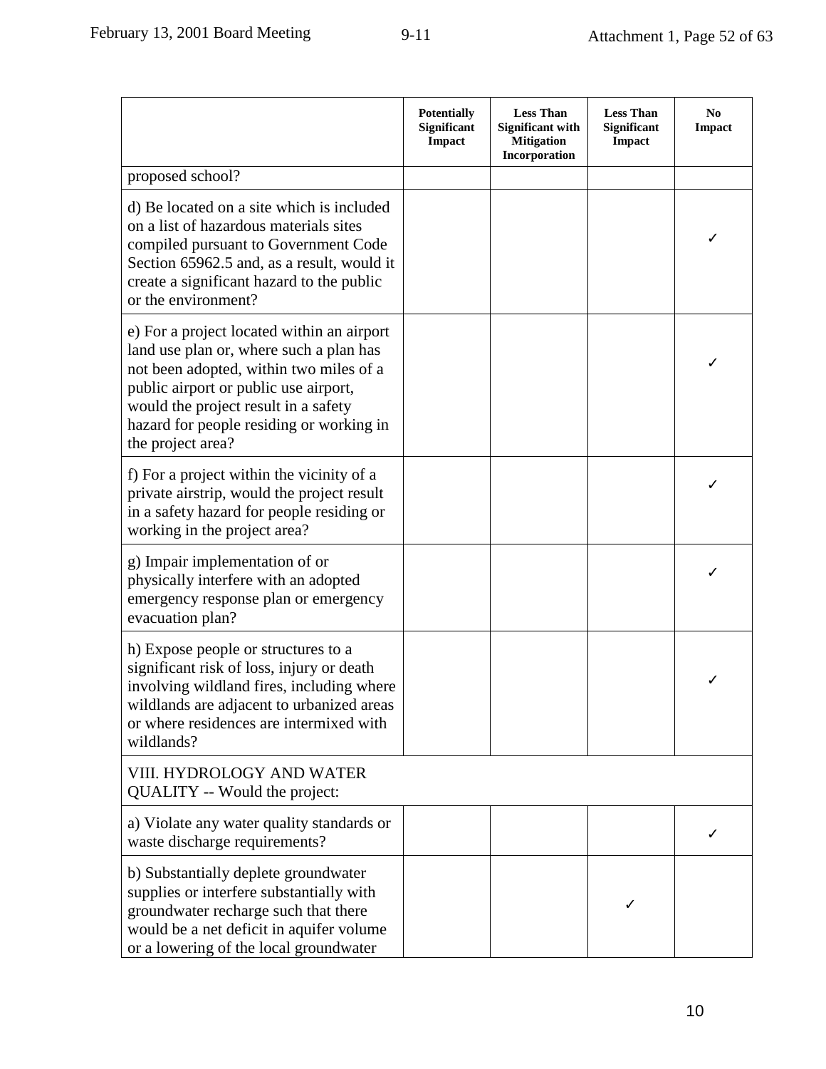| | Potentially Significant Impact | Less Than Significant with Mitigation Incorporation | Less Than Significant Impact | No Impact |
|---|---|---|---|---|
| proposed school? | | | | |
| d) Be located on a site which is included on a list of hazardous materials sites compiled pursuant to Government Code Section 65962.5 and, as a result, would it create a significant hazard to the public or the environment? | | | | ✓ |
| e) For a project located within an airport land use plan or, where such a plan has not been adopted, within two miles of a public airport or public use airport, would the project result in a safety hazard for people residing or working in the project area? | | | | ✓ |
| f) For a project within the vicinity of a private airstrip, would the project result in a safety hazard for people residing or working in the project area? | | | | ✓ |
| g) Impair implementation of or physically interfere with an adopted emergency response plan or emergency evacuation plan? | | | | ✓ |
| h) Expose people or structures to a significant risk of loss, injury or death involving wildland fires, including where wildlands are adjacent to urbanized areas or where residences are intermixed with wildlands? | | | | ✓ |
| VIII. HYDROLOGY AND WATER QUALITY -- Would the project: | | | | |
| a) Violate any water quality standards or waste discharge requirements? | | | | ✓ |
| b) Substantially deplete groundwater supplies or interfere substantially with groundwater recharge such that there would be a net deficit in aquifer volume or a lowering of the local groundwater | | | ✓ | |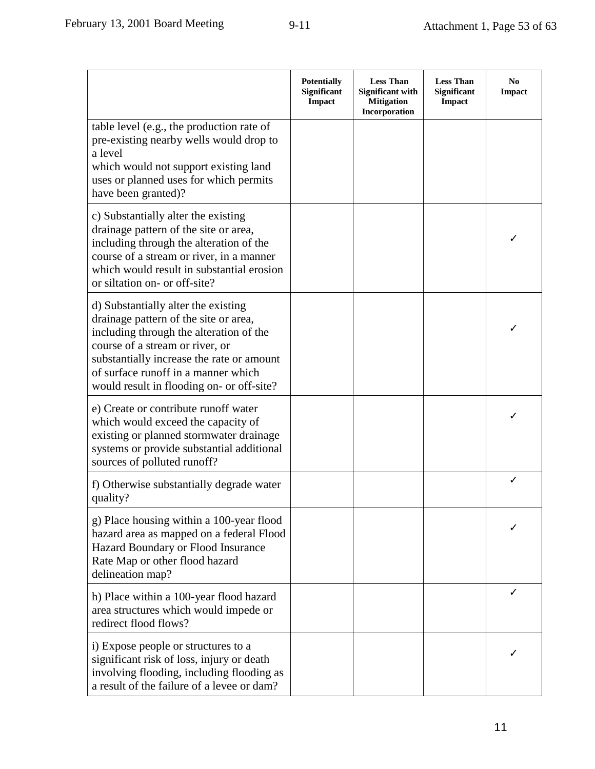| | Potentially Significant Impact | Less Than Significant with Mitigation Incorporation | Less Than Significant Impact | No Impact |
|---|---|---|---|---|
| table level (e.g., the production rate of pre-existing nearby wells would drop to a level which would not support existing land uses or planned uses for which permits have been granted)? | | | | |
| c) Substantially alter the existing drainage pattern of the site or area, including through the alteration of the course of a stream or river, in a manner which would result in substantial erosion or siltation on- or off-site? | | | | ✓ |
| d) Substantially alter the existing drainage pattern of the site or area, including through the alteration of the course of a stream or river, or substantially increase the rate or amount of surface runoff in a manner which would result in flooding on- or off-site? | | | | ✓ |
| e) Create or contribute runoff water which would exceed the capacity of existing or planned stormwater drainage systems or provide substantial additional sources of polluted runoff? | | | | ✓ |
| f) Otherwise substantially degrade water quality? | | | | ✓ |
| g) Place housing within a 100-year flood hazard area as mapped on a federal Flood Hazard Boundary or Flood Insurance Rate Map or other flood hazard delineation map? | | | | ✓ |
| h) Place within a 100-year flood hazard area structures which would impede or redirect flood flows? | | | | ✓ |
| i) Expose people or structures to a significant risk of loss, injury or death involving flooding, including flooding as a result of the failure of a levee or dam? | | | | ✓ |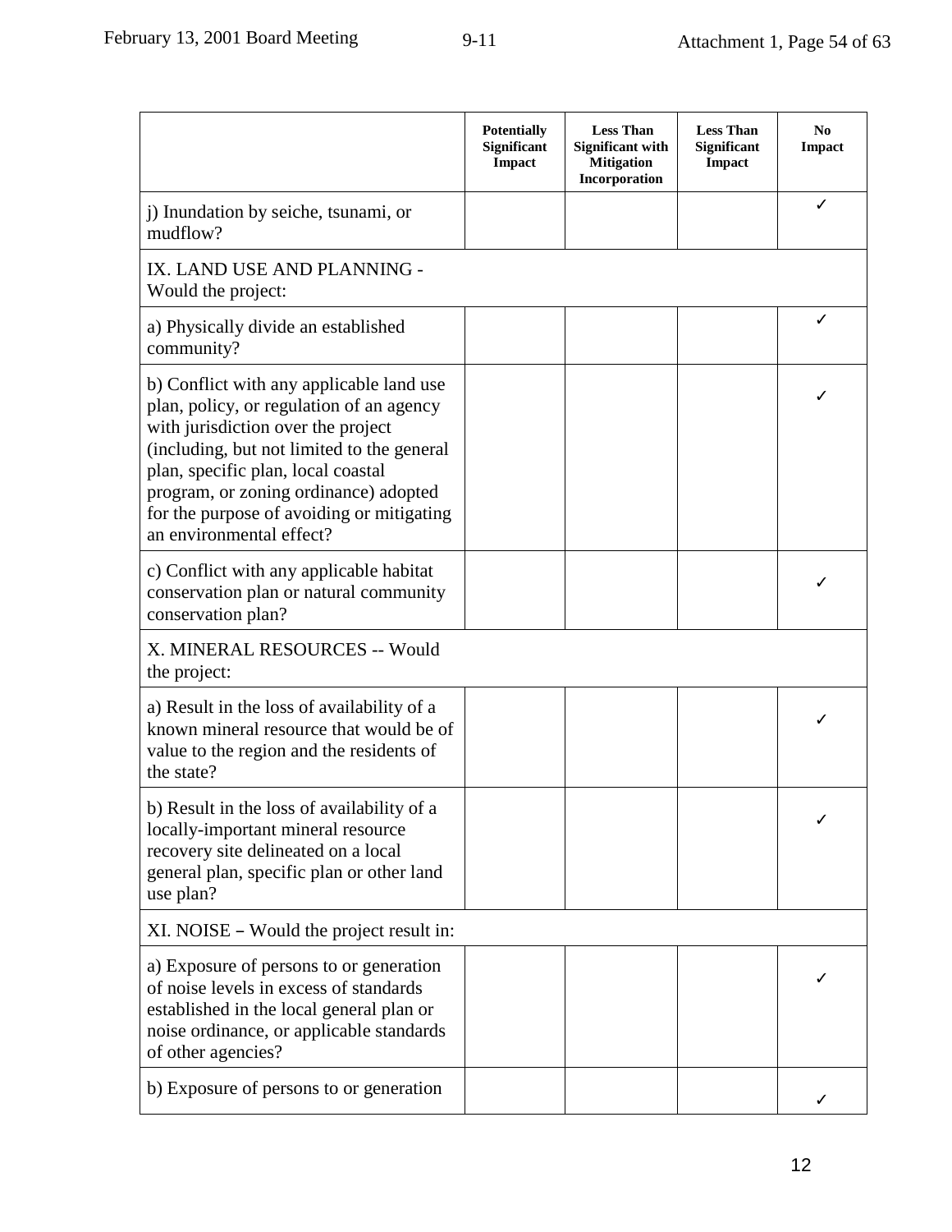| | Potentially Significant Impact | Less Than Significant with Mitigation Incorporation | Less Than Significant Impact | No Impact |
|---|---|---|---|---|
| j) Inundation by seiche, tsunami, or mudflow? | | | | ✓ |
| IX. LAND USE AND PLANNING - Would the project: | | | | |
| a) Physically divide an established community? | | | | ✓ |
| b) Conflict with any applicable land use plan, policy, or regulation of an agency with jurisdiction over the project (including, but not limited to the general plan, specific plan, local coastal program, or zoning ordinance) adopted for the purpose of avoiding or mitigating an environmental effect? | | | | ✓ |
| c) Conflict with any applicable habitat conservation plan or natural community conservation plan? | | | | ✓ |
| X. MINERAL RESOURCES -- Would the project: | | | | |
| a) Result in the loss of availability of a known mineral resource that would be of value to the region and the residents of the state? | | | | ✓ |
| b) Result in the loss of availability of a locally-important mineral resource recovery site delineated on a local general plan, specific plan or other land use plan? | | | | ✓ |
| XI. NOISE – Would the project result in: | | | | |
| a) Exposure of persons to or generation of noise levels in excess of standards established in the local general plan or noise ordinance, or applicable standards of other agencies? | | | | ✓ |
| b) Exposure of persons to or generation | | | | ✓ |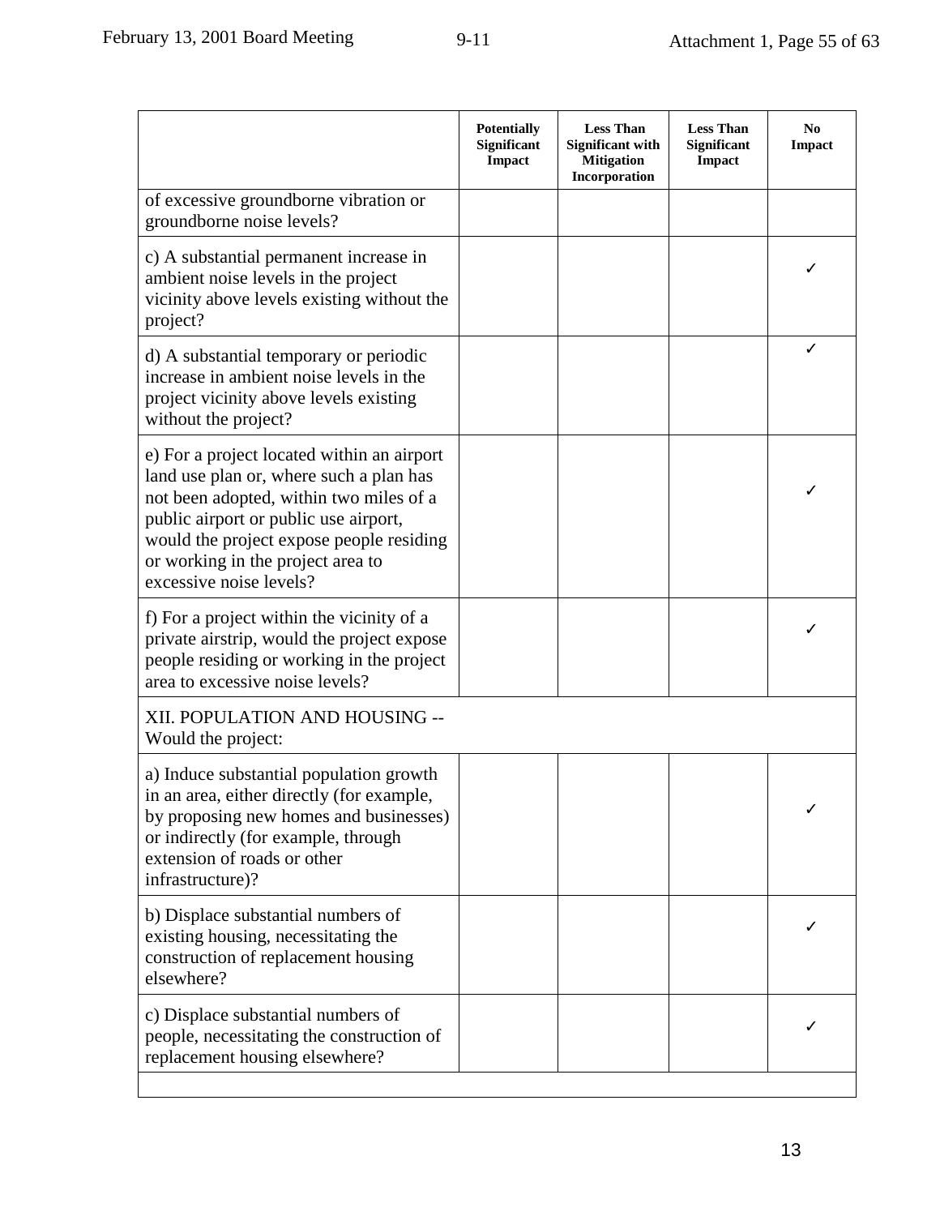| | Potentially Significant Impact | Less Than Significant with Mitigation Incorporation | Less Than Significant Impact | No Impact |
|---|---|---|---|---|
| of excessive groundborne vibration or groundborne noise levels? | | | | |
| c) A substantial permanent increase in ambient noise levels in the project vicinity above levels existing without the project? | | | | ✓ |
| d) A substantial temporary or periodic increase in ambient noise levels in the project vicinity above levels existing without the project? | | | | ✓ |
| e) For a project located within an airport land use plan or, where such a plan has not been adopted, within two miles of a public airport or public use airport, would the project expose people residing or working in the project area to excessive noise levels? | | | | ✓ |
| f) For a project within the vicinity of a private airstrip, would the project expose people residing or working in the project area to excessive noise levels? | | | | ✓ |
| XII. POPULATION AND HOUSING -- Would the project: | | | | |
| a) Induce substantial population growth in an area, either directly (for example, by proposing new homes and businesses) or indirectly (for example, through extension of roads or other infrastructure)? | | | | ✓ |
| b) Displace substantial numbers of existing housing, necessitating the construction of replacement housing elsewhere? | | | | ✓ |
| c) Displace substantial numbers of people, necessitating the construction of replacement housing elsewhere? | | | | ✓ |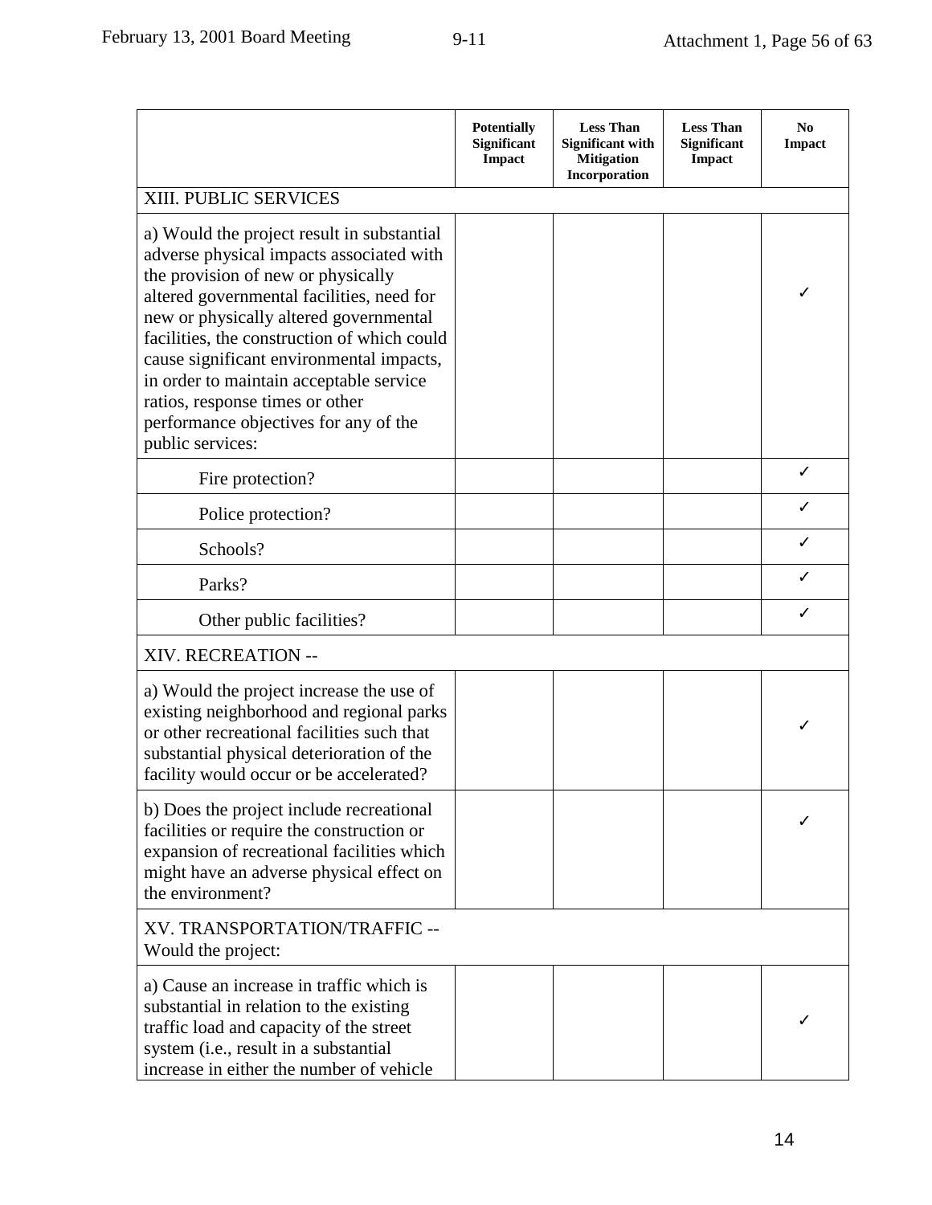| | Potentially Significant Impact | Less Than Significant with Mitigation Incorporation | Less Than Significant Impact | No Impact |
|---|---|---|---|---|
| XIII. PUBLIC SERVICES | | | | |
| a) Would the project result in substantial adverse physical impacts associated with the provision of new or physically altered governmental facilities, need for new or physically altered governmental facilities, the construction of which could cause significant environmental impacts, in order to maintain acceptable service ratios, response times or other performance objectives for any of the public services: | | | | ✓ |
| Fire protection? | | | | ✓ |
| Police protection? | | | | ✓ |
| Schools? | | | | ✓ |
| Parks? | | | | ✓ |
| Other public facilities? | | | | ✓ |
| XIV. RECREATION -- | | | | |
| a) Would the project increase the use of existing neighborhood and regional parks or other recreational facilities such that substantial physical deterioration of the facility would occur or be accelerated? | | | | ✓ |
| b) Does the project include recreational facilities or require the construction or expansion of recreational facilities which might have an adverse physical effect on the environment? | | | | ✓ |
| XV. TRANSPORTATION/TRAFFIC -- Would the project: | | | | |
| a) Cause an increase in traffic which is substantial in relation to the existing traffic load and capacity of the street system (i.e., result in a substantial increase in either the number of vehicle | | | | ✓ |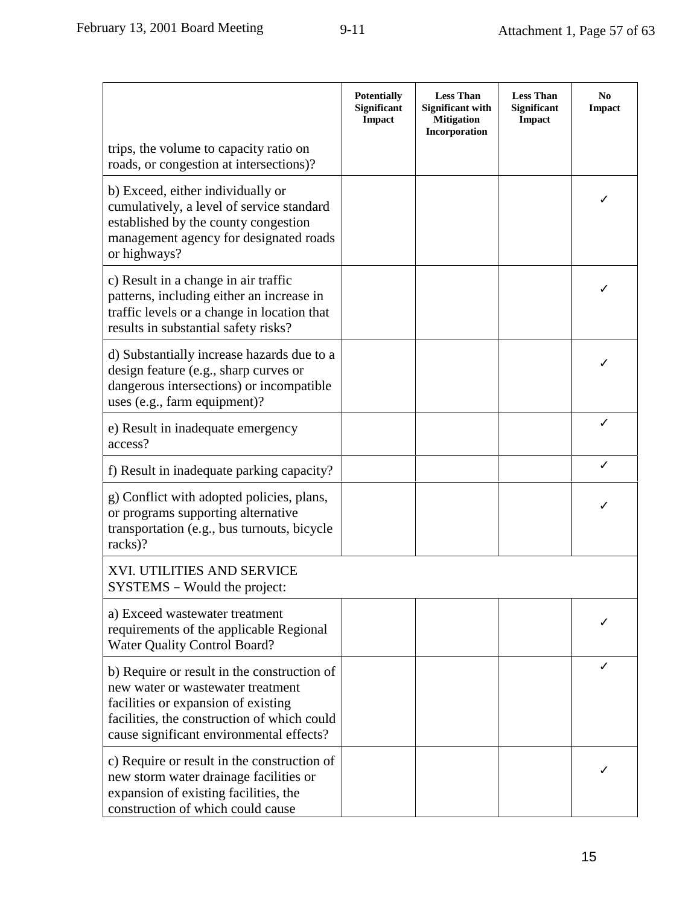| | Potentially Significant Impact | Less Than Significant with Mitigation Incorporation | Less Than Significant Impact | No Impact |
|---|---|---|---|---|
| trips, the volume to capacity ratio on roads, or congestion at intersections)? | | | | |
| b) Exceed, either individually or cumulatively, a level of service standard established by the county congestion management agency for designated roads or highways? | | | | ✓ |
| c) Result in a change in air traffic patterns, including either an increase in traffic levels or a change in location that results in substantial safety risks? | | | | ✓ |
| d) Substantially increase hazards due to a design feature (e.g., sharp curves or dangerous intersections) or incompatible uses (e.g., farm equipment)? | | | | ✓ |
| e) Result in inadequate emergency access? | | | | ✓ |
| f) Result in inadequate parking capacity? | | | | ✓ |
| g) Conflict with adopted policies, plans, or programs supporting alternative transportation (e.g., bus turnouts, bicycle racks)? | | | | ✓ |
| XVI. UTILITIES AND SERVICE SYSTEMS – Would the project: | | | | |
| a) Exceed wastewater treatment requirements of the applicable Regional Water Quality Control Board? | | | | ✓ |
| b) Require or result in the construction of new water or wastewater treatment facilities or expansion of existing facilities, the construction of which could cause significant environmental effects? | | | | ✓ |
| c) Require or result in the construction of new storm water drainage facilities or expansion of existing facilities, the construction of which could cause | | | | ✓ |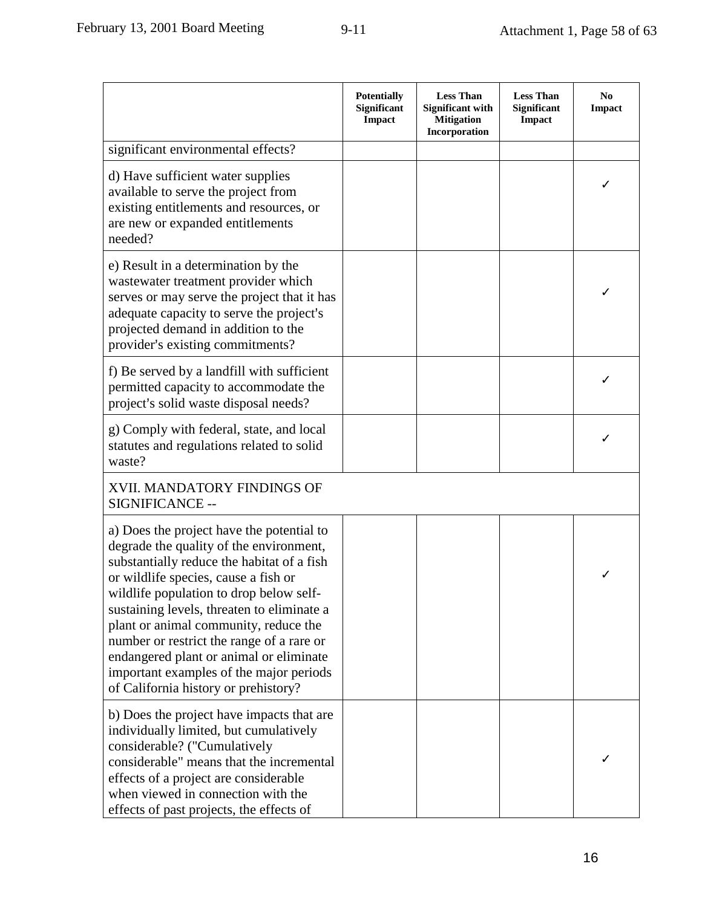| | Potentially Significant Impact | Less Than Significant with Mitigation Incorporation | Less Than Significant Impact | No Impact |
|---|---|---|---|---|
| significant environmental effects? | | | | |
| d) Have sufficient water supplies available to serve the project from existing entitlements and resources, or are new or expanded entitlements needed? | | | | ✓ |
| e) Result in a determination by the wastewater treatment provider which serves or may serve the project that it has adequate capacity to serve the project's projected demand in addition to the provider's existing commitments? | | | | ✓ |
| f) Be served by a landfill with sufficient permitted capacity to accommodate the project's solid waste disposal needs? | | | | ✓ |
| g) Comply with federal, state, and local statutes and regulations related to solid waste? | | | | ✓ |
| XVII. MANDATORY FINDINGS OF SIGNIFICANCE -- | | | | |
| a) Does the project have the potential to degrade the quality of the environment, substantially reduce the habitat of a fish or wildlife species, cause a fish or wildlife population to drop below self-sustaining levels, threaten to eliminate a plant or animal community, reduce the number or restrict the range of a rare or endangered plant or animal or eliminate important examples of the major periods of California history or prehistory? | | | | ✓ |
| b) Does the project have impacts that are individually limited, but cumulatively considerable? ("Cumulatively considerable" means that the incremental effects of a project are considerable when viewed in connection with the effects of past projects, the effects of | | | | ✓ |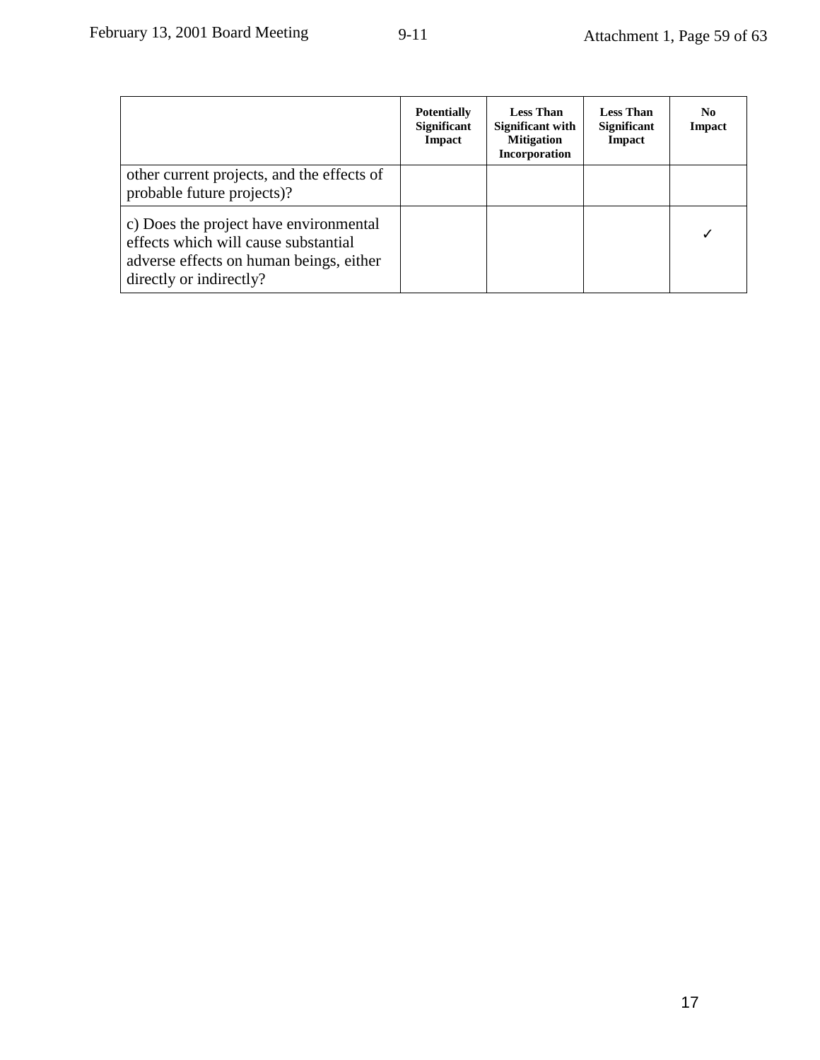| | Potentially Significant Impact | Less Than Significant with Mitigation Incorporation | Less Than Significant Impact | No Impact |
|---|---|---|---|---|
| other current projects, and the effects of probable future projects)? | | | | |
| c) Does the project have environmental effects which will cause substantial adverse effects on human beings, either directly or indirectly? | | | | ✓ |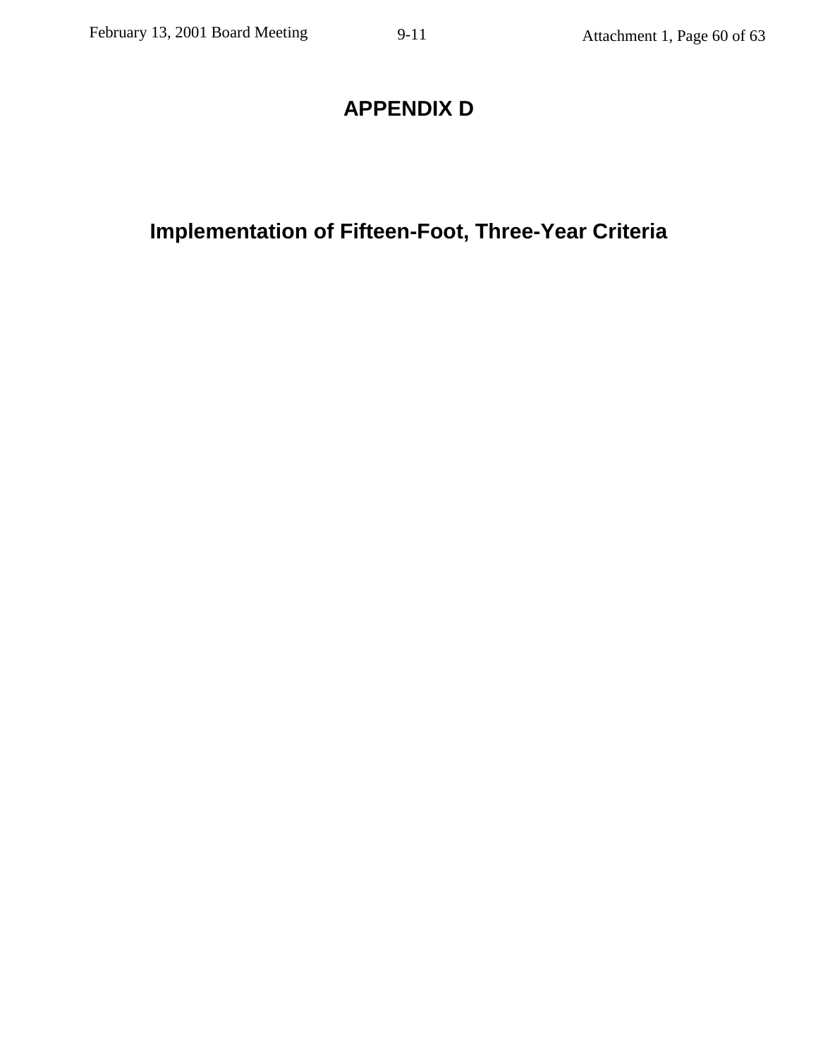# APPENDIX D

## Implementation of Fifteen-Foot, Three-Year Criteria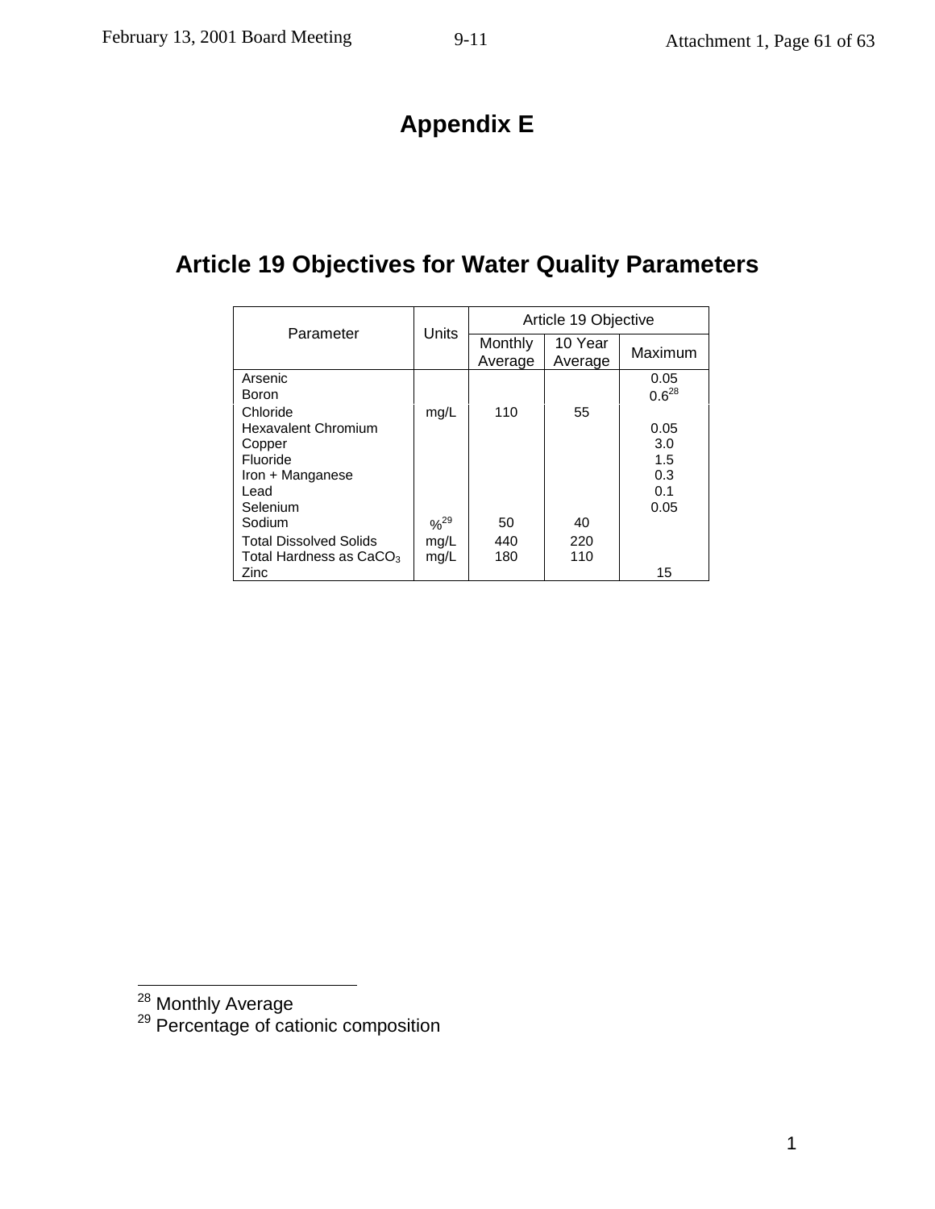# Appendix E

## Article 19 Objectives for Water Quality Parameters

| Parameter | Units | Article 19 Objective | | |
|---|---|---|---|---|
| | | Monthly Average | 10 Year Average | Maximum |
| Arsenic | | | | 0.05 |
| Boron | | | | 0.6[28] |
| Chloride | mg/L | 110 | 55 | |
| Hexavalent Chromium | | | | 0.05 |
| Copper | | | | 3.0 |
| Fluoride | | | | 1.5 |
| Iron + Manganese | | | | 0.3 |
| Lead | | | | 0.1 |
| Selenium | | | | 0.05 |
| Sodium | %[29] | 50 | 40 | |
| Total Dissolved Solids | mg/L | 440 | 220 | |
| Total Hardness as $CaCO_3$ | mg/L | 180 | 110 | |
| Zinc | | | | 15 |

[28] Monthly Average

[29] Percentage of cationic composition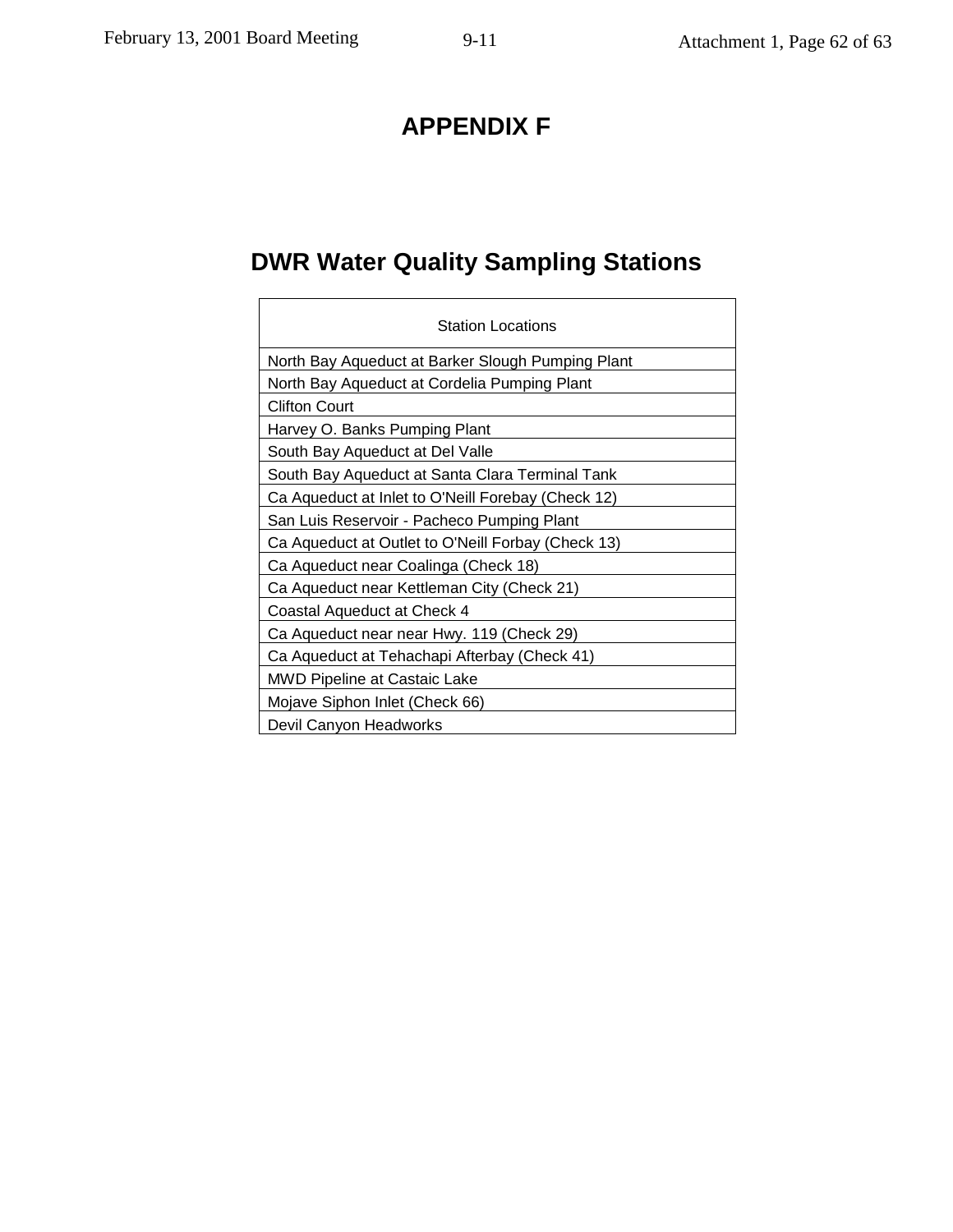# APPENDIX F

## DWR Water Quality Sampling Stations

| Station Locations |
| --- |
| North Bay Aqueduct at Barker Slough Pumping Plant |
| North Bay Aqueduct at Cordelia Pumping Plant |
| Clifton Court |
| Harvey O. Banks Pumping Plant |
| South Bay Aqueduct at Del Valle |
| South Bay Aqueduct at Santa Clara Terminal Tank |
| Ca Aqueduct at Inlet to O'Neill Forebay (Check 12) |
| San Luis Reservoir - Pacheco Pumping Plant |
| Ca Aqueduct at Outlet to O'Neill Forbay (Check 13) |
| Ca Aqueduct near Coalinga (Check 18) |
| Ca Aqueduct near Kettleman City (Check 21) |
| Coastal Aqueduct at Check 4 |
| Ca Aqueduct near near Hwy. 119 (Check 29) |
| Ca Aqueduct at Tehachapi Afterbay (Check 41) |
| MWD Pipeline at Castaic Lake |
| Mojave Siphon Inlet (Check 66) |
| Devil Canyon Headworks |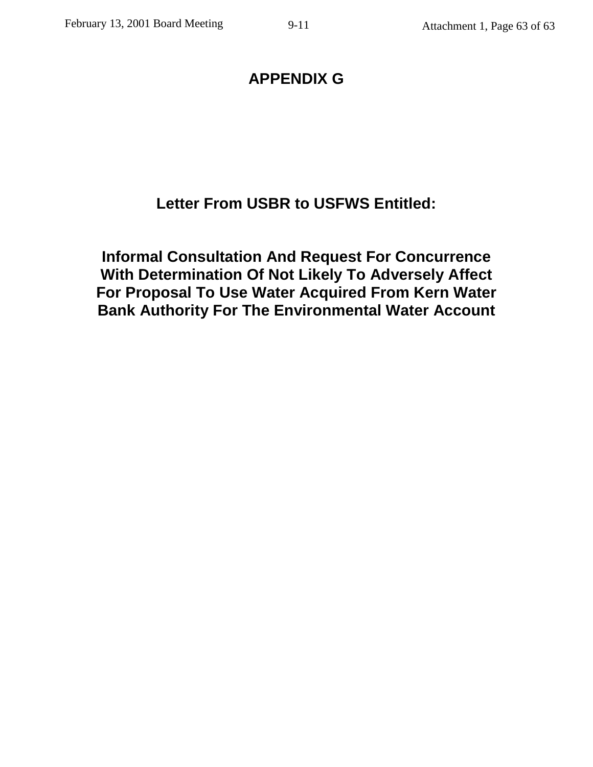# APPENDIX G

## Letter From USBR to USFWS Entitled:

## Informal Consultation And Request For Concurrence With Determination Of Not Likely To Adversely Affect For Proposal To Use Water Acquired From Kern Water Bank Authority For The Environmental Water Account